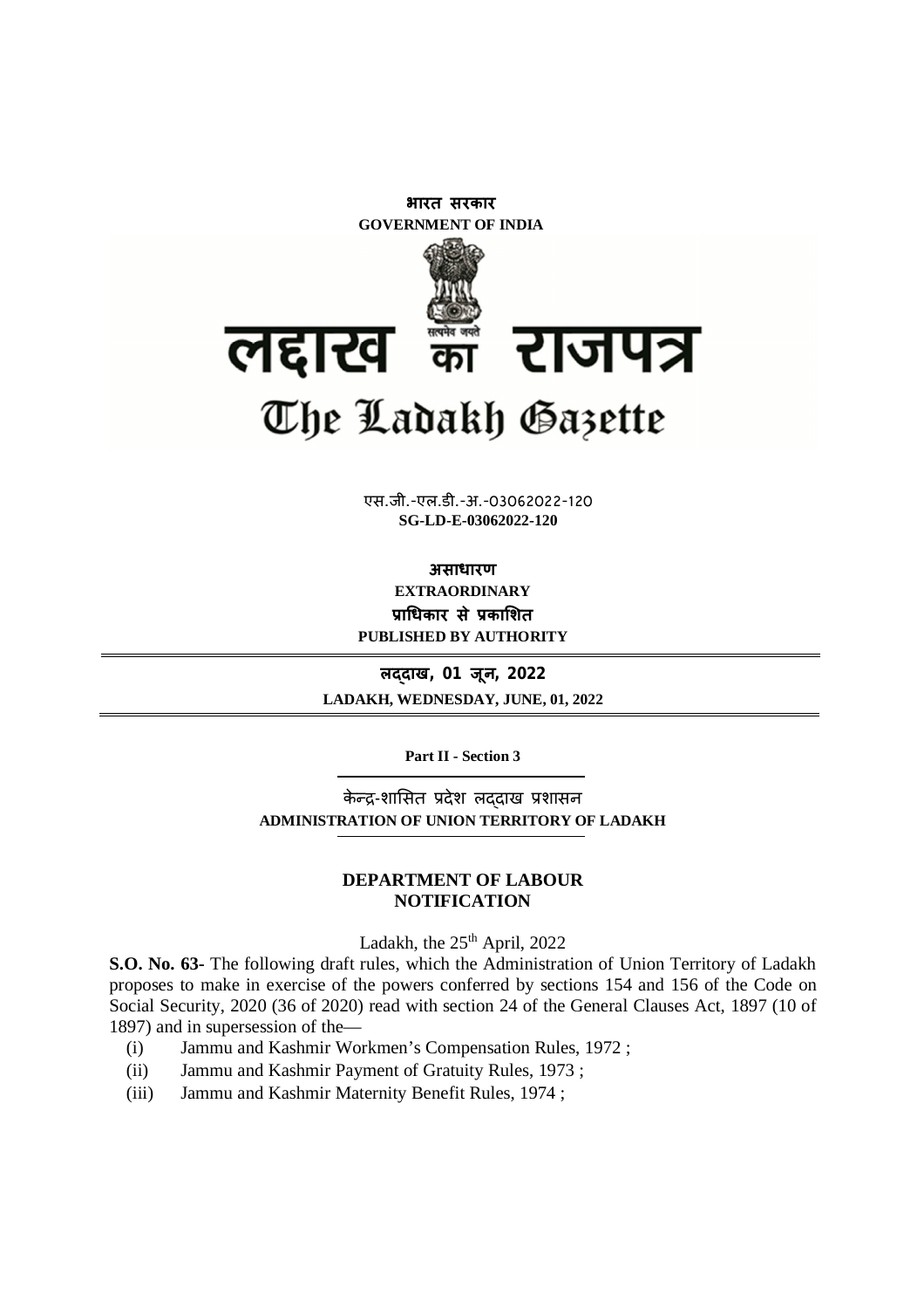भारत सरकार
**GOVERNMENT OF INDIA**

# लद्दाख का राजपत्र
# The Ladakh Gazette

एस.जी.-एल.डी.-अ.-03062022-120
**SG-LD-E-03062022-120**

**असाधारण**
**EXTRAORDINARY**
**प्राधिकार से प्रकाशित**
**PUBLISHED BY AUTHORITY**

**लद्दाख, 01 जून, 2022**
**LADAKH, WEDNESDAY, JUNE, 01, 2022**

**Part II - Section 3**

केन्द्र-शासित प्रदेश लद्दाख प्रशासन
**ADMINISTRATION OF UNION TERRITORY OF LADAKH**

## DEPARTMENT OF LABOUR
## NOTIFICATION

Ladakh, the 25th April, 2022

**S.O. No. 63-** The following draft rules, which the Administration of Union Territory of Ladakh proposes to make in exercise of the powers conferred by sections 154 and 156 of the Code on Social Security, 2020 (36 of 2020) read with section 24 of the General Clauses Act, 1897 (10 of 1897) and in supersession of the—

(i) Jammu and Kashmir Workmen's Compensation Rules, 1972 ;
(ii) Jammu and Kashmir Payment of Gratuity Rules, 1973 ;
(iii) Jammu and Kashmir Maternity Benefit Rules, 1974 ;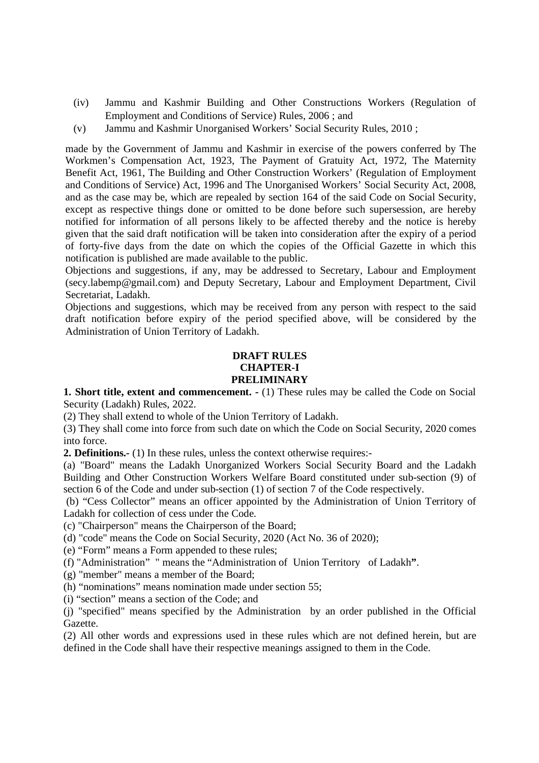(iv) Jammu and Kashmir Building and Other Constructions Workers (Regulation of Employment and Conditions of Service) Rules, 2006 ; and

(v) Jammu and Kashmir Unorganised Workers' Social Security Rules, 2010 ;

made by the Government of Jammu and Kashmir in exercise of the powers conferred by The Workmen's Compensation Act, 1923, The Payment of Gratuity Act, 1972, The Maternity Benefit Act, 1961, The Building and Other Construction Workers' (Regulation of Employment and Conditions of Service) Act, 1996 and The Unorganised Workers' Social Security Act, 2008, and as the case may be, which are repealed by section 164 of the said Code on Social Security, except as respective things done or omitted to be done before such supersession, are hereby notified for information of all persons likely to be affected thereby and the notice is hereby given that the said draft notification will be taken into consideration after the expiry of a period of forty-five days from the date on which the copies of the Official Gazette in which this notification is published are made available to the public.

Objections and suggestions, if any, may be addressed to Secretary, Labour and Employment (secy.labemp@gmail.com) and Deputy Secretary, Labour and Employment Department, Civil Secretariat, Ladakh.

Objections and suggestions, which may be received from any person with respect to the said draft notification before expiry of the period specified above, will be considered by the Administration of Union Territory of Ladakh.

## DRAFT RULES
## CHAPTER-I
## PRELIMINARY

**1. Short title, extent and commencement. -** (1) These rules may be called the Code on Social Security (Ladakh) Rules, 2022.

(2) They shall extend to whole of the Union Territory of Ladakh.

(3) They shall come into force from such date on which the Code on Social Security, 2020 comes into force.

**2. Definitions.-** (1) In these rules, unless the context otherwise requires:-

(a) "Board" means the Ladakh Unorganized Workers Social Security Board and the Ladakh Building and Other Construction Workers Welfare Board constituted under sub-section (9) of section 6 of the Code and under sub-section (1) of section 7 of the Code respectively.

(b) "Cess Collector" means an officer appointed by the Administration of Union Territory of Ladakh for collection of cess under the Code.

(c) "Chairperson" means the Chairperson of the Board;

(d) "code" means the Code on Social Security, 2020 (Act No. 36 of 2020);

(e) "Form" means a Form appended to these rules;

(f) "Administration" " means the "Administration of Union Territory of Ladakh**"**.

(g) "member" means a member of the Board;

(h) "nominations" means nomination made under section 55;

(i) "section" means a section of the Code; and

(j) "specified" means specified by the Administration by an order published in the Official Gazette.

(2) All other words and expressions used in these rules which are not defined herein, but are defined in the Code shall have their respective meanings assigned to them in the Code.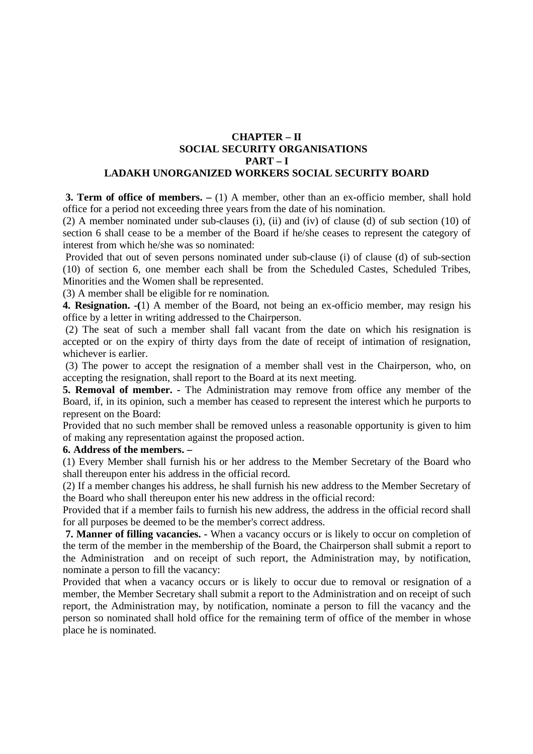# CHAPTER – II
## SOCIAL SECURITY ORGANISATIONS
### PART – I
### LADAKH UNORGANIZED WORKERS SOCIAL SECURITY BOARD

**3. Term of office of members. –** (1) A member, other than an ex-officio member, shall hold office for a period not exceeding three years from the date of his nomination.

(2) A member nominated under sub-clauses (i), (ii) and (iv) of clause (d) of sub section (10) of section 6 shall cease to be a member of the Board if he/she ceases to represent the category of interest from which he/she was so nominated:

Provided that out of seven persons nominated under sub-clause (i) of clause (d) of sub-section (10) of section 6, one member each shall be from the Scheduled Castes, Scheduled Tribes, Minorities and the Women shall be represented.

(3) A member shall be eligible for re nomination.

**4. Resignation. -(**1) A member of the Board, not being an ex-officio member, may resign his office by a letter in writing addressed to the Chairperson.

(2) The seat of such a member shall fall vacant from the date on which his resignation is accepted or on the expiry of thirty days from the date of receipt of intimation of resignation, whichever is earlier.

(3) The power to accept the resignation of a member shall vest in the Chairperson, who, on accepting the resignation, shall report to the Board at its next meeting.

**5. Removal of member. -** The Administration may remove from office any member of the Board, if, in its opinion, such a member has ceased to represent the interest which he purports to represent on the Board:

Provided that no such member shall be removed unless a reasonable opportunity is given to him of making any representation against the proposed action.

**6. Address of the members. –**

(1) Every Member shall furnish his or her address to the Member Secretary of the Board who shall thereupon enter his address in the official record.

(2) If a member changes his address, he shall furnish his new address to the Member Secretary of the Board who shall thereupon enter his new address in the official record:

Provided that if a member fails to furnish his new address, the address in the official record shall for all purposes be deemed to be the member's correct address.

**7. Manner of filling vacancies. -** When a vacancy occurs or is likely to occur on completion of the term of the member in the membership of the Board, the Chairperson shall submit a report to the Administration and on receipt of such report, the Administration may, by notification, nominate a person to fill the vacancy:

Provided that when a vacancy occurs or is likely to occur due to removal or resignation of a member, the Member Secretary shall submit a report to the Administration and on receipt of such report, the Administration may, by notification, nominate a person to fill the vacancy and the person so nominated shall hold office for the remaining term of office of the member in whose place he is nominated.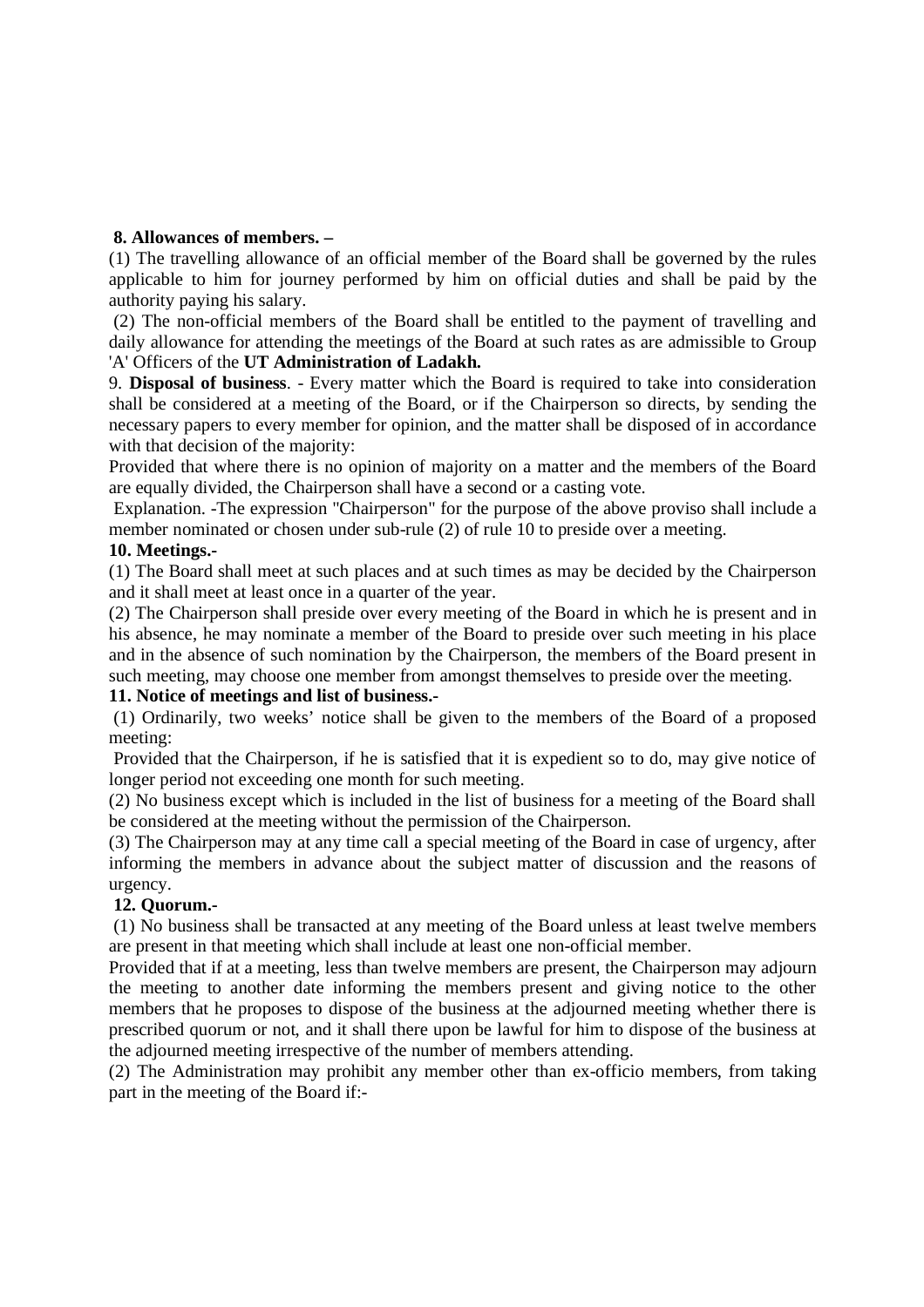**8. Allowances of members. –**

(1) The travelling allowance of an official member of the Board shall be governed by the rules applicable to him for journey performed by him on official duties and shall be paid by the authority paying his salary.

(2) The non-official members of the Board shall be entitled to the payment of travelling and daily allowance for attending the meetings of the Board at such rates as are admissible to Group 'A' Officers of the **UT Administration of Ladakh.**

9. **Disposal of business**. - Every matter which the Board is required to take into consideration shall be considered at a meeting of the Board, or if the Chairperson so directs, by sending the necessary papers to every member for opinion, and the matter shall be disposed of in accordance with that decision of the majority:

Provided that where there is no opinion of majority on a matter and the members of the Board are equally divided, the Chairperson shall have a second or a casting vote.

Explanation. -The expression "Chairperson" for the purpose of the above proviso shall include a member nominated or chosen under sub-rule (2) of rule 10 to preside over a meeting.

**10. Meetings.-**

(1) The Board shall meet at such places and at such times as may be decided by the Chairperson and it shall meet at least once in a quarter of the year.

(2) The Chairperson shall preside over every meeting of the Board in which he is present and in his absence, he may nominate a member of the Board to preside over such meeting in his place and in the absence of such nomination by the Chairperson, the members of the Board present in such meeting, may choose one member from amongst themselves to preside over the meeting.

**11. Notice of meetings and list of business.-**

(1) Ordinarily, two weeks' notice shall be given to the members of the Board of a proposed meeting:

Provided that the Chairperson, if he is satisfied that it is expedient so to do, may give notice of longer period not exceeding one month for such meeting.

(2) No business except which is included in the list of business for a meeting of the Board shall be considered at the meeting without the permission of the Chairperson.

(3) The Chairperson may at any time call a special meeting of the Board in case of urgency, after informing the members in advance about the subject matter of discussion and the reasons of urgency.

**12. Quorum.-**

(1) No business shall be transacted at any meeting of the Board unless at least twelve members are present in that meeting which shall include at least one non-official member.

Provided that if at a meeting, less than twelve members are present, the Chairperson may adjourn the meeting to another date informing the members present and giving notice to the other members that he proposes to dispose of the business at the adjourned meeting whether there is prescribed quorum or not, and it shall there upon be lawful for him to dispose of the business at the adjourned meeting irrespective of the number of members attending.

(2) The Administration may prohibit any member other than ex-officio members, from taking part in the meeting of the Board if:-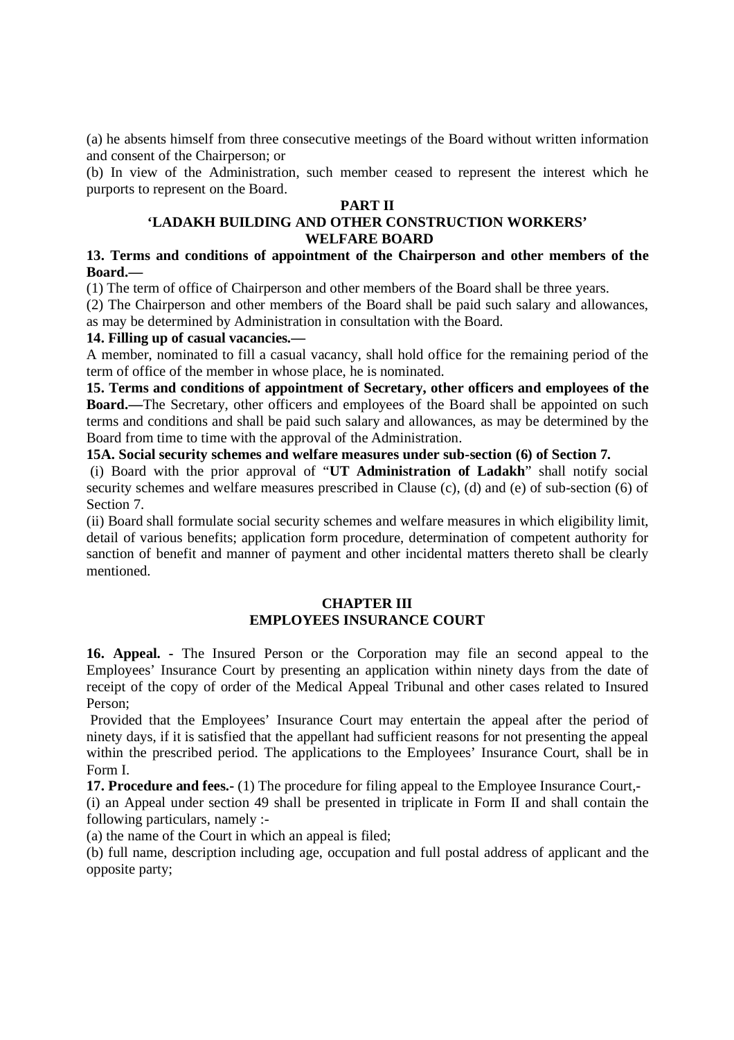(a) he absents himself from three consecutive meetings of the Board without written information and consent of the Chairperson; or

(b) In view of the Administration, such member ceased to represent the interest which he purports to represent on the Board.

## PART II
## 'LADAKH BUILDING AND OTHER CONSTRUCTION WORKERS' WELFARE BOARD

**13. Terms and conditions of appointment of the Chairperson and other members of the Board.—**

(1) The term of office of Chairperson and other members of the Board shall be three years.

(2) The Chairperson and other members of the Board shall be paid such salary and allowances, as may be determined by Administration in consultation with the Board.

**14. Filling up of casual vacancies.—**

A member, nominated to fill a casual vacancy, shall hold office for the remaining period of the term of office of the member in whose place, he is nominated.

**15. Terms and conditions of appointment of Secretary, other officers and employees of the Board.—**The Secretary, other officers and employees of the Board shall be appointed on such terms and conditions and shall be paid such salary and allowances, as may be determined by the Board from time to time with the approval of the Administration.

**15A. Social security schemes and welfare measures under sub-section (6) of Section 7.**

(i) Board with the prior approval of "**UT Administration of Ladakh**" shall notify social security schemes and welfare measures prescribed in Clause (c), (d) and (e) of sub-section (6) of Section 7.

(ii) Board shall formulate social security schemes and welfare measures in which eligibility limit, detail of various benefits; application form procedure, determination of competent authority for sanction of benefit and manner of payment and other incidental matters thereto shall be clearly mentioned.

## CHAPTER III
## EMPLOYEES INSURANCE COURT

**16. Appeal. -** The Insured Person or the Corporation may file an second appeal to the Employees' Insurance Court by presenting an application within ninety days from the date of receipt of the copy of order of the Medical Appeal Tribunal and other cases related to Insured Person;

Provided that the Employees' Insurance Court may entertain the appeal after the period of ninety days, if it is satisfied that the appellant had sufficient reasons for not presenting the appeal within the prescribed period. The applications to the Employees' Insurance Court, shall be in Form I.

**17. Procedure and fees.-** (1) The procedure for filing appeal to the Employee Insurance Court,-

(i) an Appeal under section 49 shall be presented in triplicate in Form II and shall contain the following particulars, namely :-

(a) the name of the Court in which an appeal is filed;

(b) full name, description including age, occupation and full postal address of applicant and the opposite party;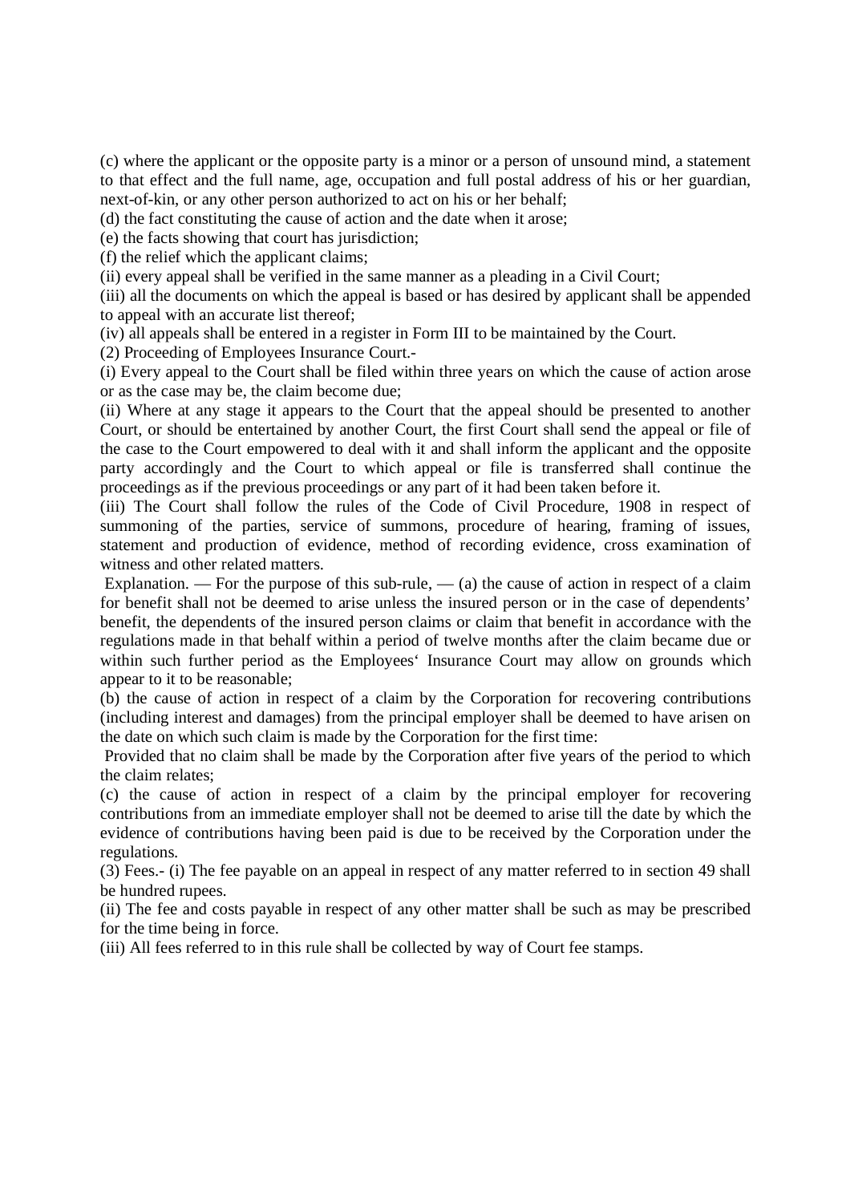(c) where the applicant or the opposite party is a minor or a person of unsound mind, a statement to that effect and the full name, age, occupation and full postal address of his or her guardian, next-of-kin, or any other person authorized to act on his or her behalf;

(d) the fact constituting the cause of action and the date when it arose;

(e) the facts showing that court has jurisdiction;

(f) the relief which the applicant claims;

(ii) every appeal shall be verified in the same manner as a pleading in a Civil Court;

(iii) all the documents on which the appeal is based or has desired by applicant shall be appended to appeal with an accurate list thereof;

(iv) all appeals shall be entered in a register in Form III to be maintained by the Court.

(2) Proceeding of Employees Insurance Court.-

(i) Every appeal to the Court shall be filed within three years on which the cause of action arose or as the case may be, the claim become due;

(ii) Where at any stage it appears to the Court that the appeal should be presented to another Court, or should be entertained by another Court, the first Court shall send the appeal or file of the case to the Court empowered to deal with it and shall inform the applicant and the opposite party accordingly and the Court to which appeal or file is transferred shall continue the proceedings as if the previous proceedings or any part of it had been taken before it.

(iii) The Court shall follow the rules of the Code of Civil Procedure, 1908 in respect of summoning of the parties, service of summons, procedure of hearing, framing of issues, statement and production of evidence, method of recording evidence, cross examination of witness and other related matters.

Explanation. — For the purpose of this sub-rule, — (a) the cause of action in respect of a claim for benefit shall not be deemed to arise unless the insured person or in the case of dependents' benefit, the dependents of the insured person claims or claim that benefit in accordance with the regulations made in that behalf within a period of twelve months after the claim became due or within such further period as the Employees' Insurance Court may allow on grounds which appear to it to be reasonable;

(b) the cause of action in respect of a claim by the Corporation for recovering contributions (including interest and damages) from the principal employer shall be deemed to have arisen on the date on which such claim is made by the Corporation for the first time:

Provided that no claim shall be made by the Corporation after five years of the period to which the claim relates;

(c) the cause of action in respect of a claim by the principal employer for recovering contributions from an immediate employer shall not be deemed to arise till the date by which the evidence of contributions having been paid is due to be received by the Corporation under the regulations.

(3) Fees.- (i) The fee payable on an appeal in respect of any matter referred to in section 49 shall be hundred rupees.

(ii) The fee and costs payable in respect of any other matter shall be such as may be prescribed for the time being in force.

(iii) All fees referred to in this rule shall be collected by way of Court fee stamps.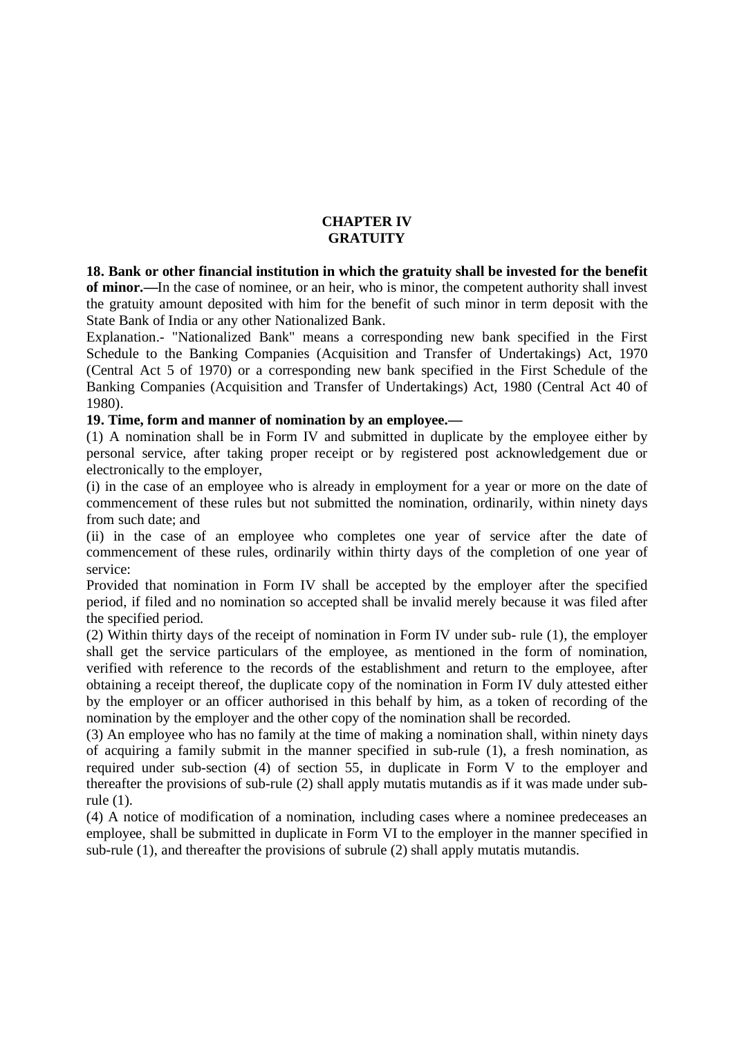# CHAPTER IV
# GRATUITY

**18. Bank or other financial institution in which the gratuity shall be invested for the benefit of minor.—**In the case of nominee, or an heir, who is minor, the competent authority shall invest the gratuity amount deposited with him for the benefit of such minor in term deposit with the State Bank of India or any other Nationalized Bank.

Explanation.- "Nationalized Bank" means a corresponding new bank specified in the First Schedule to the Banking Companies (Acquisition and Transfer of Undertakings) Act, 1970 (Central Act 5 of 1970) or a corresponding new bank specified in the First Schedule of the Banking Companies (Acquisition and Transfer of Undertakings) Act, 1980 (Central Act 40 of 1980).

**19. Time, form and manner of nomination by an employee.—**

(1) A nomination shall be in Form IV and submitted in duplicate by the employee either by personal service, after taking proper receipt or by registered post acknowledgement due or electronically to the employer,

(i) in the case of an employee who is already in employment for a year or more on the date of commencement of these rules but not submitted the nomination, ordinarily, within ninety days from such date; and

(ii) in the case of an employee who completes one year of service after the date of commencement of these rules, ordinarily within thirty days of the completion of one year of service:

Provided that nomination in Form IV shall be accepted by the employer after the specified period, if filed and no nomination so accepted shall be invalid merely because it was filed after the specified period.

(2) Within thirty days of the receipt of nomination in Form IV under sub- rule (1), the employer shall get the service particulars of the employee, as mentioned in the form of nomination, verified with reference to the records of the establishment and return to the employee, after obtaining a receipt thereof, the duplicate copy of the nomination in Form IV duly attested either by the employer or an officer authorised in this behalf by him, as a token of recording of the nomination by the employer and the other copy of the nomination shall be recorded.

(3) An employee who has no family at the time of making a nomination shall, within ninety days of acquiring a family submit in the manner specified in sub-rule (1), a fresh nomination, as required under sub-section (4) of section 55, in duplicate in Form V to the employer and thereafter the provisions of sub-rule (2) shall apply mutatis mutandis as if it was made under sub-rule (1).

(4) A notice of modification of a nomination, including cases where a nominee predeceases an employee, shall be submitted in duplicate in Form VI to the employer in the manner specified in sub-rule (1), and thereafter the provisions of subrule (2) shall apply mutatis mutandis.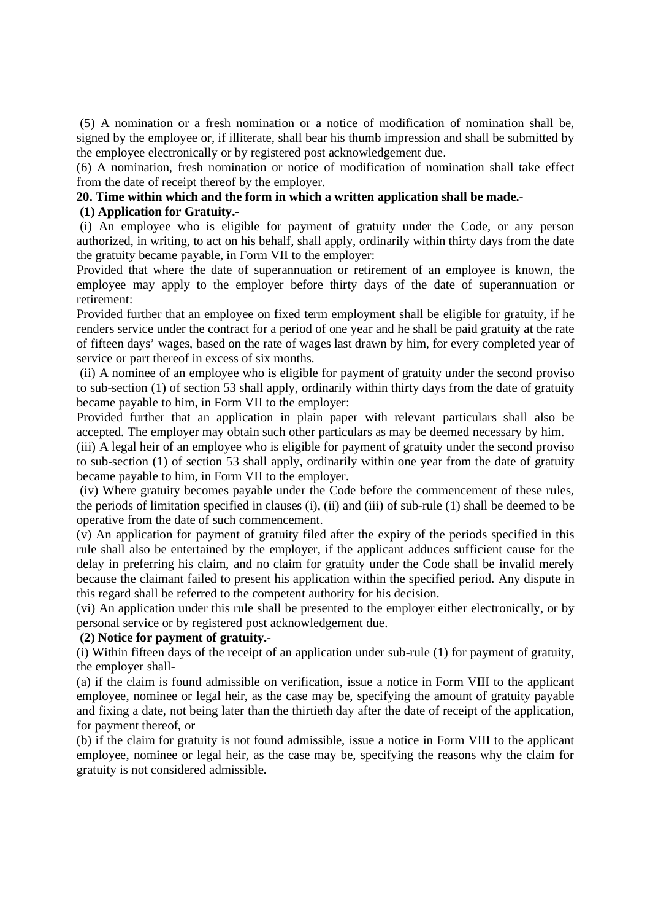(5) A nomination or a fresh nomination or a notice of modification of nomination shall be, signed by the employee or, if illiterate, shall bear his thumb impression and shall be submitted by the employee electronically or by registered post acknowledgement due.

(6) A nomination, fresh nomination or notice of modification of nomination shall take effect from the date of receipt thereof by the employer.

**20. Time within which and the form in which a written application shall be made.-**

**(1) Application for Gratuity.-**

(i) An employee who is eligible for payment of gratuity under the Code, or any person authorized, in writing, to act on his behalf, shall apply, ordinarily within thirty days from the date the gratuity became payable, in Form VII to the employer:

Provided that where the date of superannuation or retirement of an employee is known, the employee may apply to the employer before thirty days of the date of superannuation or retirement:

Provided further that an employee on fixed term employment shall be eligible for gratuity, if he renders service under the contract for a period of one year and he shall be paid gratuity at the rate of fifteen days' wages, based on the rate of wages last drawn by him, for every completed year of service or part thereof in excess of six months.

(ii) A nominee of an employee who is eligible for payment of gratuity under the second proviso to sub-section (1) of section 53 shall apply, ordinarily within thirty days from the date of gratuity became payable to him, in Form VII to the employer:

Provided further that an application in plain paper with relevant particulars shall also be accepted. The employer may obtain such other particulars as may be deemed necessary by him.

(iii) A legal heir of an employee who is eligible for payment of gratuity under the second proviso to sub-section (1) of section 53 shall apply, ordinarily within one year from the date of gratuity became payable to him, in Form VII to the employer.

(iv) Where gratuity becomes payable under the Code before the commencement of these rules, the periods of limitation specified in clauses (i), (ii) and (iii) of sub-rule (1) shall be deemed to be operative from the date of such commencement.

(v) An application for payment of gratuity filed after the expiry of the periods specified in this rule shall also be entertained by the employer, if the applicant adduces sufficient cause for the delay in preferring his claim, and no claim for gratuity under the Code shall be invalid merely because the claimant failed to present his application within the specified period. Any dispute in this regard shall be referred to the competent authority for his decision.

(vi) An application under this rule shall be presented to the employer either electronically, or by personal service or by registered post acknowledgement due.

**(2) Notice for payment of gratuity.-**

(i) Within fifteen days of the receipt of an application under sub-rule (1) for payment of gratuity, the employer shall-

(a) if the claim is found admissible on verification, issue a notice in Form VIII to the applicant employee, nominee or legal heir, as the case may be, specifying the amount of gratuity payable and fixing a date, not being later than the thirtieth day after the date of receipt of the application, for payment thereof, or

(b) if the claim for gratuity is not found admissible, issue a notice in Form VIII to the applicant employee, nominee or legal heir, as the case may be, specifying the reasons why the claim for gratuity is not considered admissible.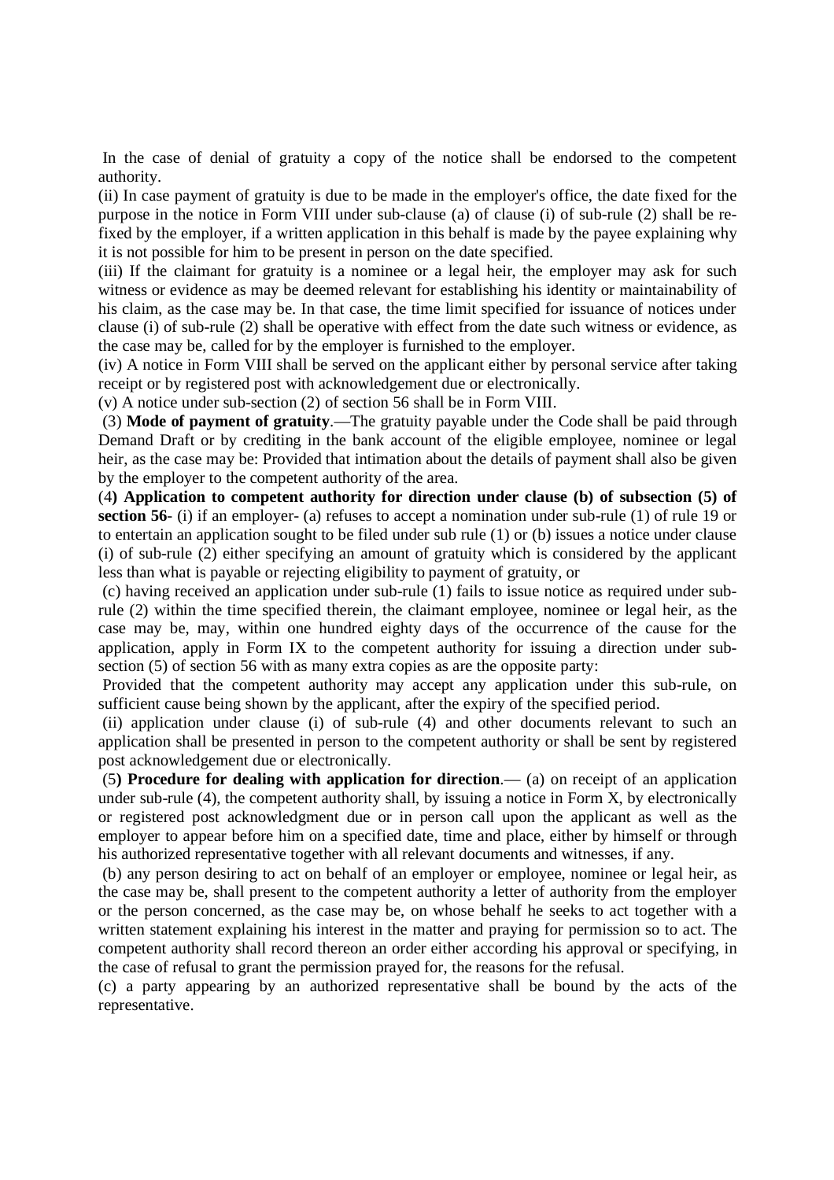In the case of denial of gratuity a copy of the notice shall be endorsed to the competent authority.

(ii) In case payment of gratuity is due to be made in the employer's office, the date fixed for the purpose in the notice in Form VIII under sub-clause (a) of clause (i) of sub-rule (2) shall be re-fixed by the employer, if a written application in this behalf is made by the payee explaining why it is not possible for him to be present in person on the date specified.

(iii) If the claimant for gratuity is a nominee or a legal heir, the employer may ask for such witness or evidence as may be deemed relevant for establishing his identity or maintainability of his claim, as the case may be. In that case, the time limit specified for issuance of notices under clause (i) of sub-rule (2) shall be operative with effect from the date such witness or evidence, as the case may be, called for by the employer is furnished to the employer.

(iv) A notice in Form VIII shall be served on the applicant either by personal service after taking receipt or by registered post with acknowledgement due or electronically.

(v) A notice under sub-section (2) of section 56 shall be in Form VIII.

(3) **Mode of payment of gratuity**.—The gratuity payable under the Code shall be paid through Demand Draft or by crediting in the bank account of the eligible employee, nominee or legal heir, as the case may be: Provided that intimation about the details of payment shall also be given by the employer to the competent authority of the area.

(4**) Application to competent authority for direction under clause (b) of subsection (5) of section 56**- (i) if an employer- (a) refuses to accept a nomination under sub-rule (1) of rule 19 or to entertain an application sought to be filed under sub rule (1) or (b) issues a notice under clause (i) of sub-rule (2) either specifying an amount of gratuity which is considered by the applicant less than what is payable or rejecting eligibility to payment of gratuity, or

(c) having received an application under sub-rule (1) fails to issue notice as required under sub-rule (2) within the time specified therein, the claimant employee, nominee or legal heir, as the case may be, may, within one hundred eighty days of the occurrence of the cause for the application, apply in Form IX to the competent authority for issuing a direction under sub-section (5) of section 56 with as many extra copies as are the opposite party:

Provided that the competent authority may accept any application under this sub-rule, on sufficient cause being shown by the applicant, after the expiry of the specified period.

(ii) application under clause (i) of sub-rule (4) and other documents relevant to such an application shall be presented in person to the competent authority or shall be sent by registered post acknowledgement due or electronically.

(5**) Procedure for dealing with application for direction**.— (a) on receipt of an application under sub-rule (4), the competent authority shall, by issuing a notice in Form X, by electronically or registered post acknowledgment due or in person call upon the applicant as well as the employer to appear before him on a specified date, time and place, either by himself or through his authorized representative together with all relevant documents and witnesses, if any.

(b) any person desiring to act on behalf of an employer or employee, nominee or legal heir, as the case may be, shall present to the competent authority a letter of authority from the employer or the person concerned, as the case may be, on whose behalf he seeks to act together with a written statement explaining his interest in the matter and praying for permission so to act. The competent authority shall record thereon an order either according his approval or specifying, in the case of refusal to grant the permission prayed for, the reasons for the refusal.

(c) a party appearing by an authorized representative shall be bound by the acts of the representative.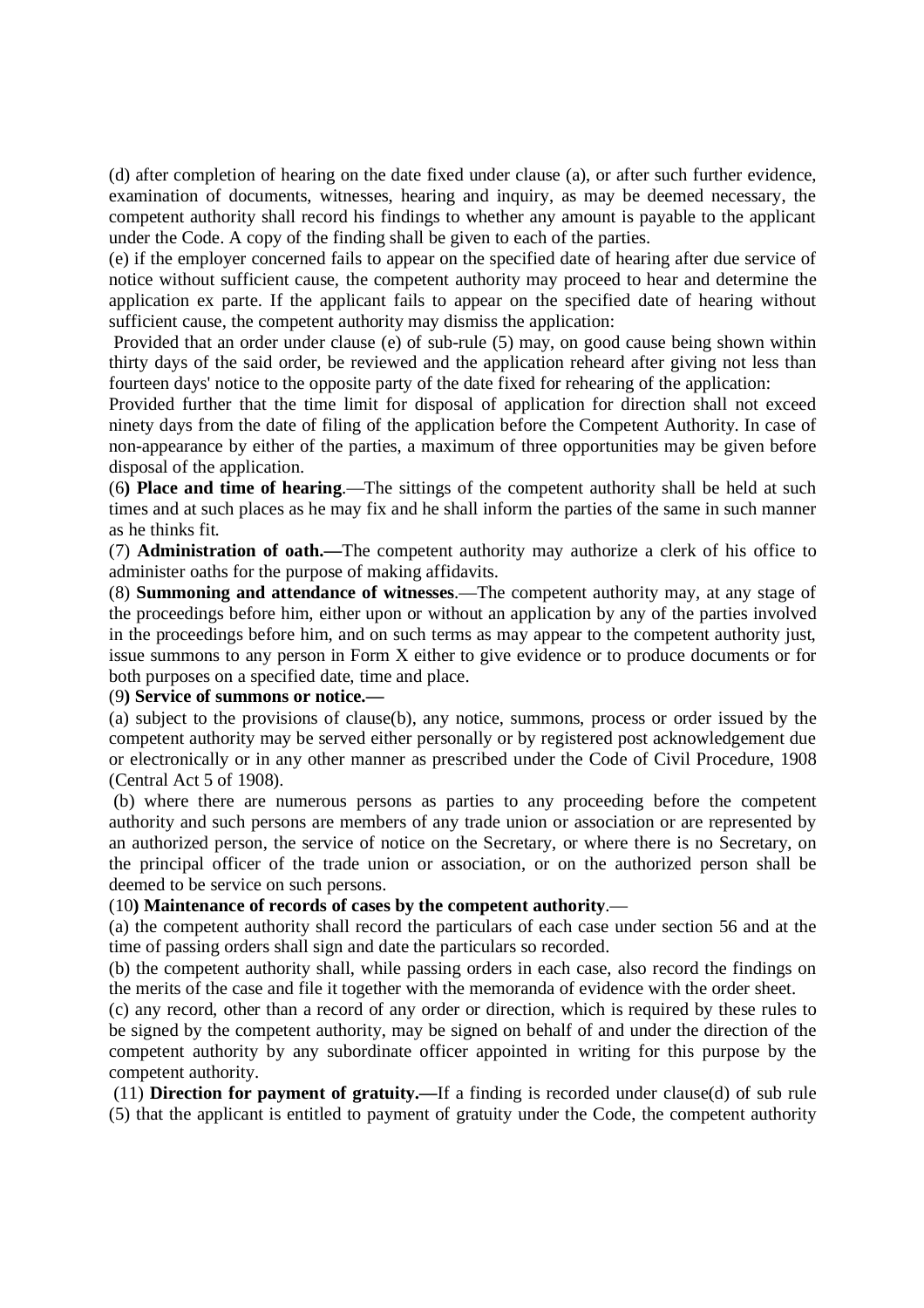(d) after completion of hearing on the date fixed under clause (a), or after such further evidence, examination of documents, witnesses, hearing and inquiry, as may be deemed necessary, the competent authority shall record his findings to whether any amount is payable to the applicant under the Code. A copy of the finding shall be given to each of the parties.

(e) if the employer concerned fails to appear on the specified date of hearing after due service of notice without sufficient cause, the competent authority may proceed to hear and determine the application ex parte. If the applicant fails to appear on the specified date of hearing without sufficient cause, the competent authority may dismiss the application:

Provided that an order under clause (e) of sub-rule (5) may, on good cause being shown within thirty days of the said order, be reviewed and the application reheard after giving not less than fourteen days' notice to the opposite party of the date fixed for rehearing of the application:

Provided further that the time limit for disposal of application for direction shall not exceed ninety days from the date of filing of the application before the Competent Authority. In case of non-appearance by either of the parties, a maximum of three opportunities may be given before disposal of the application.

(6**) Place and time of hearing**.—The sittings of the competent authority shall be held at such times and at such places as he may fix and he shall inform the parties of the same in such manner as he thinks fit.

(7) **Administration of oath.—**The competent authority may authorize a clerk of his office to administer oaths for the purpose of making affidavits.

(8) **Summoning and attendance of witnesses**.—The competent authority may, at any stage of the proceedings before him, either upon or without an application by any of the parties involved in the proceedings before him, and on such terms as may appear to the competent authority just, issue summons to any person in Form X either to give evidence or to produce documents or for both purposes on a specified date, time and place.

(9**) Service of summons or notice.—**

(a) subject to the provisions of clause(b), any notice, summons, process or order issued by the competent authority may be served either personally or by registered post acknowledgement due or electronically or in any other manner as prescribed under the Code of Civil Procedure, 1908 (Central Act 5 of 1908).

(b) where there are numerous persons as parties to any proceeding before the competent authority and such persons are members of any trade union or association or are represented by an authorized person, the service of notice on the Secretary, or where there is no Secretary, on the principal officer of the trade union or association, or on the authorized person shall be deemed to be service on such persons.

(10**) Maintenance of records of cases by the competent authority**.—

(a) the competent authority shall record the particulars of each case under section 56 and at the time of passing orders shall sign and date the particulars so recorded.

(b) the competent authority shall, while passing orders in each case, also record the findings on the merits of the case and file it together with the memoranda of evidence with the order sheet.

(c) any record, other than a record of any order or direction, which is required by these rules to be signed by the competent authority, may be signed on behalf of and under the direction of the competent authority by any subordinate officer appointed in writing for this purpose by the competent authority.

(11) **Direction for payment of gratuity.—**If a finding is recorded under clause(d) of sub rule (5) that the applicant is entitled to payment of gratuity under the Code, the competent authority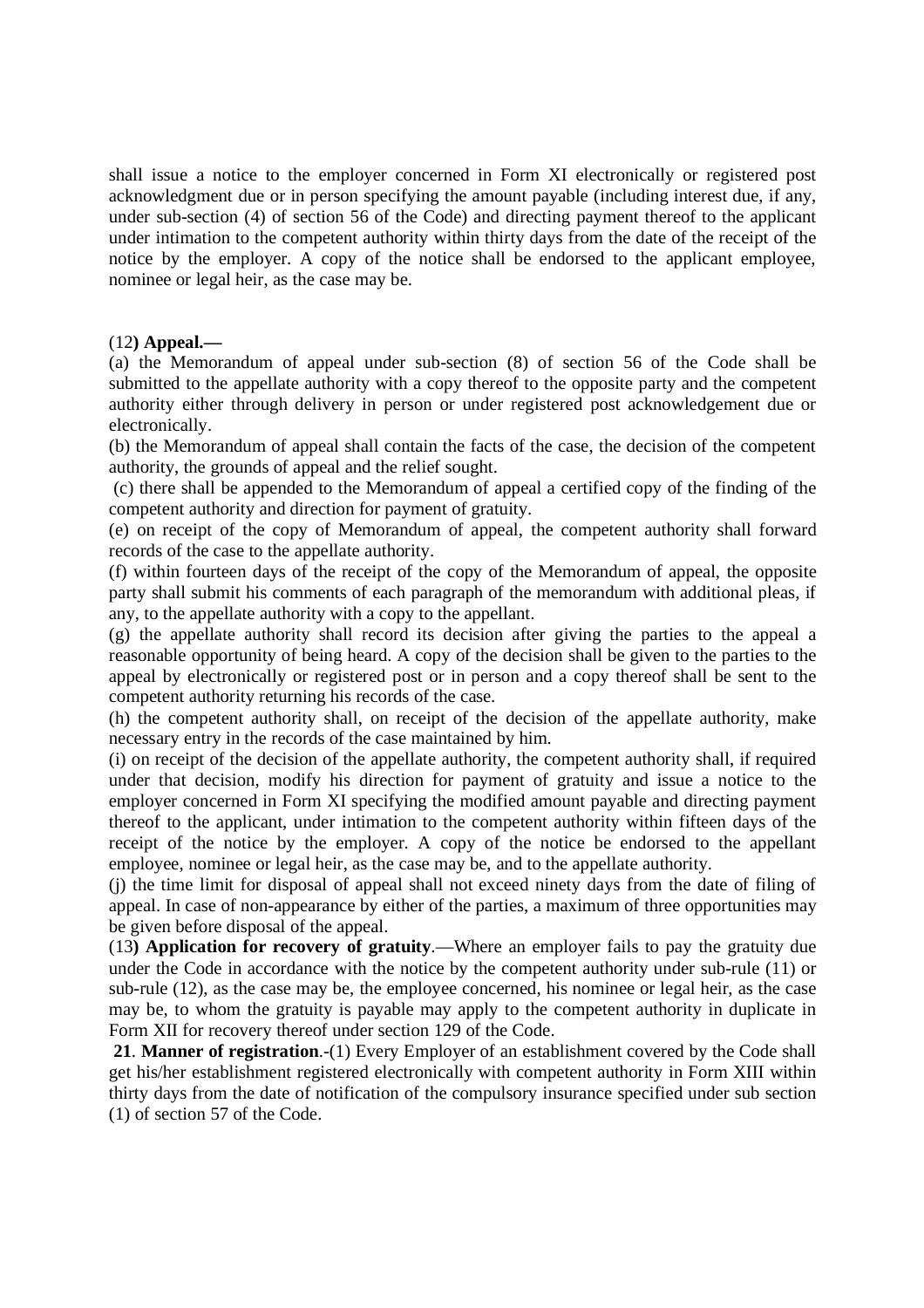shall issue a notice to the employer concerned in Form XI electronically or registered post acknowledgment due or in person specifying the amount payable (including interest due, if any, under sub-section (4) of section 56 of the Code) and directing payment thereof to the applicant under intimation to the competent authority within thirty days from the date of the receipt of the notice by the employer. A copy of the notice shall be endorsed to the applicant employee, nominee or legal heir, as the case may be.

(12**) Appeal.—**

(a) the Memorandum of appeal under sub-section (8) of section 56 of the Code shall be submitted to the appellate authority with a copy thereof to the opposite party and the competent authority either through delivery in person or under registered post acknowledgement due or electronically.

(b) the Memorandum of appeal shall contain the facts of the case, the decision of the competent authority, the grounds of appeal and the relief sought.

(c) there shall be appended to the Memorandum of appeal a certified copy of the finding of the competent authority and direction for payment of gratuity.

(e) on receipt of the copy of Memorandum of appeal, the competent authority shall forward records of the case to the appellate authority.

(f) within fourteen days of the receipt of the copy of the Memorandum of appeal, the opposite party shall submit his comments of each paragraph of the memorandum with additional pleas, if any, to the appellate authority with a copy to the appellant.

(g) the appellate authority shall record its decision after giving the parties to the appeal a reasonable opportunity of being heard. A copy of the decision shall be given to the parties to the appeal by electronically or registered post or in person and a copy thereof shall be sent to the competent authority returning his records of the case.

(h) the competent authority shall, on receipt of the decision of the appellate authority, make necessary entry in the records of the case maintained by him.

(i) on receipt of the decision of the appellate authority, the competent authority shall, if required under that decision, modify his direction for payment of gratuity and issue a notice to the employer concerned in Form XI specifying the modified amount payable and directing payment thereof to the applicant, under intimation to the competent authority within fifteen days of the receipt of the notice by the employer. A copy of the notice be endorsed to the appellant employee, nominee or legal heir, as the case may be, and to the appellate authority.

(j) the time limit for disposal of appeal shall not exceed ninety days from the date of filing of appeal. In case of non-appearance by either of the parties, a maximum of three opportunities may be given before disposal of the appeal.

(13**) Application for recovery of gratuity**.—Where an employer fails to pay the gratuity due under the Code in accordance with the notice by the competent authority under sub-rule (11) or sub-rule (12), as the case may be, the employee concerned, his nominee or legal heir, as the case may be, to whom the gratuity is payable may apply to the competent authority in duplicate in Form XII for recovery thereof under section 129 of the Code.

**21**. **Manner of registration**.-(1) Every Employer of an establishment covered by the Code shall get his/her establishment registered electronically with competent authority in Form XIII within thirty days from the date of notification of the compulsory insurance specified under sub section (1) of section 57 of the Code.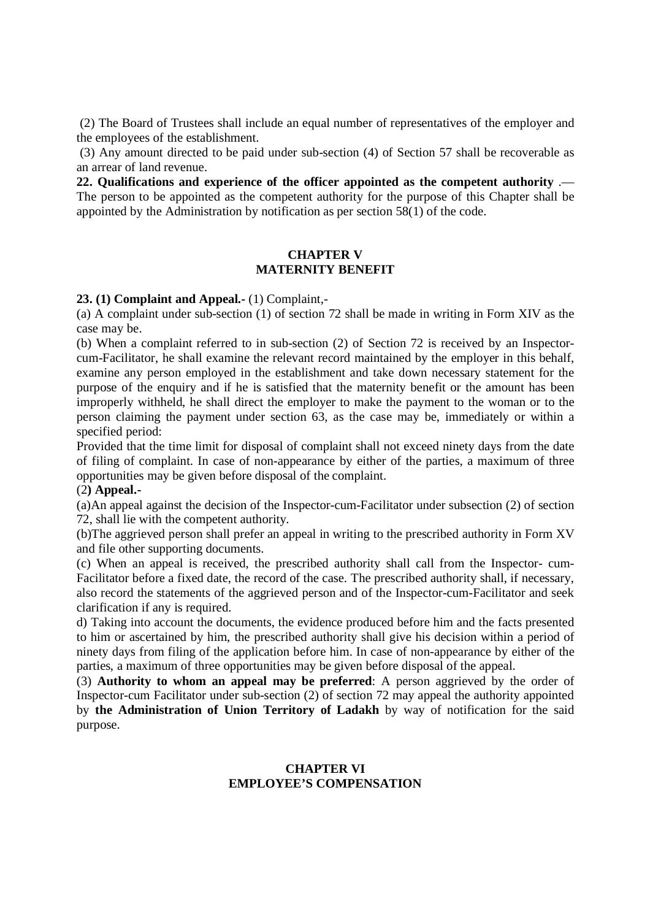(2) The Board of Trustees shall include an equal number of representatives of the employer and the employees of the establishment.

(3) Any amount directed to be paid under sub-section (4) of Section 57 shall be recoverable as an arrear of land revenue.

**22. Qualifications and experience of the officer appointed as the competent authority** .— The person to be appointed as the competent authority for the purpose of this Chapter shall be appointed by the Administration by notification as per section 58(1) of the code.

## CHAPTER V
## MATERNITY BENEFIT

**23. (1) Complaint and Appeal.-** (1) Complaint,-

(a) A complaint under sub-section (1) of section 72 shall be made in writing in Form XIV as the case may be.

(b) When a complaint referred to in sub-section (2) of Section 72 is received by an Inspector-cum-Facilitator, he shall examine the relevant record maintained by the employer in this behalf, examine any person employed in the establishment and take down necessary statement for the purpose of the enquiry and if he is satisfied that the maternity benefit or the amount has been improperly withheld, he shall direct the employer to make the payment to the woman or to the person claiming the payment under section 63, as the case may be, immediately or within a specified period:

Provided that the time limit for disposal of complaint shall not exceed ninety days from the date of filing of complaint. In case of non-appearance by either of the parties, a maximum of three opportunities may be given before disposal of the complaint.

(2**) Appeal.-**

(a)An appeal against the decision of the Inspector-cum-Facilitator under subsection (2) of section 72, shall lie with the competent authority.

(b)The aggrieved person shall prefer an appeal in writing to the prescribed authority in Form XV and file other supporting documents.

(c) When an appeal is received, the prescribed authority shall call from the Inspector- cum-Facilitator before a fixed date, the record of the case. The prescribed authority shall, if necessary, also record the statements of the aggrieved person and of the Inspector-cum-Facilitator and seek clarification if any is required.

d) Taking into account the documents, the evidence produced before him and the facts presented to him or ascertained by him, the prescribed authority shall give his decision within a period of ninety days from filing of the application before him. In case of non-appearance by either of the parties, a maximum of three opportunities may be given before disposal of the appeal.

(3) **Authority to whom an appeal may be preferred**: A person aggrieved by the order of Inspector-cum Facilitator under sub-section (2) of section 72 may appeal the authority appointed by **the Administration of Union Territory of Ladakh** by way of notification for the said purpose.

## CHAPTER VI
## EMPLOYEE'S COMPENSATION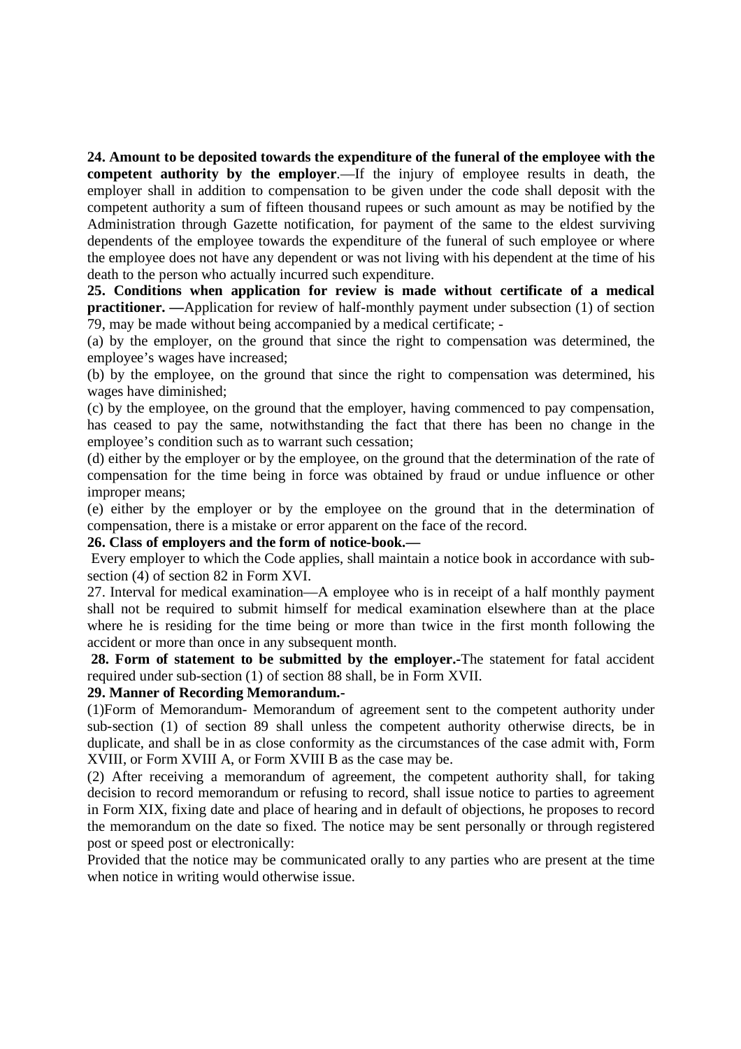**24. Amount to be deposited towards the expenditure of the funeral of the employee with the competent authority by the employer**.—If the injury of employee results in death, the employer shall in addition to compensation to be given under the code shall deposit with the competent authority a sum of fifteen thousand rupees or such amount as may be notified by the Administration through Gazette notification, for payment of the same to the eldest surviving dependents of the employee towards the expenditure of the funeral of such employee or where the employee does not have any dependent or was not living with his dependent at the time of his death to the person who actually incurred such expenditure.

**25. Conditions when application for review is made without certificate of a medical practitioner. —**Application for review of half-monthly payment under subsection (1) of section 79, may be made without being accompanied by a medical certificate; -

(a) by the employer, on the ground that since the right to compensation was determined, the employee's wages have increased;

(b) by the employee, on the ground that since the right to compensation was determined, his wages have diminished;

(c) by the employee, on the ground that the employer, having commenced to pay compensation, has ceased to pay the same, notwithstanding the fact that there has been no change in the employee's condition such as to warrant such cessation;

(d) either by the employer or by the employee, on the ground that the determination of the rate of compensation for the time being in force was obtained by fraud or undue influence or other improper means;

(e) either by the employer or by the employee on the ground that in the determination of compensation, there is a mistake or error apparent on the face of the record.

**26. Class of employers and the form of notice-book.—**

Every employer to which the Code applies, shall maintain a notice book in accordance with sub-section (4) of section 82 in Form XVI.

27. Interval for medical examination—A employee who is in receipt of a half monthly payment shall not be required to submit himself for medical examination elsewhere than at the place where he is residing for the time being or more than twice in the first month following the accident or more than once in any subsequent month.

**28. Form of statement to be submitted by the employer.-**The statement for fatal accident required under sub-section (1) of section 88 shall, be in Form XVII.

**29. Manner of Recording Memorandum.-**

(1)Form of Memorandum- Memorandum of agreement sent to the competent authority under sub-section (1) of section 89 shall unless the competent authority otherwise directs, be in duplicate, and shall be in as close conformity as the circumstances of the case admit with, Form XVIII, or Form XVIII A, or Form XVIII B as the case may be.

(2) After receiving a memorandum of agreement, the competent authority shall, for taking decision to record memorandum or refusing to record, shall issue notice to parties to agreement in Form XIX, fixing date and place of hearing and in default of objections, he proposes to record the memorandum on the date so fixed. The notice may be sent personally or through registered post or speed post or electronically:

Provided that the notice may be communicated orally to any parties who are present at the time when notice in writing would otherwise issue.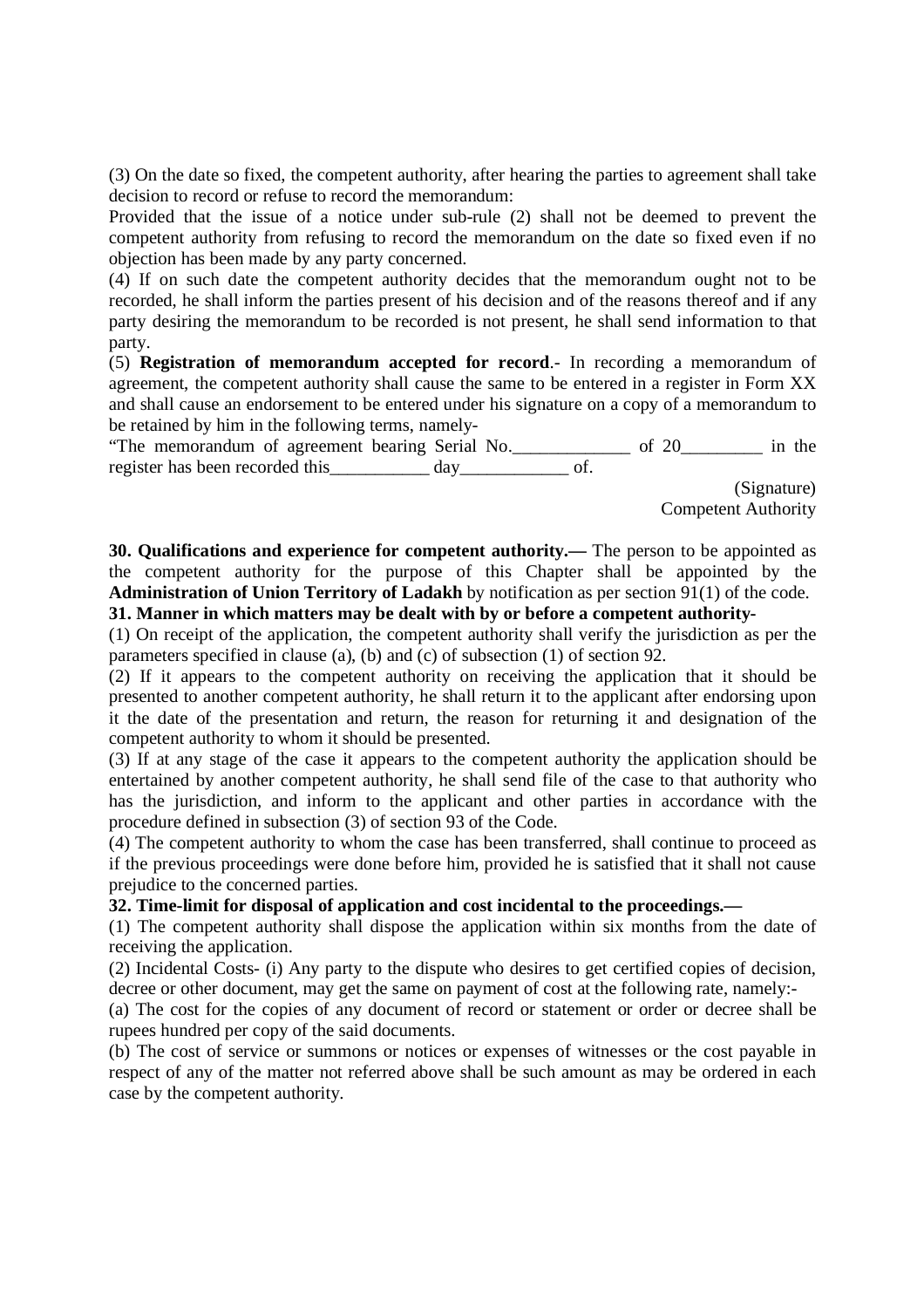(3) On the date so fixed, the competent authority, after hearing the parties to agreement shall take decision to record or refuse to record the memorandum:

Provided that the issue of a notice under sub-rule (2) shall not be deemed to prevent the competent authority from refusing to record the memorandum on the date so fixed even if no objection has been made by any party concerned.

(4) If on such date the competent authority decides that the memorandum ought not to be recorded, he shall inform the parties present of his decision and of the reasons thereof and if any party desiring the memorandum to be recorded is not present, he shall send information to that party.

(5) **Registration of memorandum accepted for record**.- In recording a memorandum of agreement, the competent authority shall cause the same to be entered in a register in Form XX and shall cause an endorsement to be entered under his signature on a copy of a memorandum to be retained by him in the following terms, namely-

"The memorandum of agreement bearing Serial No.\_\_\_\_\_\_\_\_\_\_\_\_\_ of 20\_\_\_\_\_\_\_\_\_ in the register has been recorded this\_\_\_\_\_\_\_\_\_\_\_ day\_\_\_\_\_\_\_\_\_\_\_\_ of.

(Signature)
Competent Authority

**30. Qualifications and experience for competent authority.—** The person to be appointed as the competent authority for the purpose of this Chapter shall be appointed by the **Administration of Union Territory of Ladakh** by notification as per section 91(1) of the code.

**31. Manner in which matters may be dealt with by or before a competent authority-**

(1) On receipt of the application, the competent authority shall verify the jurisdiction as per the parameters specified in clause (a), (b) and (c) of subsection (1) of section 92.

(2) If it appears to the competent authority on receiving the application that it should be presented to another competent authority, he shall return it to the applicant after endorsing upon it the date of the presentation and return, the reason for returning it and designation of the competent authority to whom it should be presented.

(3) If at any stage of the case it appears to the competent authority the application should be entertained by another competent authority, he shall send file of the case to that authority who has the jurisdiction, and inform to the applicant and other parties in accordance with the procedure defined in subsection (3) of section 93 of the Code.

(4) The competent authority to whom the case has been transferred, shall continue to proceed as if the previous proceedings were done before him, provided he is satisfied that it shall not cause prejudice to the concerned parties.

**32. Time-limit for disposal of application and cost incidental to the proceedings.—**

(1) The competent authority shall dispose the application within six months from the date of receiving the application.

(2) Incidental Costs- (i) Any party to the dispute who desires to get certified copies of decision, decree or other document, may get the same on payment of cost at the following rate, namely:-

(a) The cost for the copies of any document of record or statement or order or decree shall be rupees hundred per copy of the said documents.

(b) The cost of service or summons or notices or expenses of witnesses or the cost payable in respect of any of the matter not referred above shall be such amount as may be ordered in each case by the competent authority.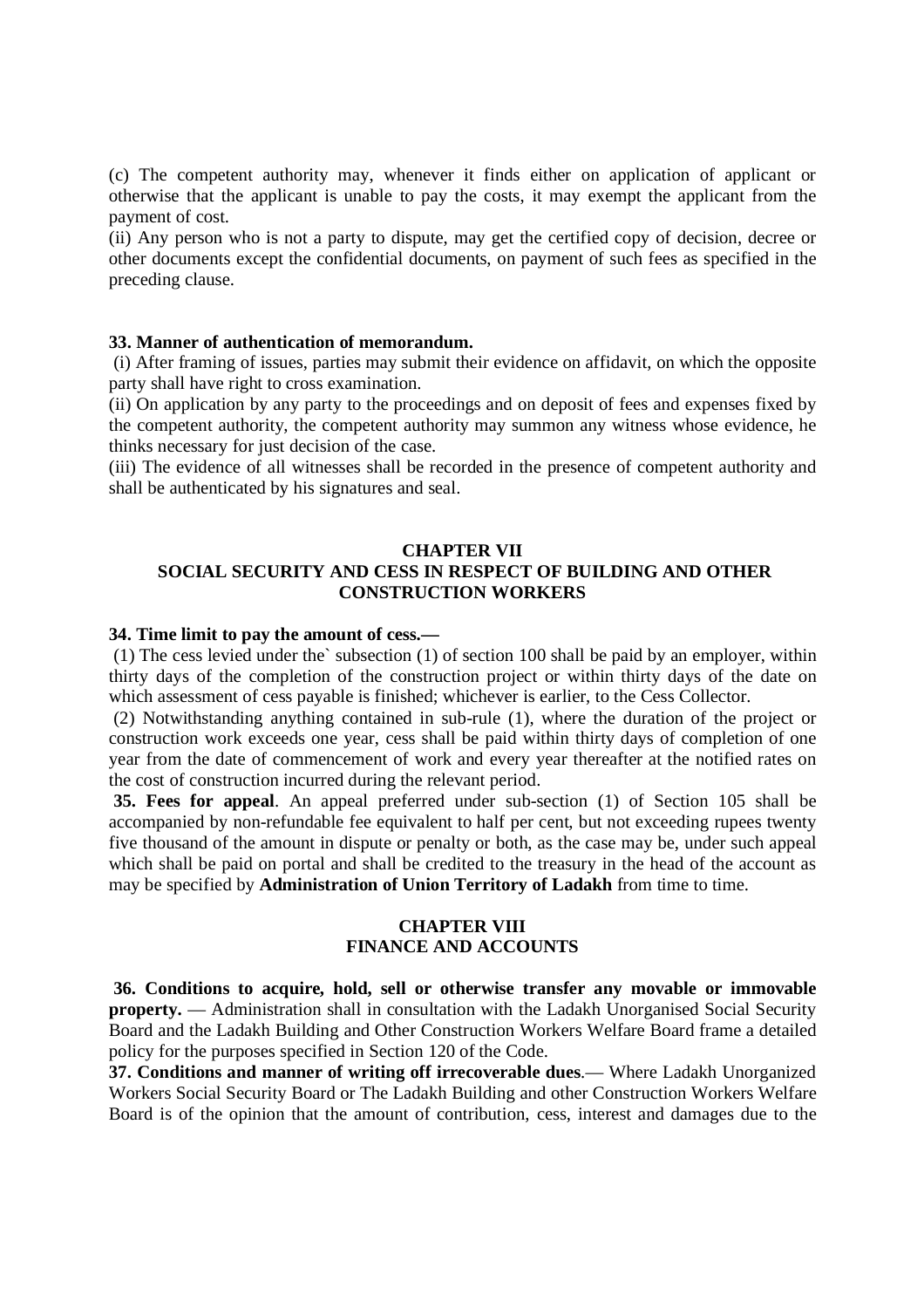(c) The competent authority may, whenever it finds either on application of applicant or otherwise that the applicant is unable to pay the costs, it may exempt the applicant from the payment of cost.

(ii) Any person who is not a party to dispute, may get the certified copy of decision, decree or other documents except the confidential documents, on payment of such fees as specified in the preceding clause.

**33. Manner of authentication of memorandum.**

(i) After framing of issues, parties may submit their evidence on affidavit, on which the opposite party shall have right to cross examination.

(ii) On application by any party to the proceedings and on deposit of fees and expenses fixed by the competent authority, the competent authority may summon any witness whose evidence, he thinks necessary for just decision of the case.

(iii) The evidence of all witnesses shall be recorded in the presence of competent authority and shall be authenticated by his signatures and seal.

## CHAPTER VII
## SOCIAL SECURITY AND CESS IN RESPECT OF BUILDING AND OTHER CONSTRUCTION WORKERS

**34. Time limit to pay the amount of cess.—**

(1) The cess levied under the` subsection (1) of section 100 shall be paid by an employer, within thirty days of the completion of the construction project or within thirty days of the date on which assessment of cess payable is finished; whichever is earlier, to the Cess Collector.

(2) Notwithstanding anything contained in sub-rule (1), where the duration of the project or construction work exceeds one year, cess shall be paid within thirty days of completion of one year from the date of commencement of work and every year thereafter at the notified rates on the cost of construction incurred during the relevant period.

**35. Fees for appeal**. An appeal preferred under sub-section (1) of Section 105 shall be accompanied by non-refundable fee equivalent to half per cent, but not exceeding rupees twenty five thousand of the amount in dispute or penalty or both, as the case may be, under such appeal which shall be paid on portal and shall be credited to the treasury in the head of the account as may be specified by **Administration of Union Territory of Ladakh** from time to time.

## CHAPTER VIII
## FINANCE AND ACCOUNTS

**36. Conditions to acquire, hold, sell or otherwise transfer any movable or immovable property.** — Administration shall in consultation with the Ladakh Unorganised Social Security Board and the Ladakh Building and Other Construction Workers Welfare Board frame a detailed policy for the purposes specified in Section 120 of the Code.

**37. Conditions and manner of writing off irrecoverable dues**.— Where Ladakh Unorganized Workers Social Security Board or The Ladakh Building and other Construction Workers Welfare Board is of the opinion that the amount of contribution, cess, interest and damages due to the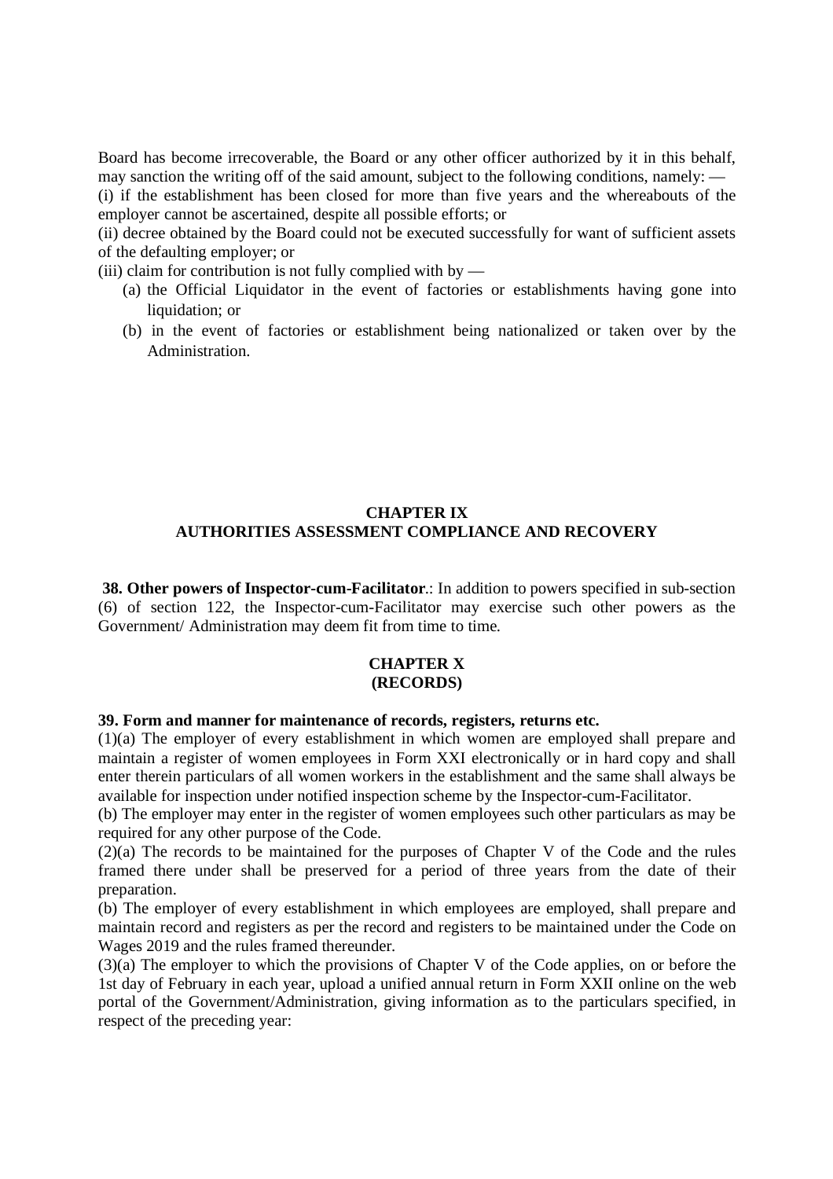Board has become irrecoverable, the Board or any other officer authorized by it in this behalf, may sanction the writing off of the said amount, subject to the following conditions, namely: —

(i) if the establishment has been closed for more than five years and the whereabouts of the employer cannot be ascertained, despite all possible efforts; or

(ii) decree obtained by the Board could not be executed successfully for want of sufficient assets of the defaulting employer; or

(iii) claim for contribution is not fully complied with by —

(a) the Official Liquidator in the event of factories or establishments having gone into liquidation; or

(b) in the event of factories or establishment being nationalized or taken over by the Administration.

## CHAPTER IX
## AUTHORITIES ASSESSMENT COMPLIANCE AND RECOVERY

**38. Other powers of Inspector-cum-Facilitator**.: In addition to powers specified in sub-section (6) of section 122, the Inspector-cum-Facilitator may exercise such other powers as the Government/ Administration may deem fit from time to time.

## CHAPTER X
## (RECORDS)

**39. Form and manner for maintenance of records, registers, returns etc.**

(1)(a) The employer of every establishment in which women are employed shall prepare and maintain a register of women employees in Form XXI electronically or in hard copy and shall enter therein particulars of all women workers in the establishment and the same shall always be available for inspection under notified inspection scheme by the Inspector-cum-Facilitator.

(b) The employer may enter in the register of women employees such other particulars as may be required for any other purpose of the Code.

(2)(a) The records to be maintained for the purposes of Chapter V of the Code and the rules framed there under shall be preserved for a period of three years from the date of their preparation.

(b) The employer of every establishment in which employees are employed, shall prepare and maintain record and registers as per the record and registers to be maintained under the Code on Wages 2019 and the rules framed thereunder.

(3)(a) The employer to which the provisions of Chapter V of the Code applies, on or before the 1st day of February in each year, upload a unified annual return in Form XXII online on the web portal of the Government/Administration, giving information as to the particulars specified, in respect of the preceding year: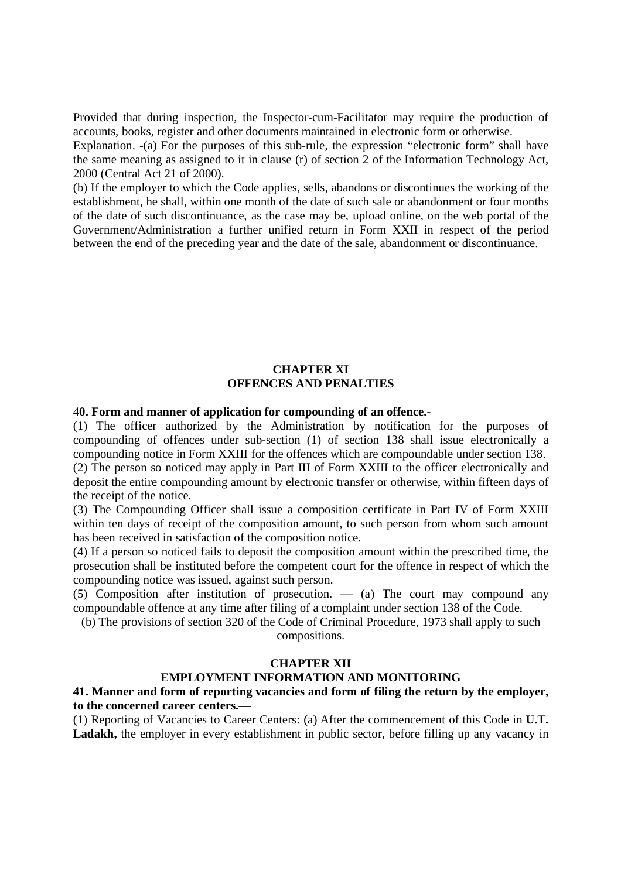Provided that during inspection, the Inspector-cum-Facilitator may require the production of accounts, books, register and other documents maintained in electronic form or otherwise.

Explanation. -(a) For the purposes of this sub-rule, the expression "electronic form" shall have the same meaning as assigned to it in clause (r) of section 2 of the Information Technology Act, 2000 (Central Act 21 of 2000).

(b) If the employer to which the Code applies, sells, abandons or discontinues the working of the establishment, he shall, within one month of the date of such sale or abandonment or four months of the date of such discontinuance, as the case may be, upload online, on the web portal of the Government/Administration a further unified return in Form XXII in respect of the period between the end of the preceding year and the date of the sale, abandonment or discontinuance.

## CHAPTER XI
## OFFENCES AND PENALTIES

**40. Form and manner of application for compounding of an offence.-**

(1) The officer authorized by the Administration by notification for the purposes of compounding of offences under sub-section (1) of section 138 shall issue electronically a compounding notice in Form XXIII for the offences which are compoundable under section 138.

(2) The person so noticed may apply in Part III of Form XXIII to the officer electronically and deposit the entire compounding amount by electronic transfer or otherwise, within fifteen days of the receipt of the notice.

(3) The Compounding Officer shall issue a composition certificate in Part IV of Form XXIII within ten days of receipt of the composition amount, to such person from whom such amount has been received in satisfaction of the composition notice.

(4) If a person so noticed fails to deposit the composition amount within the prescribed time, the prosecution shall be instituted before the competent court for the offence in respect of which the compounding notice was issued, against such person.

(5) Composition after institution of prosecution. — (a) The court may compound any compoundable offence at any time after filing of a complaint under section 138 of the Code.

(b) The provisions of section 320 of the Code of Criminal Procedure, 1973 shall apply to such compositions.

## CHAPTER XII
## EMPLOYMENT INFORMATION AND MONITORING

**41. Manner and form of reporting vacancies and form of filing the return by the employer, to the concerned career centers.—**

(1) Reporting of Vacancies to Career Centers: (a) After the commencement of this Code in **U.T. Ladakh,** the employer in every establishment in public sector, before filling up any vacancy in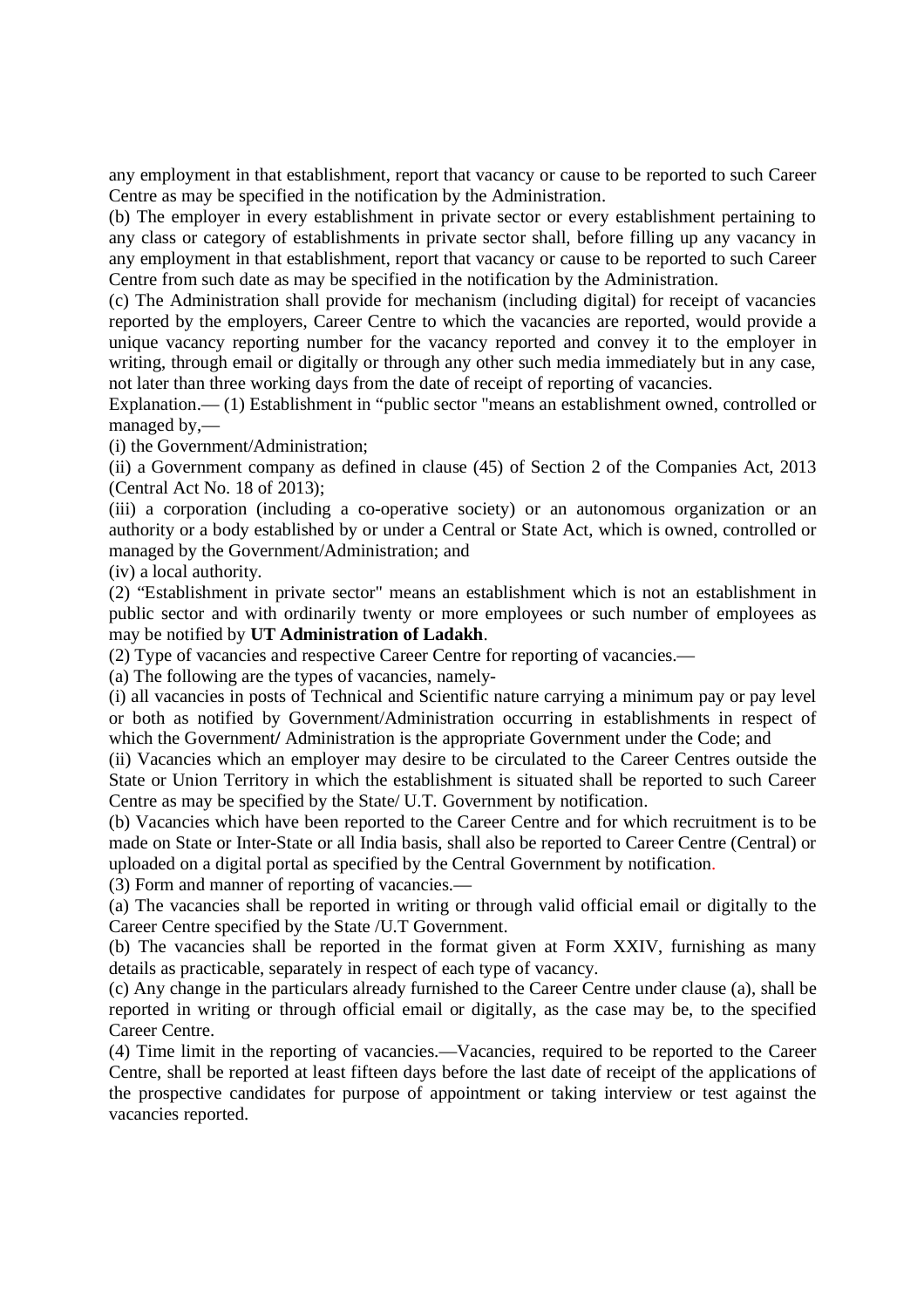any employment in that establishment, report that vacancy or cause to be reported to such Career Centre as may be specified in the notification by the Administration.

(b) The employer in every establishment in private sector or every establishment pertaining to any class or category of establishments in private sector shall, before filling up any vacancy in any employment in that establishment, report that vacancy or cause to be reported to such Career Centre from such date as may be specified in the notification by the Administration.

(c) The Administration shall provide for mechanism (including digital) for receipt of vacancies reported by the employers, Career Centre to which the vacancies are reported, would provide a unique vacancy reporting number for the vacancy reported and convey it to the employer in writing, through email or digitally or through any other such media immediately but in any case, not later than three working days from the date of receipt of reporting of vacancies.

Explanation.— (1) Establishment in "public sector "means an establishment owned, controlled or managed by,—

(i) the Government/Administration;

(ii) a Government company as defined in clause (45) of Section 2 of the Companies Act, 2013 (Central Act No. 18 of 2013);

(iii) a corporation (including a co-operative society) or an autonomous organization or an authority or a body established by or under a Central or State Act, which is owned, controlled or managed by the Government/Administration; and

(iv) a local authority.

(2) "Establishment in private sector" means an establishment which is not an establishment in public sector and with ordinarily twenty or more employees or such number of employees as may be notified by **UT Administration of Ladakh**.

(2) Type of vacancies and respective Career Centre for reporting of vacancies.—

(a) The following are the types of vacancies, namely-

(i) all vacancies in posts of Technical and Scientific nature carrying a minimum pay or pay level or both as notified by Government/Administration occurring in establishments in respect of which the Government/ Administration is the appropriate Government under the Code; and

(ii) Vacancies which an employer may desire to be circulated to the Career Centres outside the State or Union Territory in which the establishment is situated shall be reported to such Career Centre as may be specified by the State/ U.T. Government by notification.

(b) Vacancies which have been reported to the Career Centre and for which recruitment is to be made on State or Inter-State or all India basis, shall also be reported to Career Centre (Central) or uploaded on a digital portal as specified by the Central Government by notification.

(3) Form and manner of reporting of vacancies.—

(a) The vacancies shall be reported in writing or through valid official email or digitally to the Career Centre specified by the State /U.T Government.

(b) The vacancies shall be reported in the format given at Form XXIV, furnishing as many details as practicable, separately in respect of each type of vacancy.

(c) Any change in the particulars already furnished to the Career Centre under clause (a), shall be reported in writing or through official email or digitally, as the case may be, to the specified Career Centre.

(4) Time limit in the reporting of vacancies.—Vacancies, required to be reported to the Career Centre, shall be reported at least fifteen days before the last date of receipt of the applications of the prospective candidates for purpose of appointment or taking interview or test against the vacancies reported.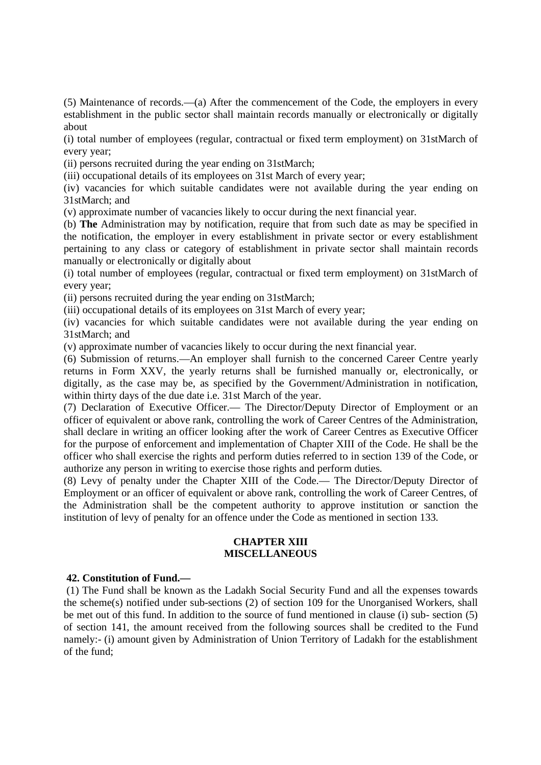(5) Maintenance of records.—(a) After the commencement of the Code, the employers in every establishment in the public sector shall maintain records manually or electronically or digitally about

(i) total number of employees (regular, contractual or fixed term employment) on 31stMarch of every year;

(ii) persons recruited during the year ending on 31stMarch;

(iii) occupational details of its employees on 31st March of every year;

(iv) vacancies for which suitable candidates were not available during the year ending on 31stMarch; and

(v) approximate number of vacancies likely to occur during the next financial year.

(b) **The** Administration may by notification, require that from such date as may be specified in the notification, the employer in every establishment in private sector or every establishment pertaining to any class or category of establishment in private sector shall maintain records manually or electronically or digitally about

(i) total number of employees (regular, contractual or fixed term employment) on 31stMarch of every year;

(ii) persons recruited during the year ending on 31stMarch;

(iii) occupational details of its employees on 31st March of every year;

(iv) vacancies for which suitable candidates were not available during the year ending on 31stMarch; and

(v) approximate number of vacancies likely to occur during the next financial year.

(6) Submission of returns.—An employer shall furnish to the concerned Career Centre yearly returns in Form XXV, the yearly returns shall be furnished manually or, electronically, or digitally, as the case may be, as specified by the Government/Administration in notification, within thirty days of the due date i.e. 31st March of the year.

(7) Declaration of Executive Officer.— The Director/Deputy Director of Employment or an officer of equivalent or above rank, controlling the work of Career Centres of the Administration, shall declare in writing an officer looking after the work of Career Centres as Executive Officer for the purpose of enforcement and implementation of Chapter XIII of the Code. He shall be the officer who shall exercise the rights and perform duties referred to in section 139 of the Code, or authorize any person in writing to exercise those rights and perform duties.

(8) Levy of penalty under the Chapter XIII of the Code.— The Director/Deputy Director of Employment or an officer of equivalent or above rank, controlling the work of Career Centres, of the Administration shall be the competent authority to approve institution or sanction the institution of levy of penalty for an offence under the Code as mentioned in section 133.

## CHAPTER XIII
## MISCELLANEOUS

**42. Constitution of Fund.—**

(1) The Fund shall be known as the Ladakh Social Security Fund and all the expenses towards the scheme(s) notified under sub-sections (2) of section 109 for the Unorganised Workers, shall be met out of this fund. In addition to the source of fund mentioned in clause (i) sub- section (5) of section 141, the amount received from the following sources shall be credited to the Fund namely:- (i) amount given by Administration of Union Territory of Ladakh for the establishment of the fund;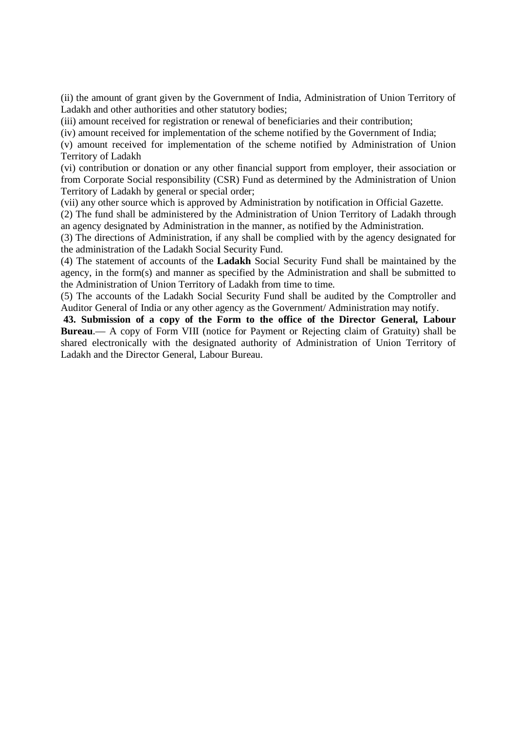(ii) the amount of grant given by the Government of India, Administration of Union Territory of Ladakh and other authorities and other statutory bodies;

(iii) amount received for registration or renewal of beneficiaries and their contribution;

(iv) amount received for implementation of the scheme notified by the Government of India;

(v) amount received for implementation of the scheme notified by Administration of Union Territory of Ladakh

(vi) contribution or donation or any other financial support from employer, their association or from Corporate Social responsibility (CSR) Fund as determined by the Administration of Union Territory of Ladakh by general or special order;

(vii) any other source which is approved by Administration by notification in Official Gazette.

(2) The fund shall be administered by the Administration of Union Territory of Ladakh through an agency designated by Administration in the manner, as notified by the Administration.

(3) The directions of Administration, if any shall be complied with by the agency designated for the administration of the Ladakh Social Security Fund.

(4) The statement of accounts of the **Ladakh** Social Security Fund shall be maintained by the agency, in the form(s) and manner as specified by the Administration and shall be submitted to the Administration of Union Territory of Ladakh from time to time.

(5) The accounts of the Ladakh Social Security Fund shall be audited by the Comptroller and Auditor General of India or any other agency as the Government/ Administration may notify.

**43. Submission of a copy of the Form to the office of the Director General, Labour Bureau**.— A copy of Form VIII (notice for Payment or Rejecting claim of Gratuity) shall be shared electronically with the designated authority of Administration of Union Territory of Ladakh and the Director General, Labour Bureau.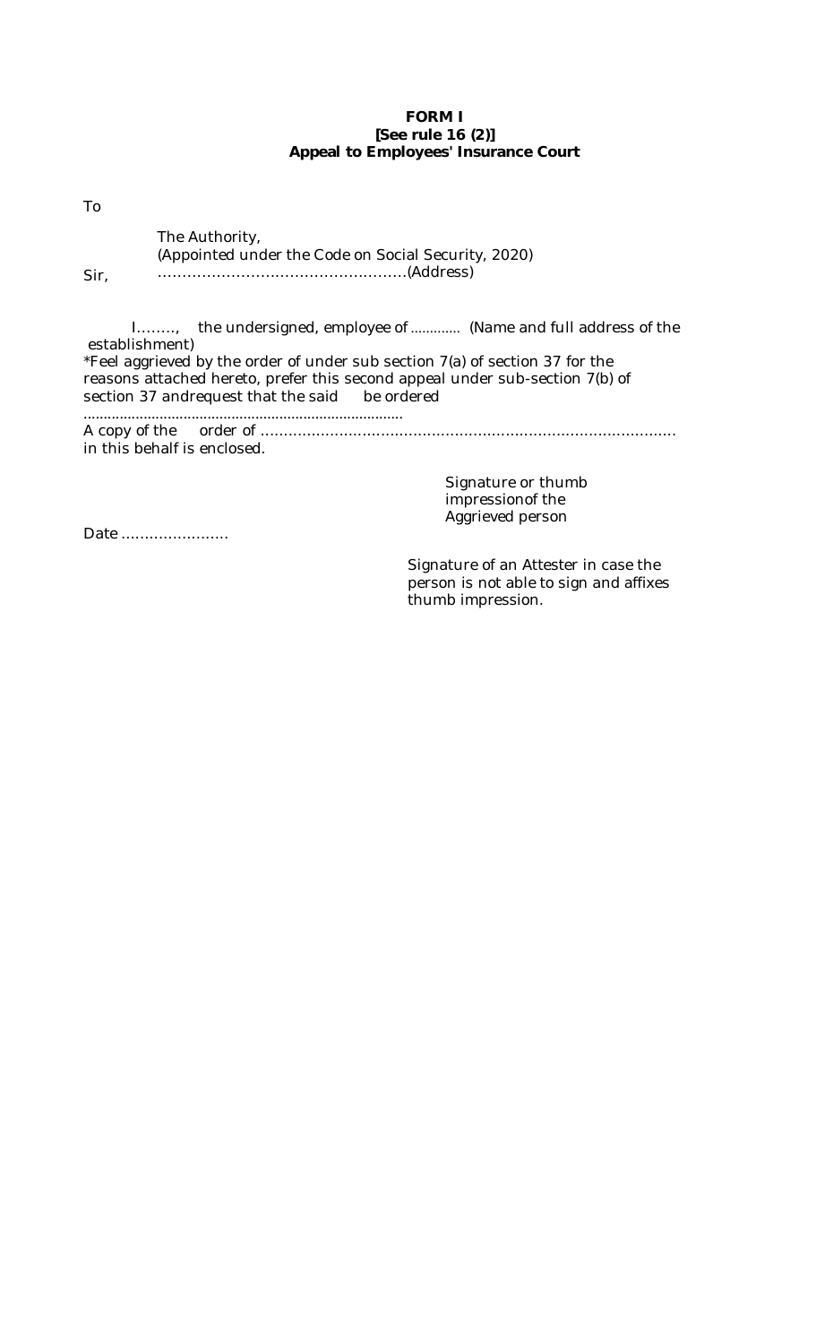**FORM I**
**[See rule 16 (2)]**
**Appeal to Employees' Insurance Court**

To

The Authority,
(Appointed under the Code on Social Security, 2020)
……………………………………………(Address)

Sir,

I…….., the undersigned, employee of ………… (Name and full address of the establishment)
*Feel aggrieved by the order of under sub section 7(a) of section 37 for the reasons attached hereto, prefer this second appeal under sub-section 7(b) of section 37 andrequest that the said be ordered
……………………………………………………………………
A copy of the order of ……………………………………………………………………………
in this behalf is enclosed.

Signature or thumb impressionof the Aggrieved person

Date …………………

Signature of an Attester in case the person is not able to sign and affixes thumb impression.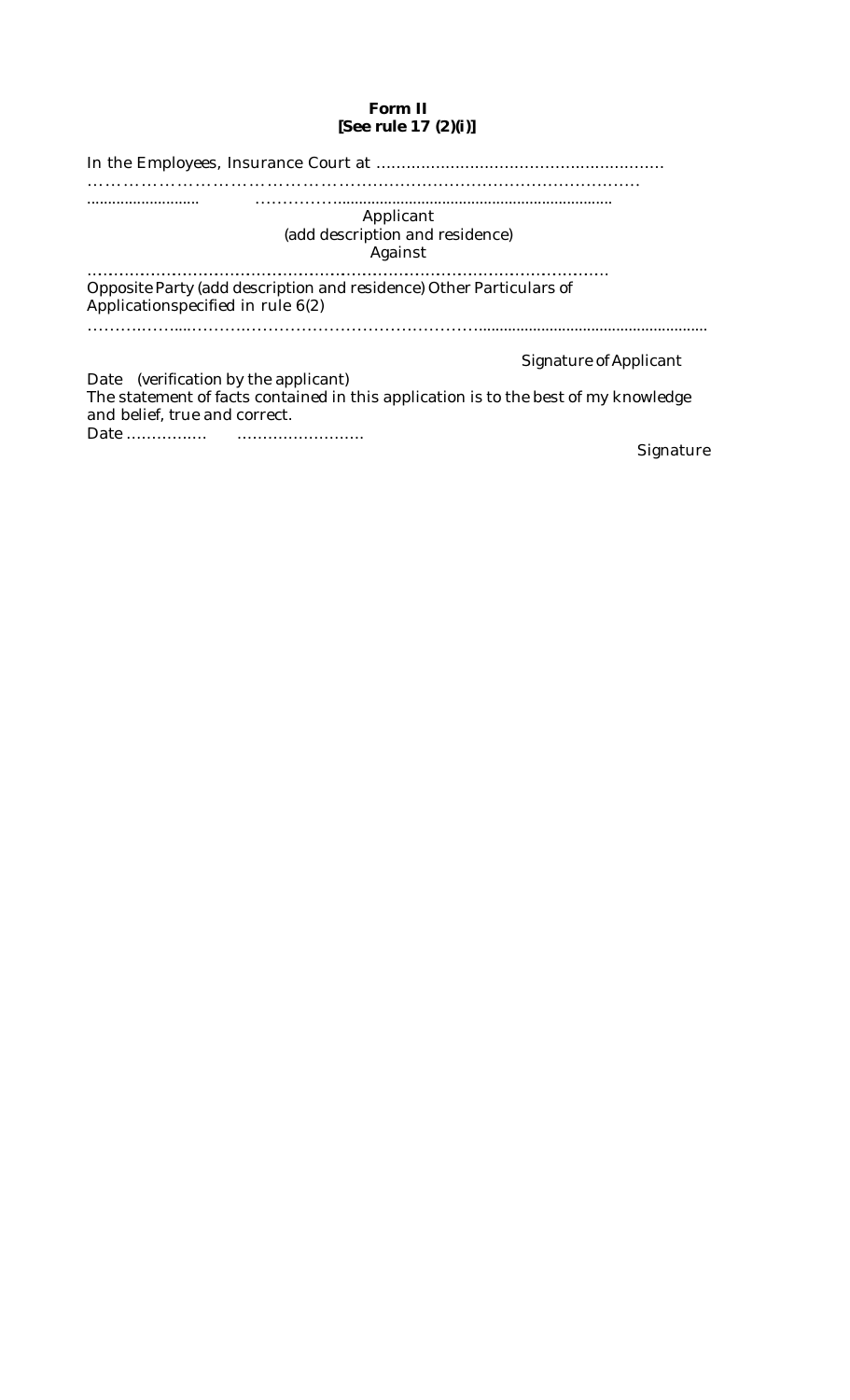**Form II**
**[See rule 17 (2)(i)]**

In the Employees, Insurance Court at ……………………………………………………
……………………………………………………………………………………
……………………… ……………………………………………………………………

Applicant
(add description and residence)
Against

……………………………………………………………………………………
Opposite Party (add description and residence) Other Particulars of Applicationspecified in rule 6(2)
……………………………………………………………………………………………………

Signature of Applicant

Date (verification by the applicant)
The statement of facts contained in this application is to the best of my knowledge and belief, true and correct.
Date ……………. …………………….

Signature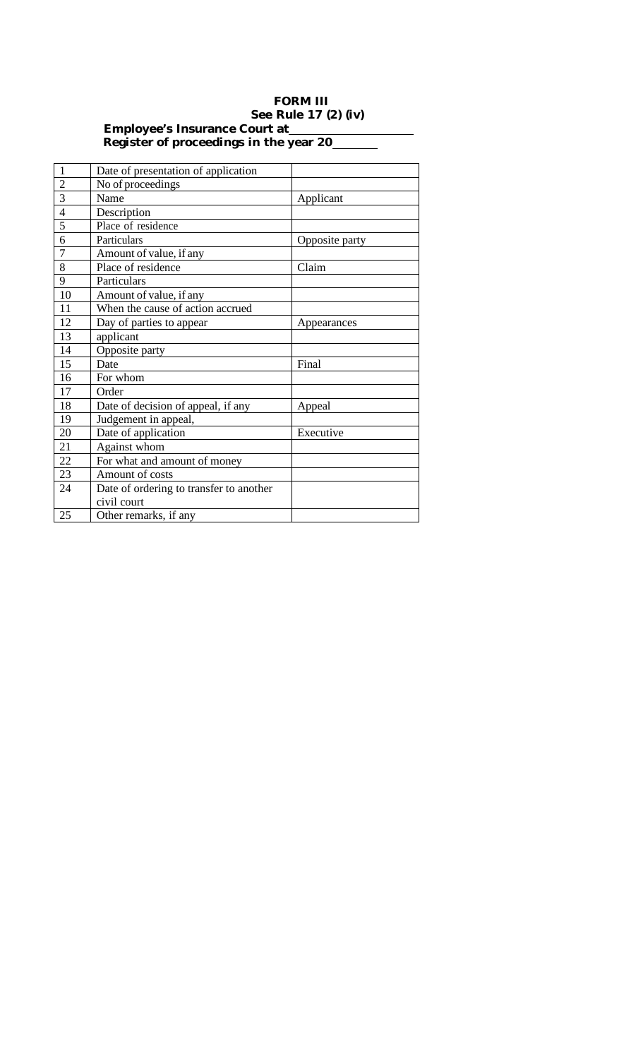# FORM III

**See Rule 17 (2) (iv)**

**Employee's Insurance Court at\_\_\_\_\_\_\_\_\_\_\_\_\_\_\_\_\_\_\_\_**

**Register of proceedings in the year 20\_\_\_\_\_\_\_**

| | | |
|---|---|---|
| 1 | Date of presentation of application | |
| 2 | No of proceedings | |
| 3 | Name | Applicant |
| 4 | Description | |
| 5 | Place of residence | |
| 6 | Particulars | Opposite party |
| 7 | Amount of value, if any | |
| 8 | Place of residence | Claim |
| 9 | Particulars | |
| 10 | Amount of value, if any | |
| 11 | When the cause of action accrued | |
| 12 | Day of parties to appear | Appearances |
| 13 | applicant | |
| 14 | Opposite party | |
| 15 | Date | Final |
| 16 | For whom | |
| 17 | Order | |
| 18 | Date of decision of appeal, if any | Appeal |
| 19 | Judgement in appeal, | |
| 20 | Date of application | Executive |
| 21 | Against whom | |
| 22 | For what and amount of money | |
| 23 | Amount of costs | |
| 24 | Date of ordering to transfer to another civil court | |
| 25 | Other remarks, if any | |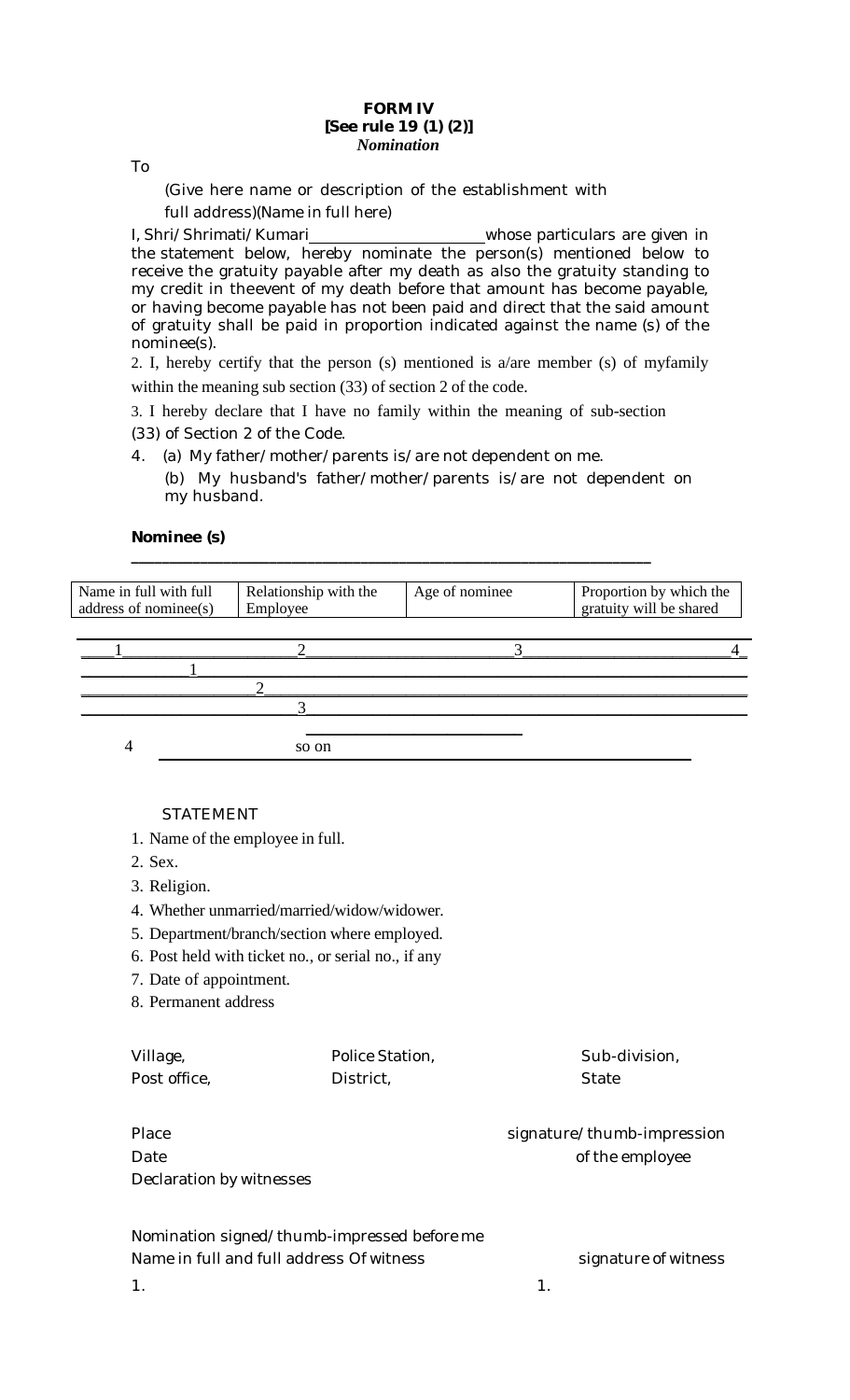**FORM IV**
**[See rule 19 (1) (2)]**
***Nomination***

To

(Give here name or description of the establishment with full address)(Name in full here)

I, Shri/Shrimati/Kumari\_\_\_\_\_\_\_\_\_\_\_\_\_\_\_\_\_\_\_\_whose particulars are given in the statement below, hereby nominate the person(s) mentioned below to receive the gratuity payable after my death as also the gratuity standing to my credit in theevent of my death before that amount has become payable, or having become payable has not been paid and direct that the said amount of gratuity shall be paid in proportion indicated against the name (s) of the nominee(s).

2. I, hereby certify that the person (s) mentioned is a/are member (s) of myfamily within the meaning sub section (33) of section 2 of the code.

3. I hereby declare that I have no family within the meaning of sub-section (33) of Section 2 of the Code.

4. (a) My father/mother/parents is/are not dependent on me.

(b) My husband's father/mother/parents is/are not dependent on my husband.

**Nominee (s)**

| Name in full with full address of nominee(s) | Relationship with the Employee | Age of nominee | Proportion by which the gratuity will be shared |
|---|---|---|---|
| 1 | 2 | 3 | 4 |
| 1 | | | |
| 2 | | | |
| 3 | | | |
| 4 so on | | | |

STATEMENT

1. Name of the employee in full.
2. Sex.
3. Religion.
4. Whether unmarried/married/widow/widower.
5. Department/branch/section where employed.
6. Post held with ticket no., or serial no., if any
7. Date of appointment.
8. Permanent address

Village, Police Station, Sub-division,
Post office, District, State

Place
Date

signature/thumb-impression of the employee

Declaration by witnesses

Nomination signed/thumb-impressed before me

Name in full and full address Of witness — signature of witness

1. 1.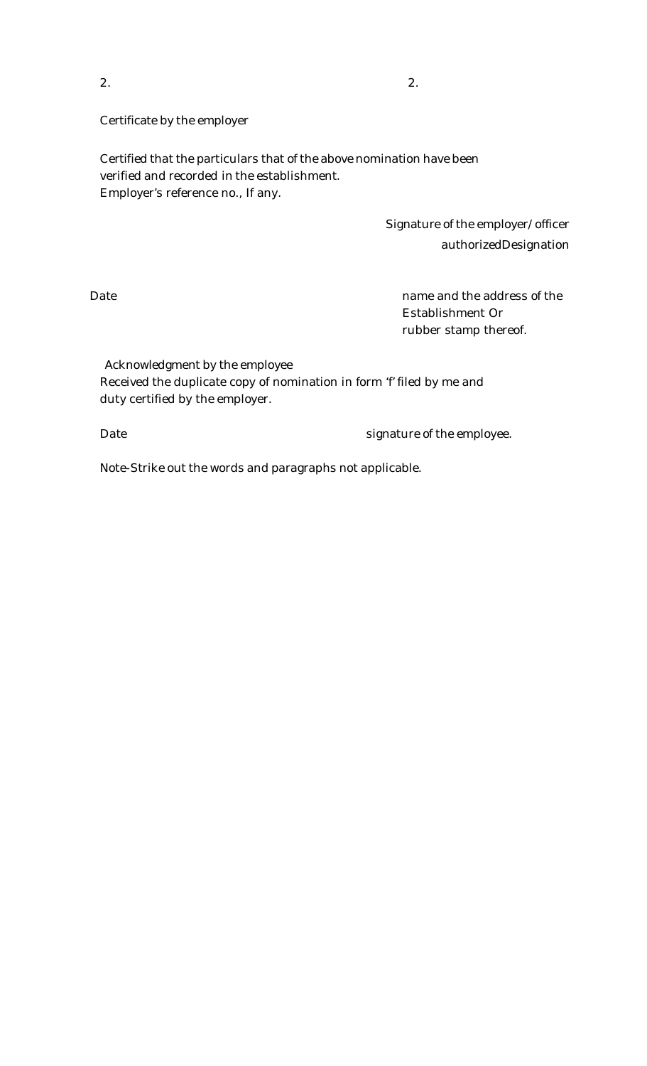2. &nbsp;&nbsp;&nbsp;&nbsp;&nbsp;&nbsp;&nbsp;&nbsp;&nbsp;&nbsp;&nbsp;&nbsp;&nbsp;&nbsp;&nbsp;&nbsp;&nbsp;&nbsp;&nbsp;&nbsp;&nbsp;&nbsp;&nbsp;&nbsp;&nbsp;&nbsp;&nbsp;&nbsp;&nbsp;&nbsp;&nbsp;&nbsp;&nbsp;&nbsp;&nbsp;&nbsp;&nbsp;&nbsp;&nbsp;&nbsp; 2.

Certificate by the employer

Certified that the particulars that of the above nomination have been verified and recorded in the establishment.
Employer's reference no., If any.

Signature of the employer/ officer
authorizedDesignation

Date

name and the address of the
Establishment Or
rubber stamp thereof.

Acknowledgment by the employee
Received the duplicate copy of nomination in form 'f' filed by me and duty certified by the employer.

Date &nbsp;&nbsp;&nbsp;&nbsp;&nbsp;&nbsp;&nbsp;&nbsp;&nbsp;&nbsp;&nbsp;&nbsp;&nbsp;&nbsp;&nbsp;&nbsp;&nbsp;&nbsp;&nbsp;&nbsp;&nbsp;&nbsp;&nbsp;&nbsp;&nbsp;&nbsp;&nbsp;&nbsp;&nbsp;&nbsp; signature of the employee.

Note-Strike out the words and paragraphs not applicable.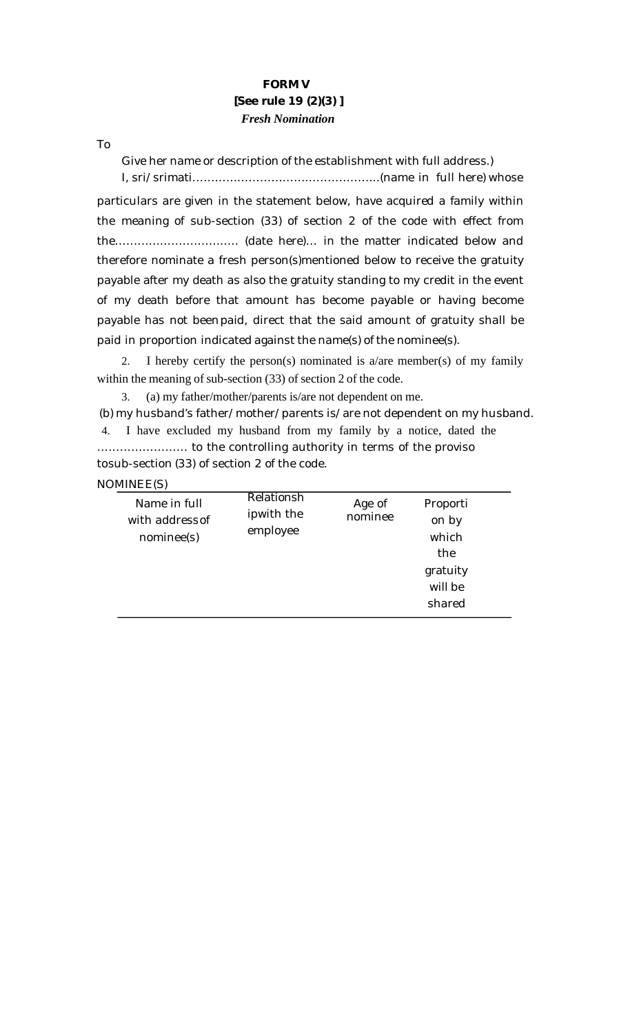**FORM V**

**[See rule 19 (2)(3) ]**

***Fresh Nomination***

To

Give her name or description of the establishment with full address.)

I, sri/srimati…………………………………………..(name in full here) whose particulars are given in the statement below, have acquired a family within the meaning of sub-section (33) of section 2 of the code with effect from the…………………………. (date here)… in the matter indicated below and therefore nominate a fresh person(s)mentioned below to receive the gratuity payable after my death as also the gratuity standing to my credit in the event of my death before that amount has become payable or having become payable has not been paid, direct that the said amount of gratuity shall be paid in proportion indicated against the name(s) of the nominee(s).

2. I hereby certify the person(s) nominated is a/are member(s) of my family within the meaning of sub-section (33) of section 2 of the code.

3. (a) my father/mother/parents is/are not dependent on me.

(b) my husband's father/mother/parents is/are not dependent on my husband.

4. I have excluded my husband from my family by a notice, dated the …………………… to the controlling authority in terms of the proviso tosub-section (33) of section 2 of the code.

NOMINEE(S)

| Name in full with address of nominee(s) | Relationship with the employee | Age of nominee | Proportion by which the gratuity will be shared |
|---|---|---|---|
| | | | |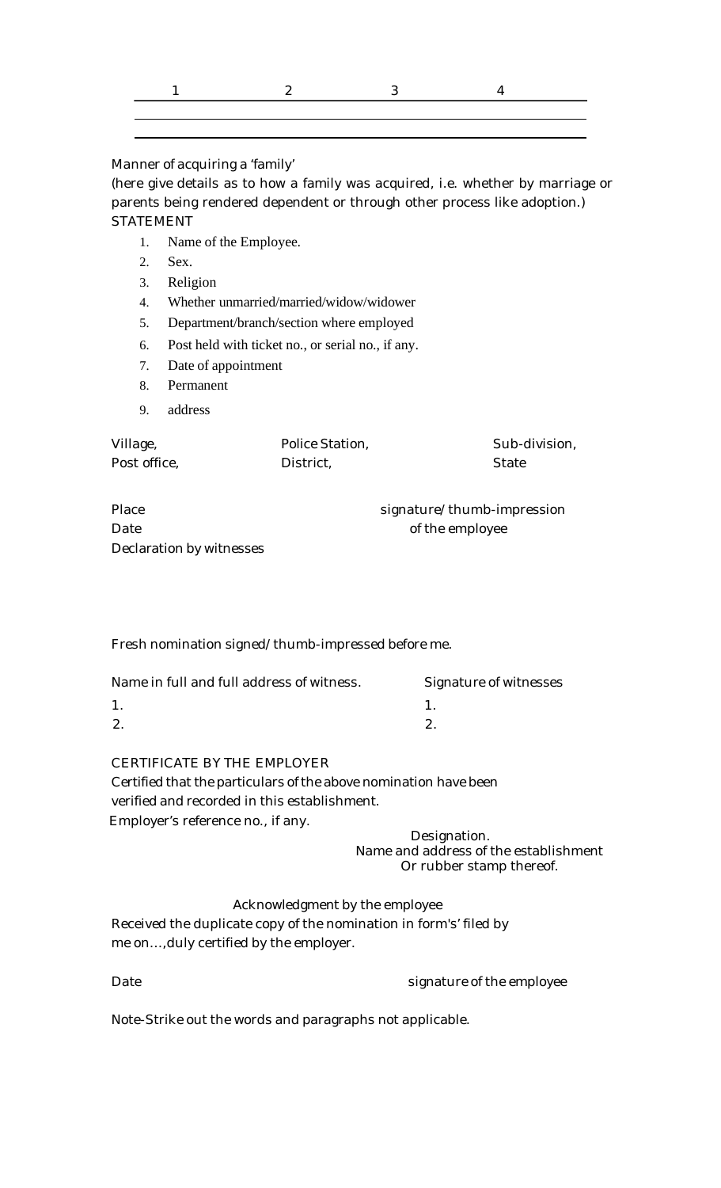| 1 | 2 | 3 | 4 |
|---|---|---|---|
| | | | |

Manner of acquiring a 'family'

(here give details as to how a family was acquired, i.e. whether by marriage or parents being rendered dependent or through other process like adoption.)

STATEMENT

1. Name of the Employee.
2. Sex.
3. Religion
4. Whether unmarried/married/widow/widower
5. Department/branch/section where employed
6. Post held with ticket no., or serial no., if any.
7. Date of appointment
8. Permanent
9. address

Village, Police Station, Sub-division,

Post office, District, State

Place signature/ thumb-impression

Date of the employee

Declaration by witnesses

Fresh nomination signed/ thumb-impressed before me.

| Name in full and full address of witness. | Signature of witnesses |
|---|---|
| 1. | 1. |
| 2. | 2. |

CERTIFICATE BY THE EMPLOYER

Certified that the particulars of the above nomination have been verified and recorded in this establishment.

Employer's reference no., if any.

Designation.

Name and address of the establishment

Or rubber stamp thereof.

Acknowledgment by the employee

Received the duplicate copy of the nomination in form's' filed by me on…,duly certified by the employer.

Date signature of the employee

Note-Strike out the words and paragraphs not applicable.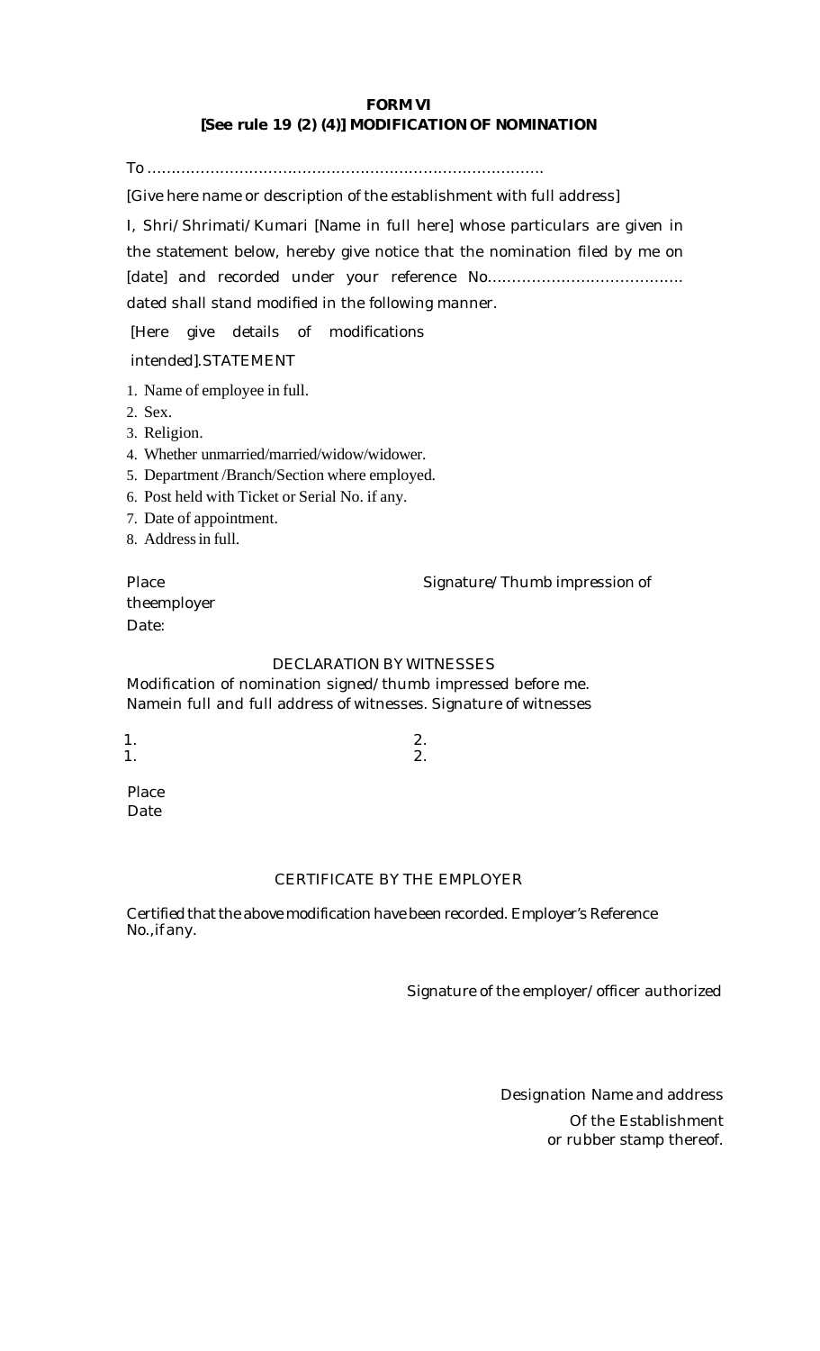**FORM VI**
**[See rule 19 (2) (4)] MODIFICATION OF NOMINATION**

To ……………………………………………………………………….

[Give here name or description of the establishment with full address]

I, Shri/Shrimati/Kumari [Name in full here] whose particulars are given in the statement below, hereby give notice that the nomination filed by me on [date] and recorded under your reference No………………………………… dated shall stand modified in the following manner.

[Here give details of modifications intended].STATEMENT

1. Name of employee in full.
2. Sex.
3. Religion.
4. Whether unmarried/married/widow/widower.
5. Department /Branch/Section where employed.
6. Post held with Ticket or Serial No. if any.
7. Date of appointment.
8. Address in full.

Place  Signature/Thumb impression of theemployer

Date:

DECLARATION BY WITNESSES

Modification of nomination signed/thumb impressed before me.

Namein full and full address of witnesses. Signature of witnesses

| | |
|---|---|
| 1. | 2. |
| 1. | 2. |

Place

Date

CERTIFICATE BY THE EMPLOYER

Certified that the above modification have been recorded. Employer's Reference No.,if any.

Signature of the employer/officer authorized

Designation Name and address

Of the Establishment

or rubber stamp thereof.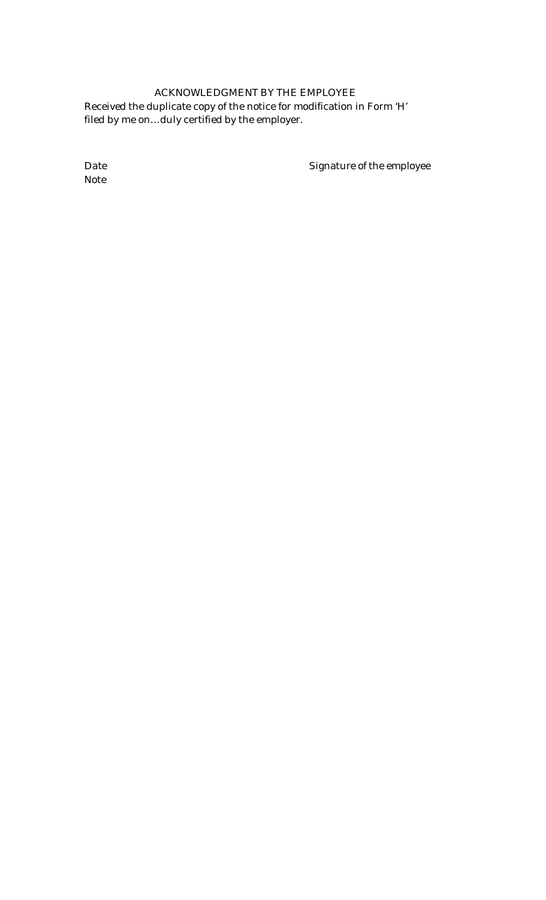## ACKNOWLEDGMENT BY THE EMPLOYEE

Received the duplicate copy of the notice for modification in Form 'H' filed by me on…duly certified by the employer.

Date                                                                                    Signature of the employee

Note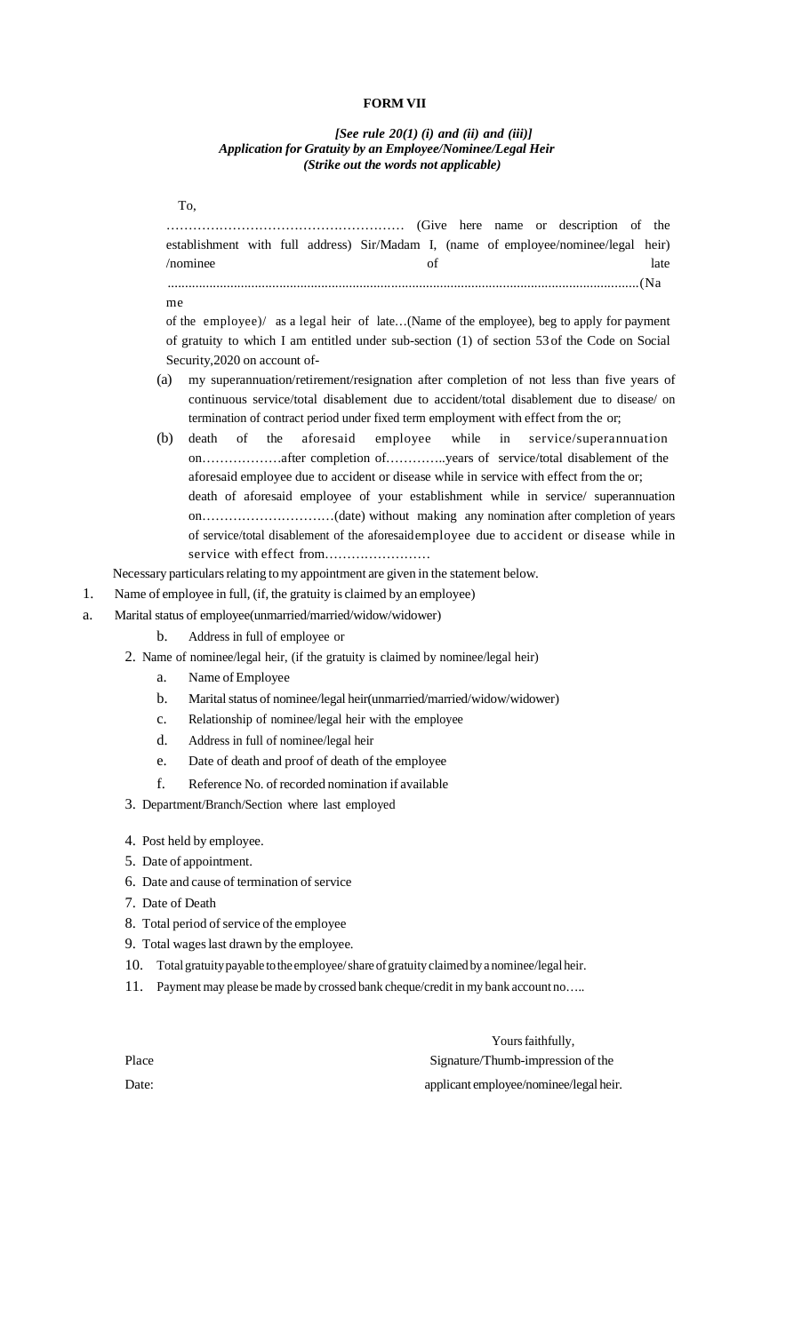**FORM VII**

***[See rule 20(1) (i) and (ii) and (iii)]***
***Application for Gratuity by an Employee/Nominee/Legal Heir***
***(Strike out the words not applicable)***

To,

……………………………………………… (Give here name or description of the establishment with full address) Sir/Madam I, (name of employee/nominee/legal heir) /nominee of late ......................................................................................................................................(Name of the employee)/ as a legal heir of late…(Name of the employee), beg to apply for payment of gratuity to which I am entitled under sub-section (1) of section 53 of the Code on Social Security,2020 on account of-

(a) my superannuation/retirement/resignation after completion of not less than five years of continuous service/total disablement due to accident/total disablement due to disease/ on termination of contract period under fixed term employment with effect from the or;

(b) death of the aforesaid employee while in service/superannuation on………………after completion of…………..years of service/total disablement of the aforesaid employee due to accident or disease while in service with effect from the or; death of aforesaid employee of your establishment while in service/ superannuation on…………………………(date) without making any nomination after completion of years of service/total disablement of the aforesaid employee due to accident or disease while in service with effect from……………………

Necessary particulars relating to my appointment are given in the statement below.

1. Name of employee in full, (if, the gratuity is claimed by an employee)
   a. Marital status of employee(unmarried/married/widow/widower)
   b. Address in full of employee or
2. Name of nominee/legal heir, (if the gratuity is claimed by nominee/legal heir)
   a. Name of Employee
   b. Marital status of nominee/legal heir(unmarried/married/widow/widower)
   c. Relationship of nominee/legal heir with the employee
   d. Address in full of nominee/legal heir
   e. Date of death and proof of death of the employee
   f. Reference No. of recorded nomination if available
3. Department/Branch/Section where last employed
4. Post held by employee.
5. Date of appointment.
6. Date and cause of termination of service
7. Date of Death
8. Total period of service of the employee
9. Total wages last drawn by the employee.
10. Total gratuity payable to the employee/ share of gratuity claimed by a nominee/legal heir.
11. Payment may please be made by crossed bank cheque/credit in my bank account no…..

Yours faithfully,

Place

Signature/Thumb-impression of the

Date:

applicant employee/nominee/legal heir.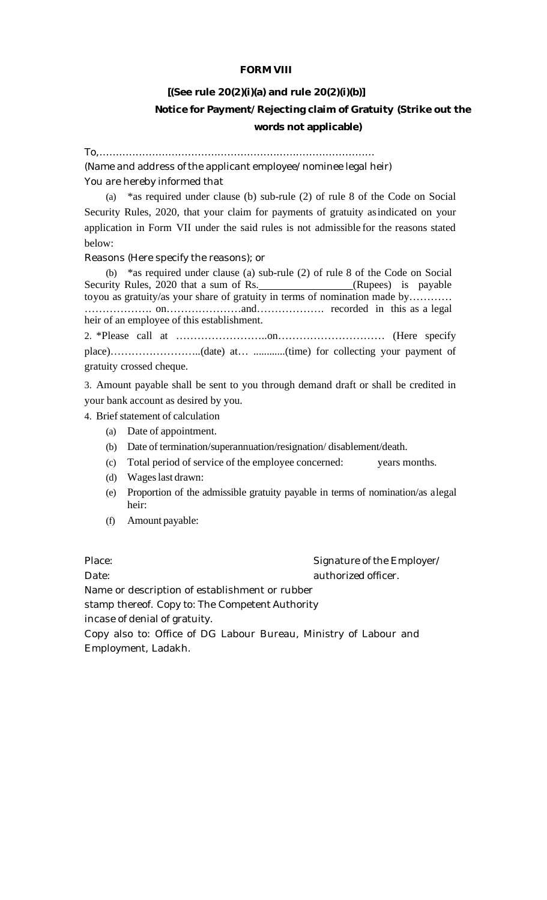**FORM VIII**

**[(See rule 20(2)(i)(a) and rule 20(2)(i)(b)]**

**Notice for Payment/ Rejecting claim of Gratuity (Strike out the words not applicable)**

To,………………………………………………………………………

(Name and address of the applicant employee/ nominee legal heir)

You are hereby informed that

(a) *as required under clause (b) sub-rule (2) of rule 8 of the Code on Social Security Rules, 2020, that your claim for payments of gratuity as indicated on your application in Form VII under the said rules is not admissible for the reasons stated below:

Reasons (Here specify the reasons); or

(b) *as required under clause (a) sub-rule (2) of rule 8 of the Code on Social Security Rules, 2020 that a sum of Rs.________________(Rupees) is payable toyou as gratuity/as your share of gratuity in terms of nomination made by………… ………………. on…………………and………………. recorded in this as a legal heir of an employee of this establishment.

2. *Please call at ……………………..on………………………… (Here specify place)……………………..(date) at… ............(time) for collecting your payment of gratuity crossed cheque.

3. Amount payable shall be sent to you through demand draft or shall be credited in your bank account as desired by you.

4. Brief statement of calculation

(a) Date of appointment.

(b) Date of termination/superannuation/resignation/ disablement/death.

(c) Total period of service of the employee concerned: years months.

(d) Wages last drawn:

(e) Proportion of the admissible gratuity payable in terms of nomination/as alegal heir:

(f) Amount payable:

Place:

Date:

Signature of the Employer/ authorized officer.

Name or description of establishment or rubber stamp thereof. Copy to: The Competent Authority incase of denial of gratuity.

Copy also to: Office of DG Labour Bureau, Ministry of Labour and Employment, Ladakh.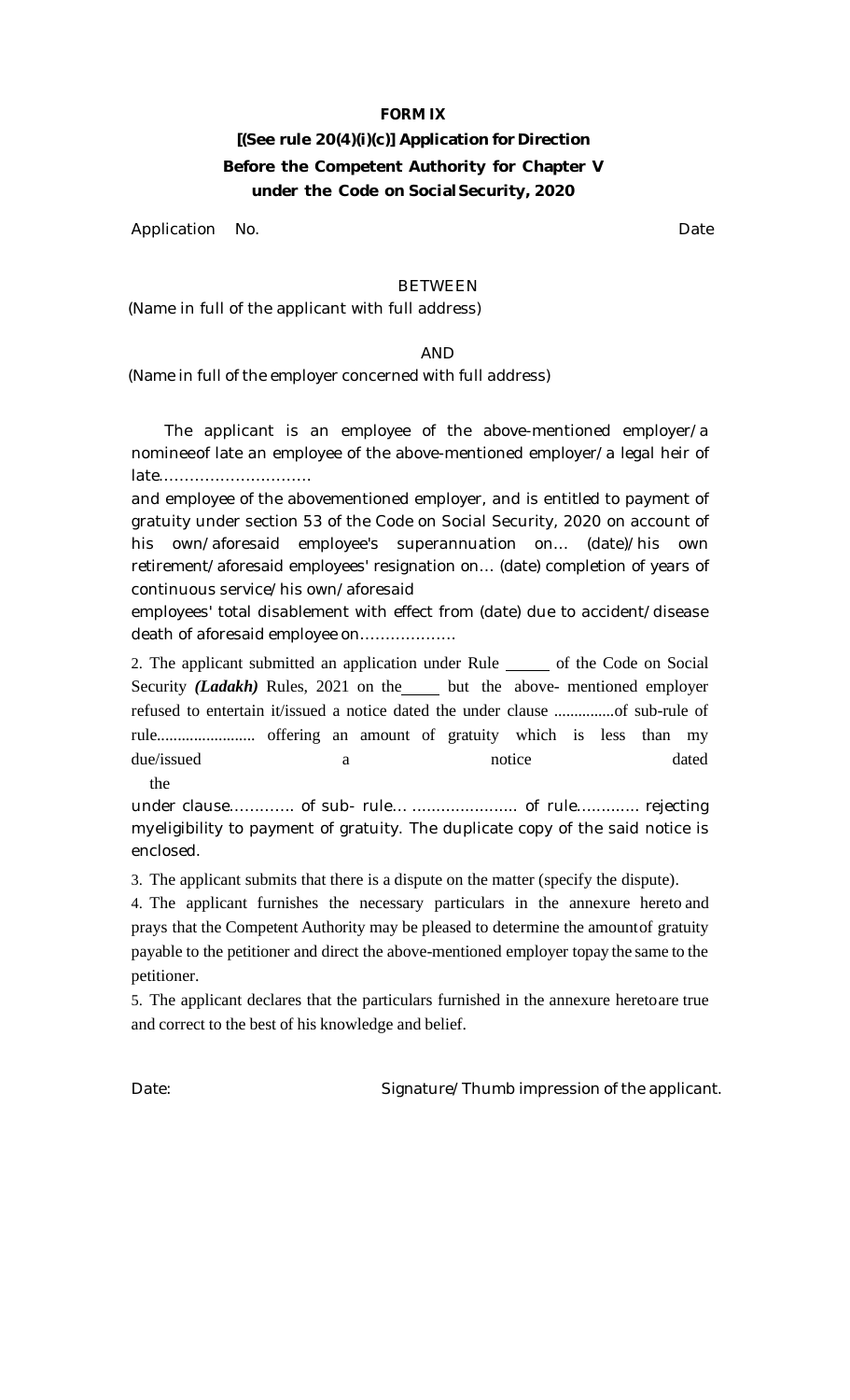**FORM IX**

**[(See rule 20(4)(i)(c)] Application for Direction Before the Competent Authority for Chapter V under the Code on Social Security, 2020**

Application No. Date

BETWEEN

(Name in full of the applicant with full address)

AND

(Name in full of the employer concerned with full address)

The applicant is an employee of the above-mentioned employer/a nomineeof late an employee of the above-mentioned employer/a legal heir of late..............................
and employee of the abovementioned employer, and is entitled to payment of gratuity under section 53 of the Code on Social Security, 2020 on account of his own/aforesaid employee's superannuation on... (date)/his own retirement/aforesaid employees' resignation on... (date) completion of years of continuous service/his own/aforesaid
employees' total disablement with effect from (date) due to accident/disease death of aforesaid employee on...................

2. The applicant submitted an application under Rule _____ of the Code on Social Security *(Ladakh)* Rules, 2021 on the_____ but the above- mentioned employer refused to entertain it/issued a notice dated the under clause ...............of sub-rule of rule........................ offering an amount of gratuity which is less than my due/issued a notice dated the
under clause............ of sub- rule... ..................... of rule............ rejecting myeligibility to payment of gratuity. The duplicate copy of the said notice is enclosed.

3. The applicant submits that there is a dispute on the matter (specify the dispute).

4. The applicant furnishes the necessary particulars in the annexure hereto and prays that the Competent Authority may be pleased to determine the amountof gratuity payable to the petitioner and direct the above-mentioned employer topay the same to the petitioner.

5. The applicant declares that the particulars furnished in the annexure heretoare true and correct to the best of his knowledge and belief.

Date: Signature/Thumb impression of the applicant.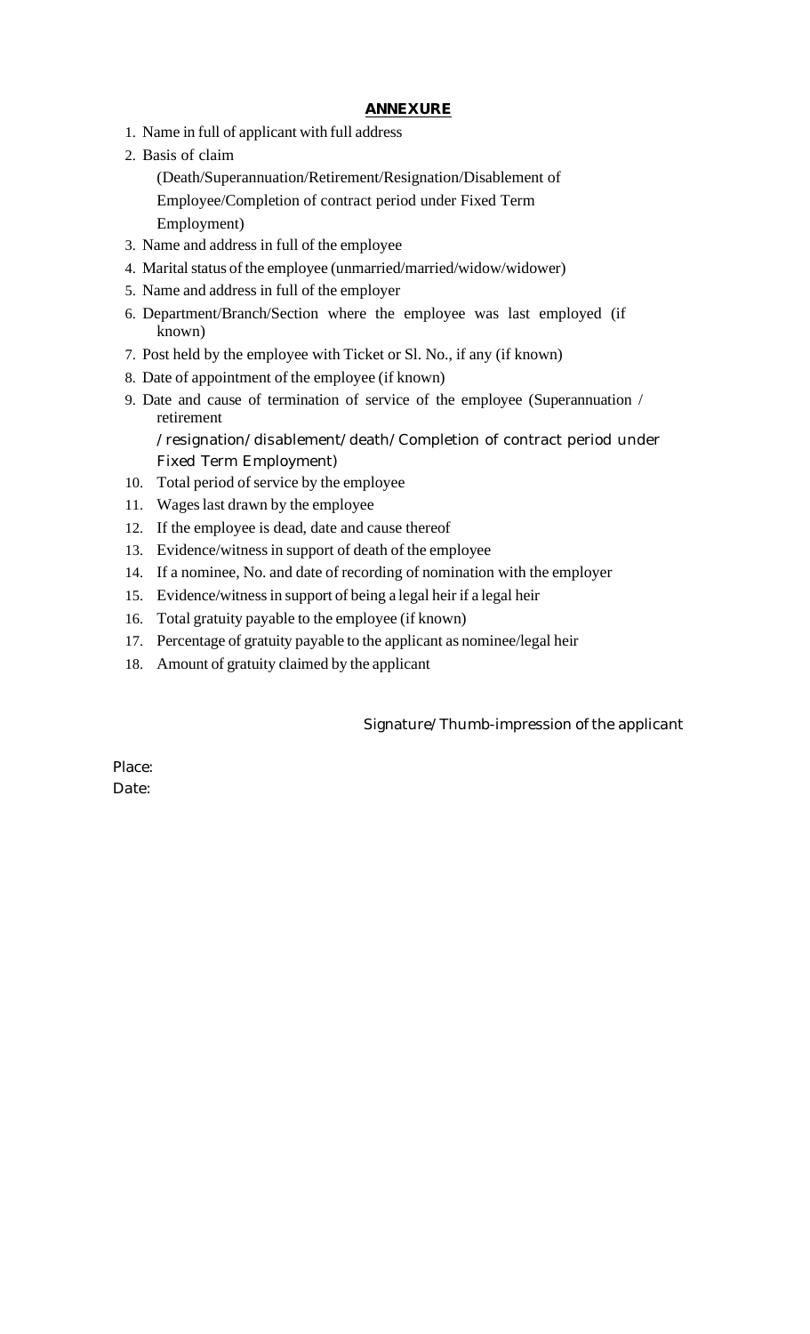## **ANNEXURE**

1. Name in full of applicant with full address
2. Basis of claim

   (Death/Superannuation/Retirement/Resignation/Disablement of Employee/Completion of contract period under Fixed Term Employment)
3. Name and address in full of the employee
4. Marital status of the employee (unmarried/married/widow/widower)
5. Name and address in full of the employer
6. Department/Branch/Section where the employee was last employed (if known)
7. Post held by the employee with Ticket or Sl. No., if any (if known)
8. Date of appointment of the employee (if known)
9. Date and cause of termination of service of the employee (Superannuation / retirement

   /resignation/disablement/death/Completion of contract period under Fixed Term Employment)
10. Total period of service by the employee
11. Wages last drawn by the employee
12. If the employee is dead, date and cause thereof
13. Evidence/witness in support of death of the employee
14. If a nominee, No. and date of recording of nomination with the employer
15. Evidence/witness in support of being a legal heir if a legal heir
16. Total gratuity payable to the employee (if known)
17. Percentage of gratuity payable to the applicant as nominee/legal heir
18. Amount of gratuity claimed by the applicant

Signature/Thumb-impression of the applicant

Place:

Date: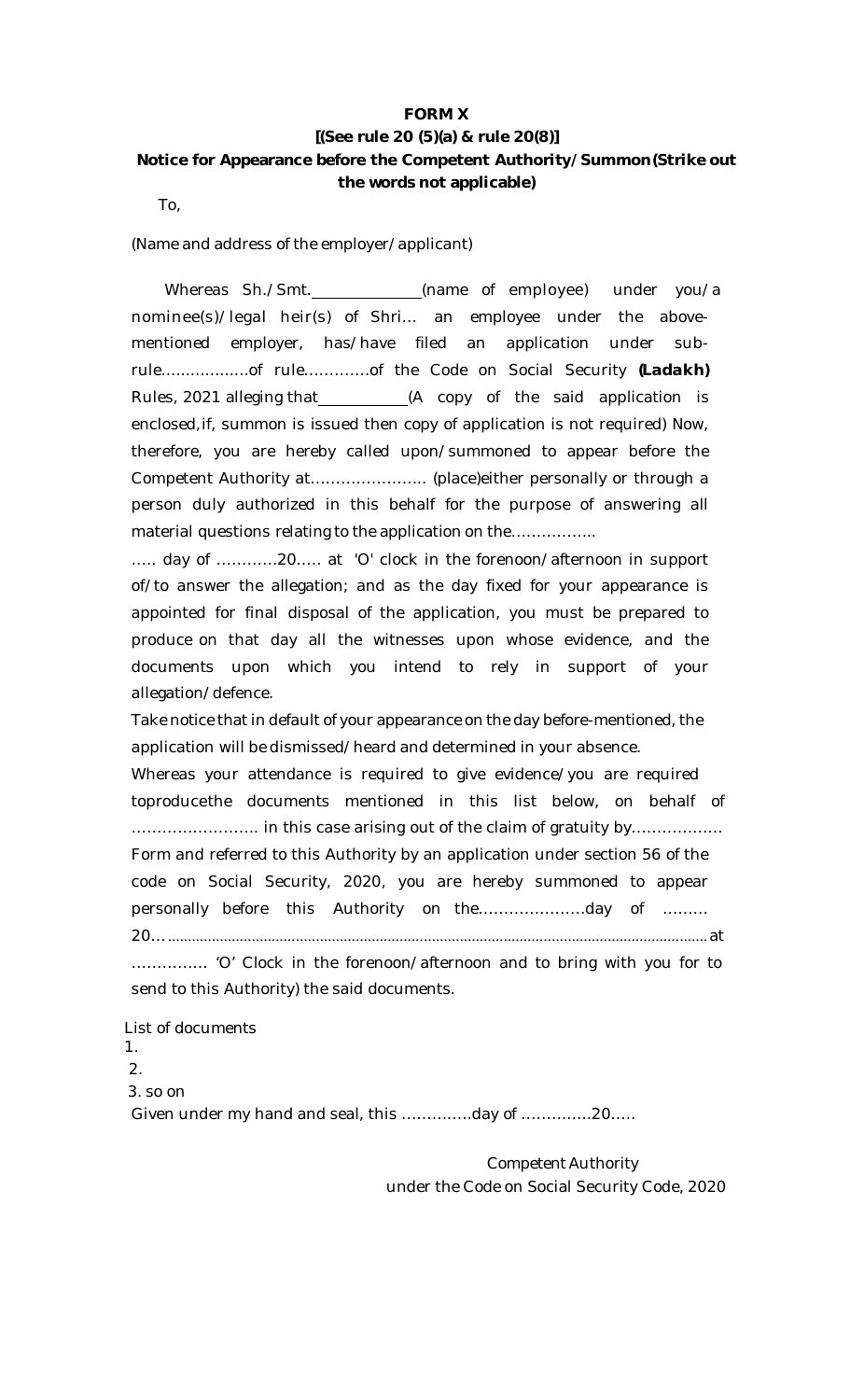**FORM X**

**[(See rule 20 (5)(a) & rule 20(8)]**

**Notice for Appearance before the Competent Authority/Summon(Strike out the words not applicable)**

To,

(Name and address of the employer/applicant)

Whereas Sh./Smt.______________(name of employee) under you/a nominee(s)/legal heir(s) of Shri… an employee under the above-mentioned employer, has/have filed an application under sub-rule………………of rule…………of the Code on Social Security **(Ladakh)** Rules, 2021 alleging that___________(A copy of the said application is enclosed,if, summon is issued then copy of application is not required) Now, therefore, you are hereby called upon/summoned to appear before the Competent Authority at………………….. (place)either personally or through a person duly authorized in this behalf for the purpose of answering all material questions relating to the application on the……………..

….. day of …………20….. at 'O' clock in the forenoon/afternoon in support of/to answer the allegation; and as the day fixed for your appearance is appointed for final disposal of the application, you must be prepared to produce on that day all the witnesses upon whose evidence, and the documents upon which you intend to rely in support of your allegation/defence.

Take notice that in default of your appearance on the day before-mentioned, the application will be dismissed/heard and determined in your absence.

Whereas your attendance is required to give evidence/you are required toproducethe documents mentioned in this list below, on behalf of ……………………. in this case arising out of the claim of gratuity by……………… Form and referred to this Authority by an application under section 56 of the code on Social Security, 2020, you are hereby summoned to appear personally before this Authority on the…………………day of ……… 20….......................................................................................................................................at …………… 'O' Clock in the forenoon/afternoon and to bring with you for to send to this Authority) the said documents.

List of documents

1.

2.

3. so on

Given under my hand and seal, this ………….day of ………….20…..

Competent Authority

under the Code on Social Security Code, 2020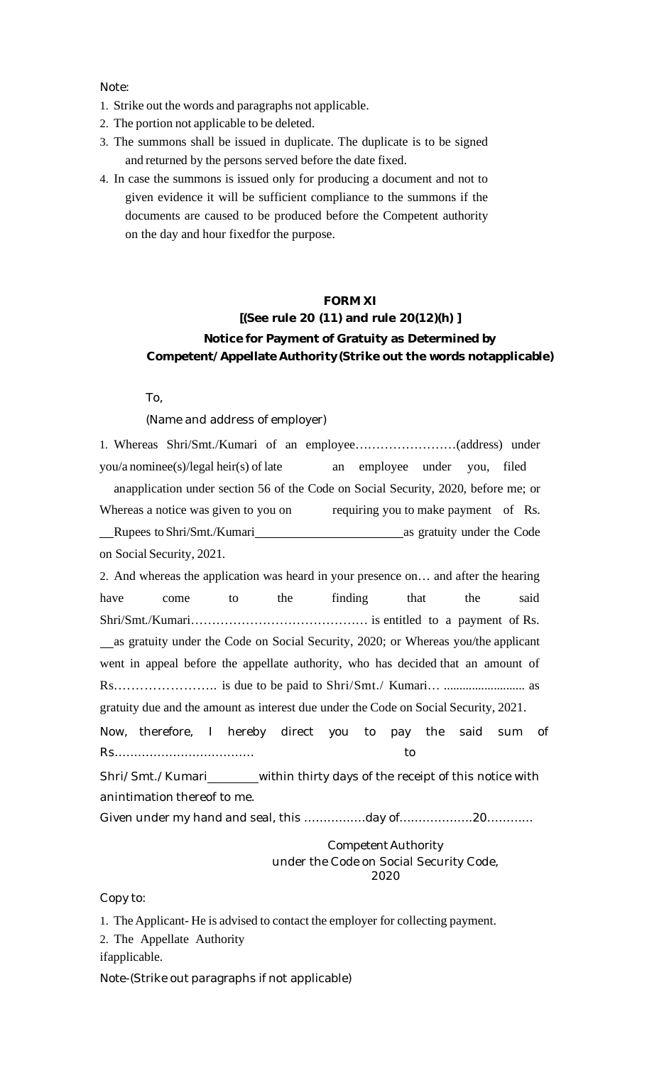Note:

1. Strike out the words and paragraphs not applicable.
2. The portion not applicable to be deleted.
3. The summons shall be issued in duplicate. The duplicate is to be signed and returned by the persons served before the date fixed.
4. In case the summons is issued only for producing a document and not to given evidence it will be sufficient compliance to the summons if the documents are caused to be produced before the Competent authority on the day and hour fixedfor the purpose.

**FORM XI**

**[(See rule 20 (11) and rule 20(12)(h) ]**

**Notice for Payment of Gratuity as Determined by Competent/ Appellate Authority (Strike out the words notapplicable)**

To,

(Name and address of employer)

1. Whereas Shri/Smt./Kumari of an employee……………………(address) under you/a nominee(s)/legal heir(s) of late an employee under you, filed anapplication under section 56 of the Code on Social Security, 2020, before me; or Whereas a notice was given to you on requiring you to make payment of Rs. \_\_Rupees to Shri/Smt./Kumari\_\_\_\_\_\_\_\_\_\_\_\_\_\_\_\_\_\_\_\_\_\_\_\_as gratuity under the Code on Social Security, 2021.

2. And whereas the application was heard in your presence on… and after the hearing have come to the finding that the said Shri/Smt./Kumari…………………………………… is entitled to a payment of Rs. \_\_as gratuity under the Code on Social Security, 2020; or Whereas you/the applicant went in appeal before the appellate authority, who has decided that an amount of Rs……………………. is due to be paid to Shri/Smt./ Kumari… ......................... as gratuity due and the amount as interest due under the Code on Social Security, 2021.

Now, therefore, I hereby direct you to pay the said sum of Rs……………………………… to Shri/Smt./Kumari\_\_\_\_\_\_\_\_within thirty days of the receipt of this notice with anintimation thereof to me.

Given under my hand and seal, this ……………day of………………20………..

Competent Authority
under the Code on Social Security Code, 2020

Copy to:

1. The Applicant- He is advised to contact the employer for collecting payment.
2. The Appellate Authority ifapplicable.

Note-(Strike out paragraphs if not applicable)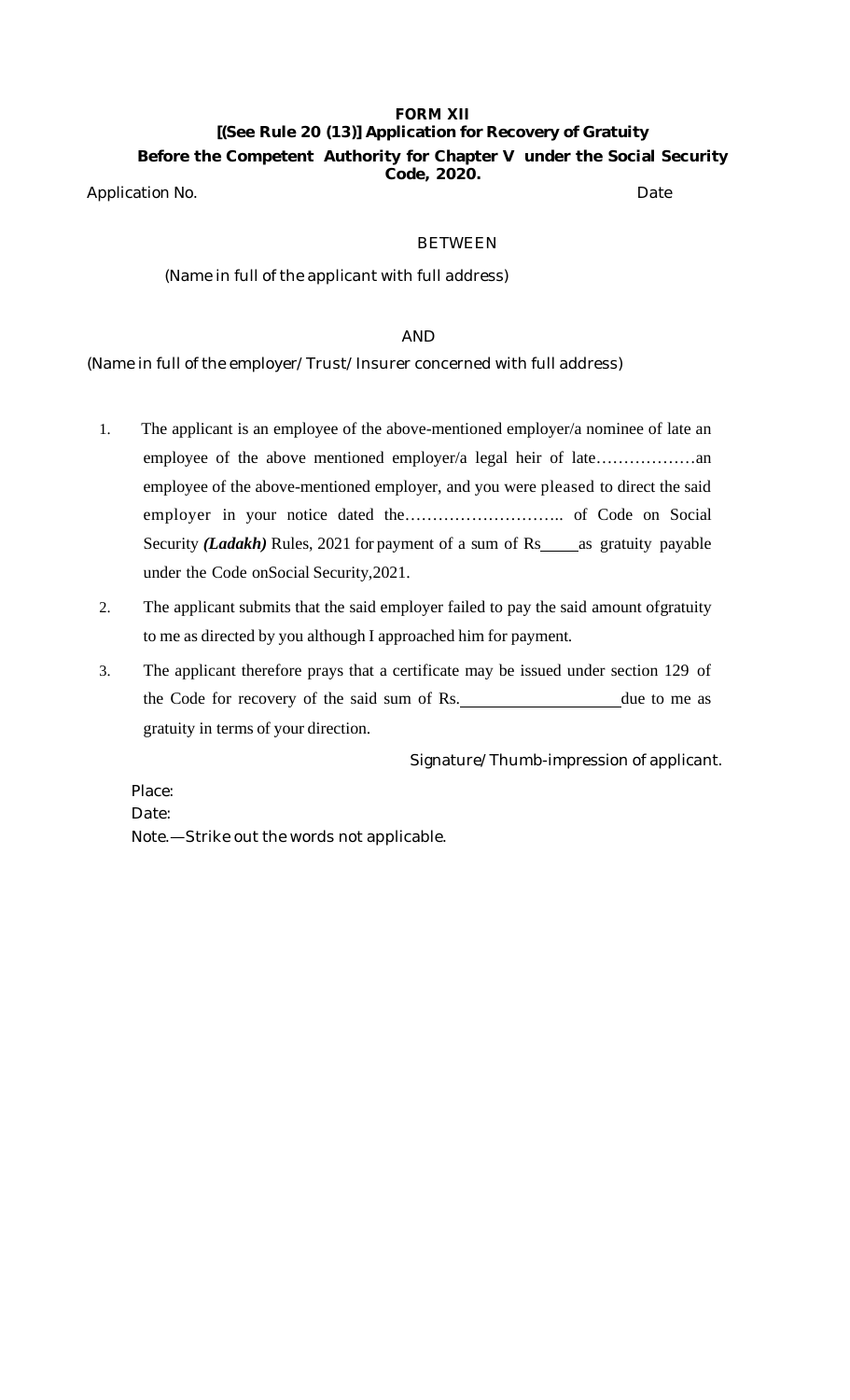**FORM XII**

**[(See Rule 20 (13)] Application for Recovery of Gratuity**

**Before the Competent Authority for Chapter V under the Social Security Code, 2020.**

Application No. Date

BETWEEN

(Name in full of the applicant with full address)

AND

(Name in full of the employer/Trust/Insurer concerned with full address)

1. The applicant is an employee of the above-mentioned employer/a nominee of late an employee of the above mentioned employer/a legal heir of late………………an employee of the above-mentioned employer, and you were pleased to direct the said employer in your notice dated the……………………….. of Code on Social Security ***(Ladakh)*** Rules, 2021 for payment of a sum of Rs____as gratuity payable under the Code onSocial Security,2021.
2. The applicant submits that the said employer failed to pay the said amount ofgratuity to me as directed by you although I approached him for payment.
3. The applicant therefore prays that a certificate may be issued under section 129 of the Code for recovery of the said sum of Rs.___________________due to me as gratuity in terms of your direction.

Signature/Thumb-impression of applicant.

Place:

Date:

Note.—Strike out the words not applicable.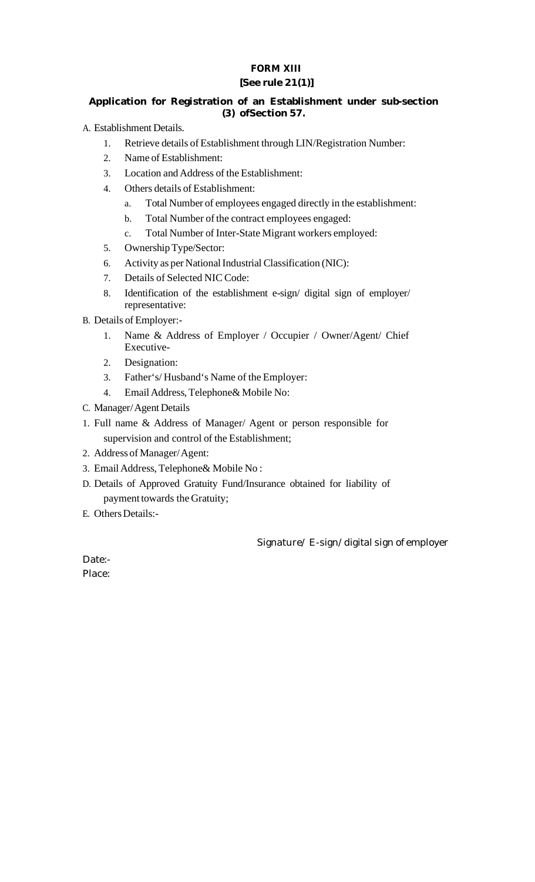**FORM XIII**

**[See rule 21(1)]**

**Application for Registration of an Establishment under sub-section (3) ofSection 57.**

A. Establishment Details.

1. Retrieve details of Establishment through LIN/Registration Number:
2. Name of Establishment:
3. Location and Address of the Establishment:
4. Others details of Establishment:
   a. Total Number of employees engaged directly in the establishment:
   b. Total Number of the contract employees engaged:
   c. Total Number of Inter-State Migrant workers employed:
5. Ownership Type/Sector:
6. Activity as per National Industrial Classification (NIC):
7. Details of Selected NIC Code:
8. Identification of the establishment e-sign/ digital sign of employer/ representative:

B. Details of Employer:-

1. Name & Address of Employer / Occupier / Owner/Agent/ Chief Executive-
2. Designation:
3. Father's/ Husband's Name of the Employer:
4. Email Address, Telephone& Mobile No:

C. Manager/Agent Details

1. Full name & Address of Manager/ Agent or person responsible for supervision and control of the Establishment;
2. Address of Manager/Agent:
3. Email Address, Telephone& Mobile No :

D. Details of Approved Gratuity Fund/Insurance obtained for liability of payment towards the Gratuity;

E. Others Details:-

Signature/ E-sign/ digital sign of employer

Date:-

Place: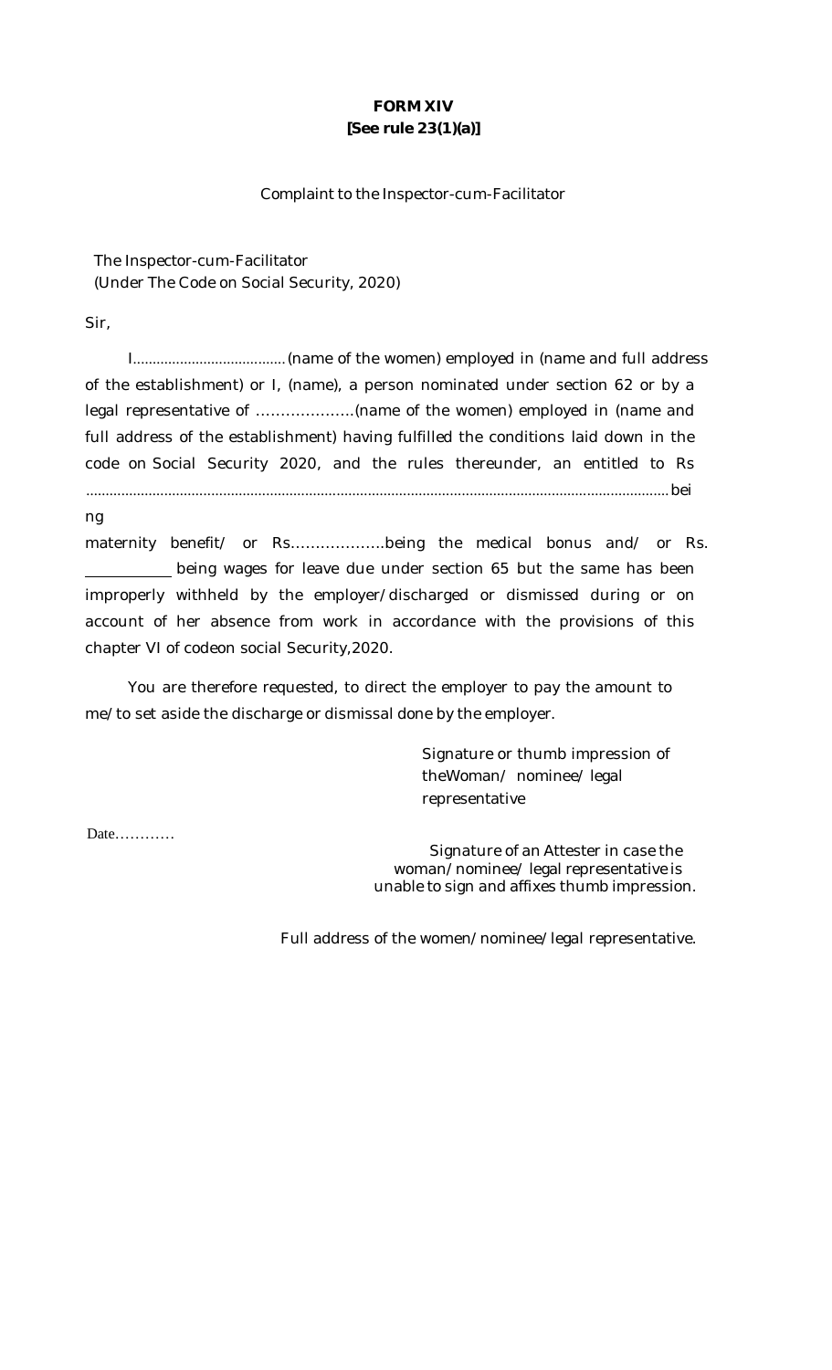**FORM XIV**
**[See rule 23(1)(a)]**

Complaint to the Inspector-cum-Facilitator

The Inspector-cum-Facilitator
(Under The Code on Social Security, 2020)

Sir,

I.......................................(name of the women) employed in (name and full address of the establishment) or I, (name), a person nominated under section 62 or by a legal representative of ……………….(name of the women) employed in (name and full address of the establishment) having fulfilled the conditions laid down in the code on Social Security 2020, and the rules thereunder, an entitled to Rs ..................................................................................................................................................bei ng maternity benefit/ or Rs……………….being the medical bonus and/ or Rs. ___________ being wages for leave due under section 65 but the same has been improperly withheld by the employer/discharged or dismissed during or on account of her absence from work in accordance with the provisions of this chapter VI of codeon social Security,2020.

You are therefore requested, to direct the employer to pay the amount to me/to set aside the discharge or dismissal done by the employer.

Signature or thumb impression of theWoman/ nominee/ legal representative

Date…………

Signature of an Attester in case the woman/nominee/ legal representative is unable to sign and affixes thumb impression.

Full address of the women/nominee/legal representative.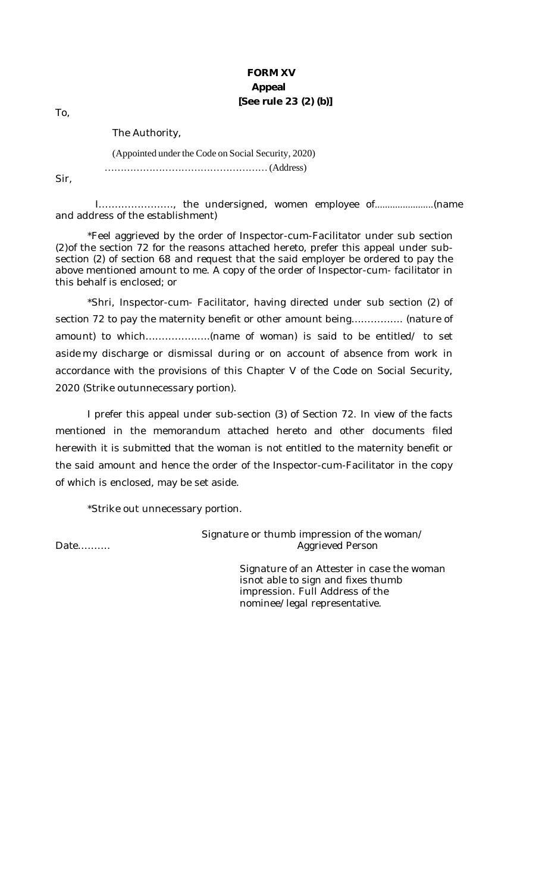# FORM XV

## Appeal

**[See rule 23 (2) (b)]**

To,

The Authority,

(Appointed under the Code on Social Security, 2020)

…………………………………………… (Address)

Sir,

I……………………, the undersigned, women employee of.....................(name and address of the establishment)

*Feel aggrieved by the order of Inspector-cum-Facilitator under sub section (2)of the section 72 for the reasons attached hereto, prefer this appeal under sub-section (2) of section 68 and request that the said employer be ordered to pay the above mentioned amount to me. A copy of the order of Inspector-cum- facilitator in this behalf is enclosed; or

*Shri, Inspector-cum- Facilitator, having directed under sub section (2) of section 72 to pay the maternity benefit or other amount being……………. (nature of amount) to which………………..(name of woman) is said to be entitled/ to set aside my discharge or dismissal during or on account of absence from work in accordance with the provisions of this Chapter V of the Code on Social Security, 2020 (Strike outunnecessary portion).

I prefer this appeal under sub-section (3) of Section 72. In view of the facts mentioned in the memorandum attached hereto and other documents filed herewith it is submitted that the woman is not entitled to the maternity benefit or the said amount and hence the order of the Inspector-cum-Facilitator in the copy of which is enclosed, may be set aside.

*Strike out unnecessary portion.

Date……….

Signature or thumb impression of the woman/ Aggrieved Person

Signature of an Attester in case the woman isnot able to sign and fixes thumb impression. Full Address of the nominee/legal representative.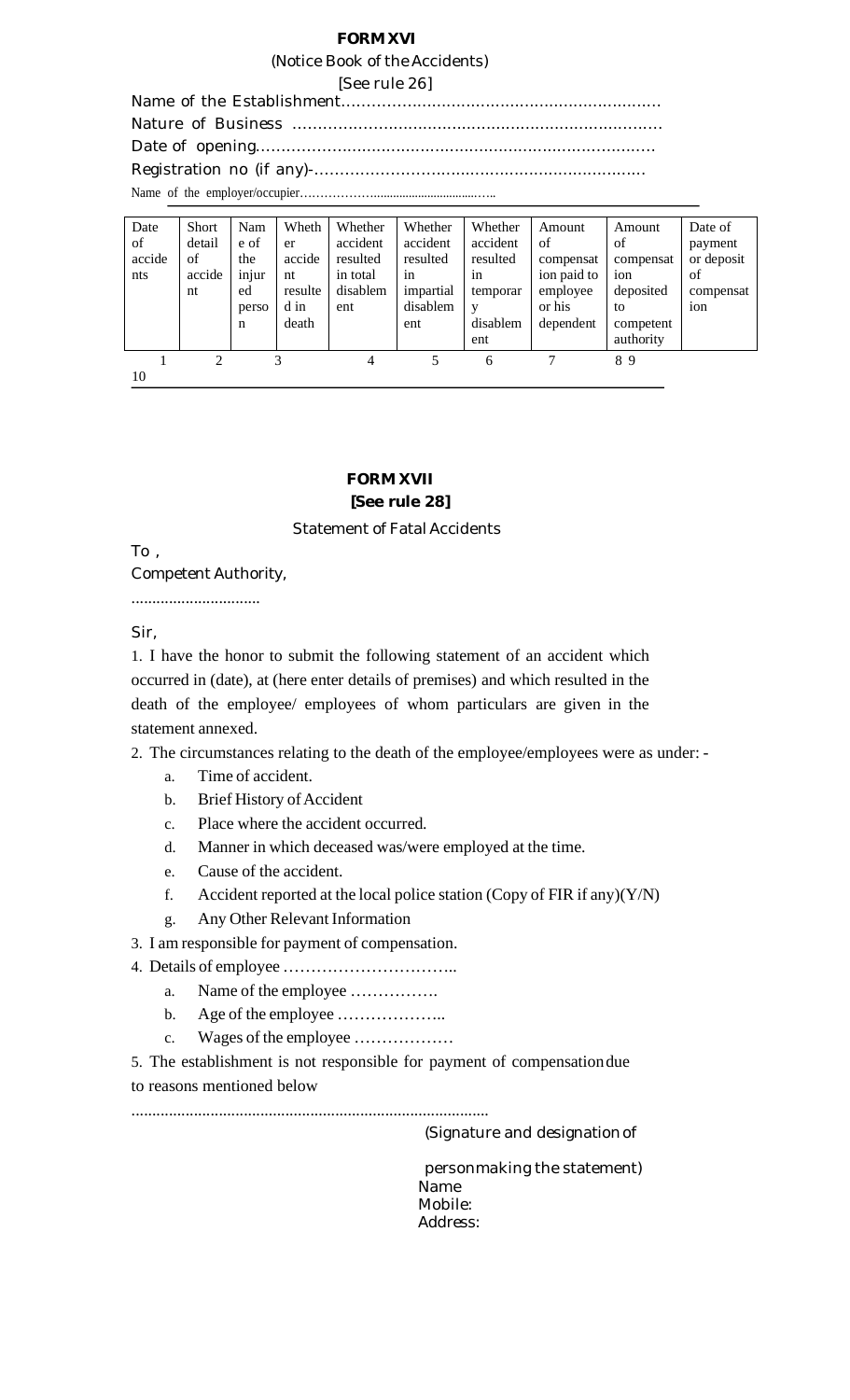# FORM XVI

(Notice Book of the Accidents)

[See rule 26]

Name of the Establishment……………………………………………………….

Nature of Business …………………………………………………………………

Date of opening………………………………………………………………………

Registration no (if any)-…………………………………………………………

Name of the employer/occupier………………....................................…..

| Date of accidents | Short detail of accident | Name of the injured person | Whether accident resulted in death | Whether accident resulted in total disablement | Whether accident resulted in impartial disablement | Whether accident resulted in temporary disablement | Amount of compensation paid to employee or his dependent | Amount of compensation deposited to competent authority | Date of payment or deposit of compensation |
|---|---|---|---|---|---|---|---|---|---|
| 1 | 2 | 3 | 4 | 5 | 6 | 7 | 8 | 9 | 10 |

# FORM XVII

**[See rule 28]**

Statement of Fatal Accidents

To ,

Competent Authority,

...............................

Sir,

1. I have the honor to submit the following statement of an accident which occurred in (date), at (here enter details of premises) and which resulted in the death of the employee/ employees of whom particulars are given in the statement annexed.
2. The circumstances relating to the death of the employee/employees were as under: -
   a. Time of accident.
   b. Brief History of Accident
   c. Place where the accident occurred.
   d. Manner in which deceased was/were employed at the time.
   e. Cause of the accident.
   f. Accident reported at the local police station (Copy of FIR if any)(Y/N)
   g. Any Other Relevant Information
3. I am responsible for payment of compensation.
4. Details of employee …………………………..
   a. Name of the employee …………….
   b. Age of the employee ………………..
   c. Wages of the employee ………………
5. The establishment is not responsible for payment of compensation due to reasons mentioned below

.....................................................................................

(Signature and designation of

person making the statement)

Name

Mobile:

Address: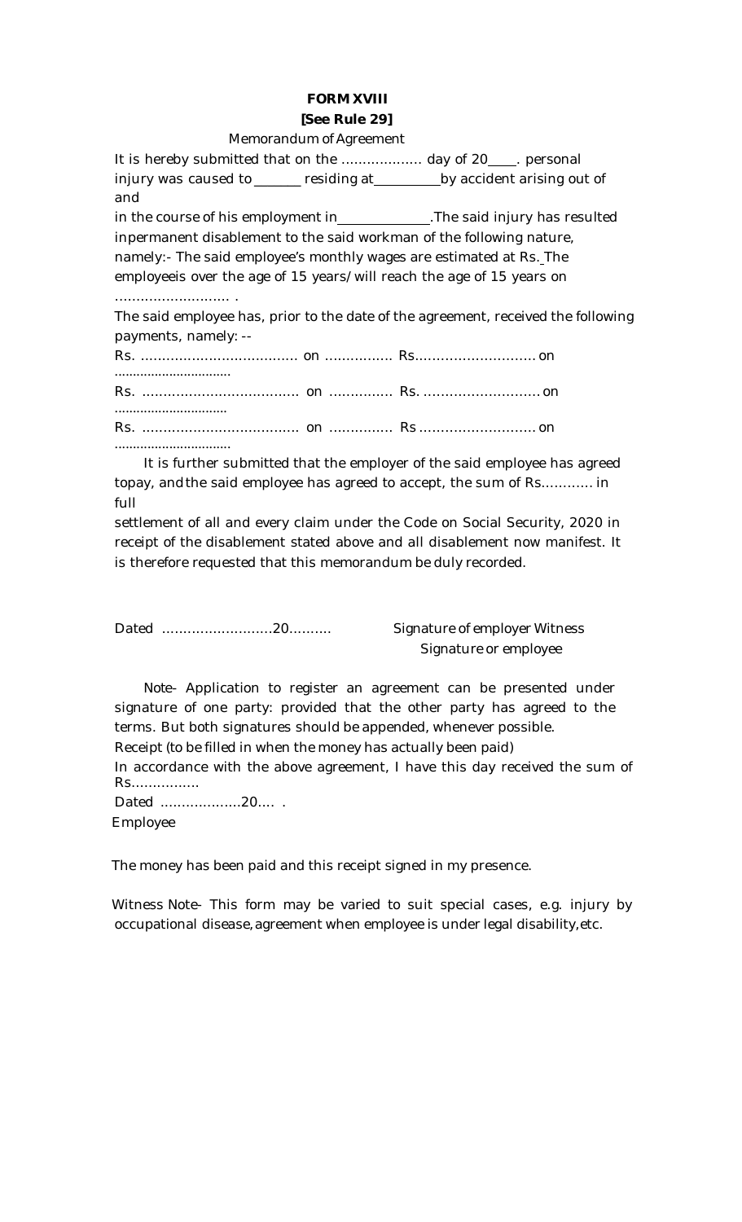**FORM XVIII**

**[See Rule 29]**

Memorandum of Agreement

It is hereby submitted that on the ……………… day of 20____. personal injury was caused to _______ residing at __________by accident arising out of and in the course of his employment in______________.The said injury has resulted inpermanent disablement to the said workman of the following nature, namely:- The said employee's monthly wages are estimated at Rs. The employeeis over the age of 15 years/will reach the age of 15 years on ……………………… .

The said employee has, prior to the date of the agreement, received the following payments, namely: --

Rs. ……………………………… on ……………. Rs……………………… on ……………………………

Rs. ……………………………… on …………… Rs. ……………………… on ……………………………

Rs. ……………………………… on …………… Rs ……………………… on ……………………………

It is further submitted that the employer of the said employee has agreed topay, and the said employee has agreed to accept, the sum of Rs………… in full settlement of all and every claim under the Code on Social Security, 2020 in receipt of the disablement stated above and all disablement now manifest. It is therefore requested that this memorandum be duly recorded.

Dated ……………………20………

Signature of employer Witness
Signature or employee

Note- Application to register an agreement can be presented under signature of one party: provided that the other party has agreed to the terms. But both signatures should be appended, whenever possible.

Receipt (to be filled in when the money has actually been paid)

In accordance with the above agreement, I have this day received the sum of Rs…………….

Dated ……………….20…. .

Employee

The money has been paid and this receipt signed in my presence.

Witness Note- This form may be varied to suit special cases, e.g. injury by occupational disease, agreement when employee is under legal disability, etc.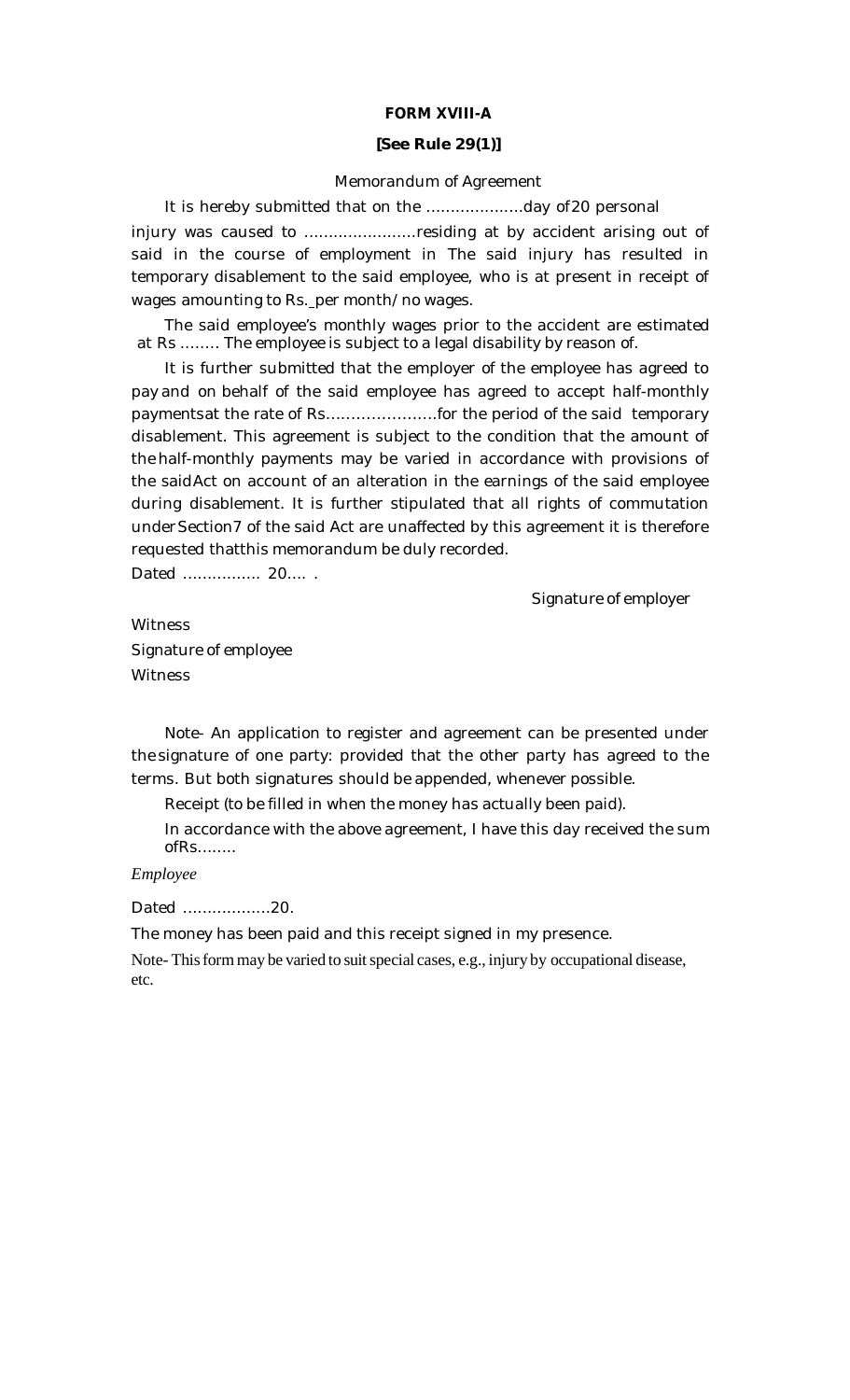**FORM XVIII-A**

**[See Rule 29(1)]**

Memorandum of Agreement

It is hereby submitted that on the ...................day of20 personal injury was caused to .......................residing at by accident arising out of said in the course of employment in The said injury has resulted in temporary disablement to the said employee, who is at present in receipt of wages amounting to Rs._per month/ no wages.

The said employee's monthly wages prior to the accident are estimated at Rs ........ The employee is subject to a legal disability by reason of.

It is further submitted that the employer of the employee has agreed to pay and on behalf of the said employee has agreed to accept half-monthly paymentsat the rate of Rs.....................for the period of the said temporary disablement. This agreement is subject to the condition that the amount of the half-monthly payments may be varied in accordance with provisions of the saidAct on account of an alteration in the earnings of the said employee during disablement. It is further stipulated that all rights of commutation under Section7 of the said Act are unaffected by this agreement it is therefore requested thatthis memorandum be duly recorded.

Dated ............... 20.... .

Signature of employer

Witness

Signature of employee

Witness

Note- An application to register and agreement can be presented under the signature of one party: provided that the other party has agreed to the terms. But both signatures should be appended, whenever possible.

Receipt (to be filled in when the money has actually been paid).

In accordance with the above agreement, I have this day received the sum ofRs........

*Employee*

Dated .................20.

The money has been paid and this receipt signed in my presence.

Note- This form may be varied to suit special cases, e.g., injury by occupational disease, etc.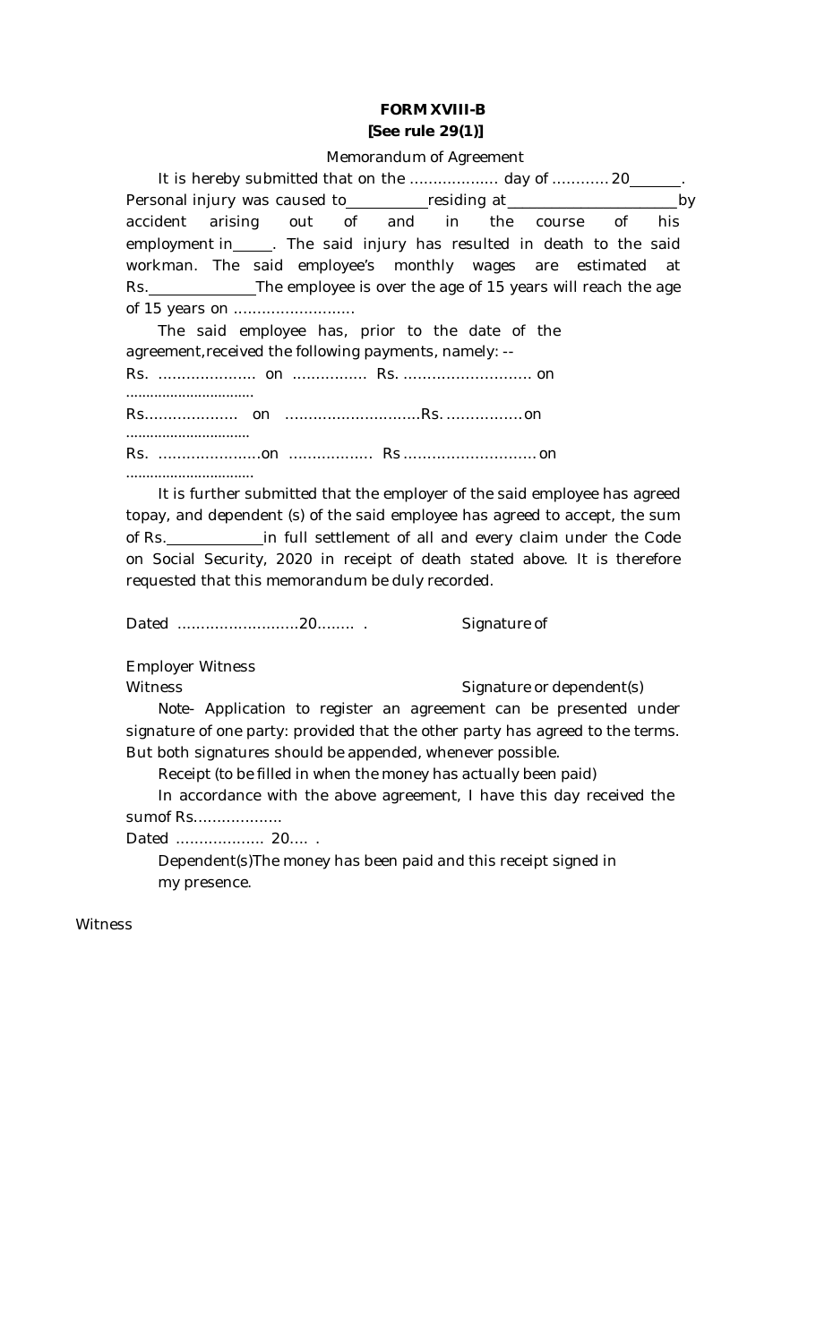**FORM XVIII-B**
**[See rule 29(1)]**

Memorandum of Agreement

It is hereby submitted that on the ………………. day of ………… 20\_\_\_\_\_\_\_. Personal injury was caused to\_\_\_\_\_\_\_\_\_\_residing at\_\_\_\_\_\_\_\_\_\_\_\_\_\_\_\_\_\_\_\_\_\_by accident arising out of and in the course of his employment in\_\_\_\_\_. The said injury has resulted in death to the said workman. The said employee's monthly wages are estimated at Rs.\_\_\_\_\_\_\_\_\_\_\_\_\_\_The employee is over the age of 15 years will reach the age of 15 years on ………………………

The said employee has, prior to the date of the agreement,received the following payments, namely: --

Rs. ………………… on ……………. Rs. ……………………… on ……………………………

Rs………………… on ………………………..Rs. …………… on ……………………………

Rs. …………………on …………….. Rs ……………………… on ……………………………

It is further submitted that the employer of the said employee has agreed topay, and dependent (s) of the said employee has agreed to accept, the sum of Rs.\_\_\_\_\_\_\_\_\_\_\_\_\_in full settlement of all and every claim under the Code on Social Security, 2020 in receipt of death stated above. It is therefore requested that this memorandum be duly recorded.

Dated ……………………20…….. .    Signature of

Employer Witness

Witness    Signature or dependent(s)

Note- Application to register an agreement can be presented under signature of one party: provided that the other party has agreed to the terms. But both signatures should be appended, whenever possible.

Receipt (to be filled in when the money has actually been paid)

In accordance with the above agreement, I have this day received the sumof Rs……………….

Dated ………………. 20…. .

Dependent(s)The money has been paid and this receipt signed in my presence.

Witness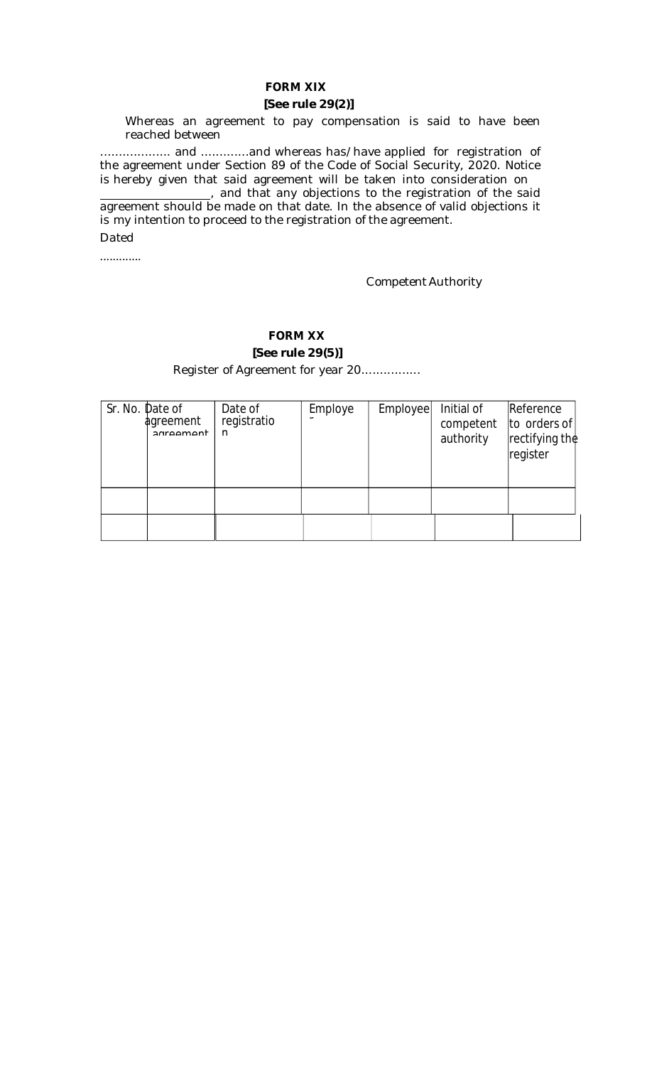**FORM XIX**

**[See rule 29(2)]**

Whereas an agreement to pay compensation is said to have been reached between

………………. and …………and whereas has/have applied for registration of the agreement under Section 89 of the Code of Social Security, 2020. Notice is hereby given that said agreement will be taken into consideration on __________________, and that any objections to the registration of the said agreement should be made on that date. In the absence of valid objections it is my intention to proceed to the registration of the agreement.

Dated

…………

Competent Authority

**FORM XX**

**[See rule 29(5)]**

Register of Agreement for year 20…………….

| Sr. No. | Date of agreement | Date of registration | Employer | Employee | Initial of competent authority | Reference to orders of rectifying the register |
|---|---|---|---|---|---|---|
| | | | | | | |
| | | | | | | |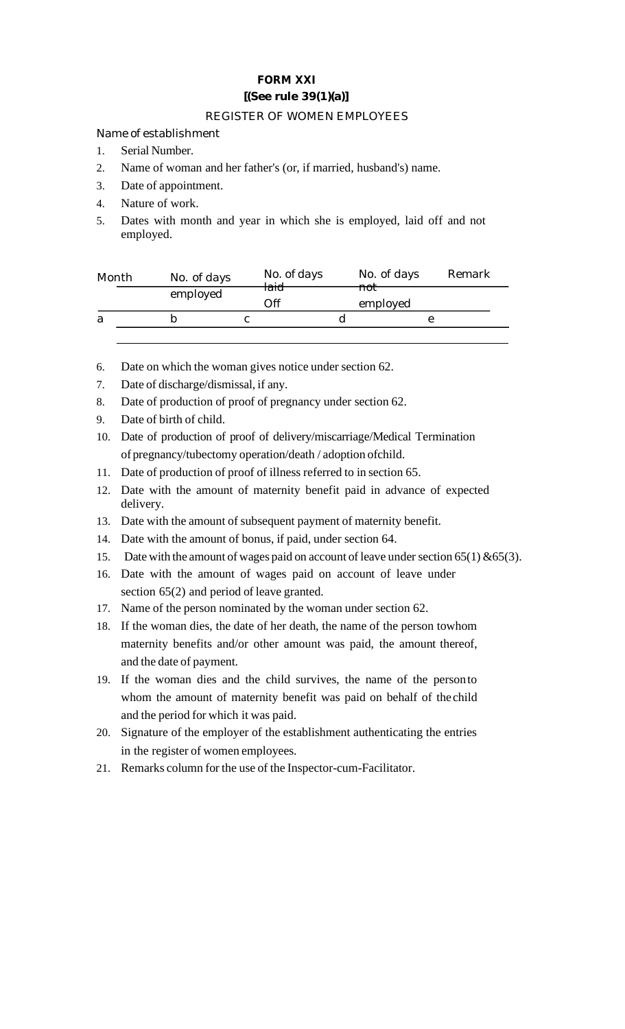**FORM XXI**

**[(See rule 39(1)(a)]**

REGISTER OF WOMEN EMPLOYEES

Name of establishment

1. Serial Number.
2. Name of woman and her father's (or, if married, husband's) name.
3. Date of appointment.
4. Nature of work.
5. Dates with month and year in which she is employed, laid off and not employed.

| Month | No. of days employed | No. of days laid Off | No. of days not employed | Remark |
|---|---|---|---|---|
| a | b | c | d | e |
| | | | | |

6. Date on which the woman gives notice under section 62.
7. Date of discharge/dismissal, if any.
8. Date of production of proof of pregnancy under section 62.
9. Date of birth of child.
10. Date of production of proof of delivery/miscarriage/Medical Termination of pregnancy/tubectomy operation/death / adoption ofchild.
11. Date of production of proof of illness referred to in section 65.
12. Date with the amount of maternity benefit paid in advance of expected delivery.
13. Date with the amount of subsequent payment of maternity benefit.
14. Date with the amount of bonus, if paid, under section 64.
15. Date with the amount of wages paid on account of leave under section 65(1) &65(3).
16. Date with the amount of wages paid on account of leave under section 65(2) and period of leave granted.
17. Name of the person nominated by the woman under section 62.
18. If the woman dies, the date of her death, the name of the person towhom maternity benefits and/or other amount was paid, the amount thereof, and the date of payment.
19. If the woman dies and the child survives, the name of the person to whom the amount of maternity benefit was paid on behalf of the child and the period for which it was paid.
20. Signature of the employer of the establishment authenticating the entries in the register of women employees.
21. Remarks column for the use of the Inspector-cum-Facilitator.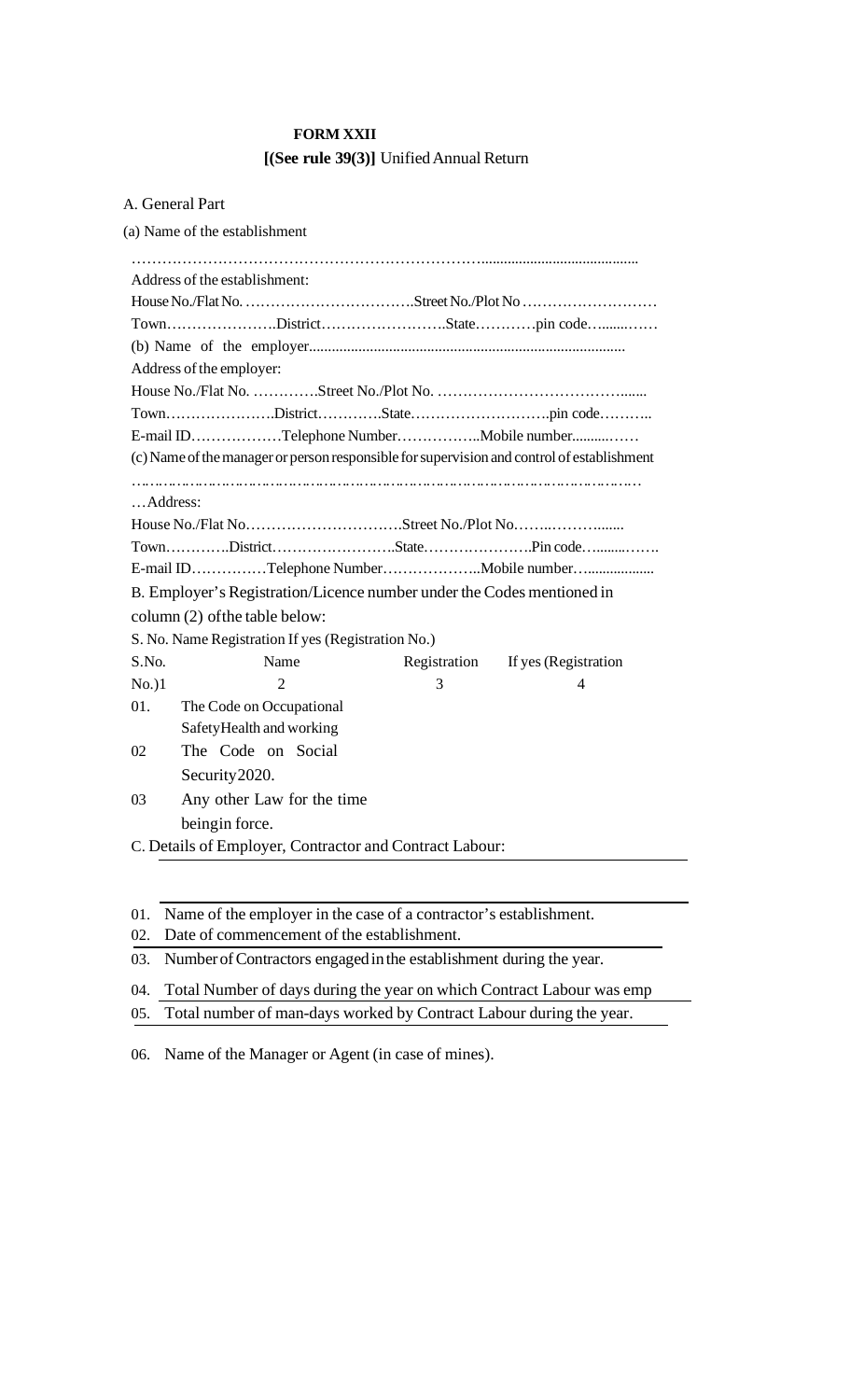**FORM XXII**

**[(See rule 39(3)]** Unified Annual Return

A. General Part

(a) Name of the establishment

……………………………………………………………….........................................

Address of the establishment:

House No./Flat No. …………………………….Street No./Plot No ………………………

Town………………….District…………………….State…………pin code…........……

(b) Name of the employer..................................................................................

Address of the employer:

House No./Flat No. …………Street No./Plot No. …………………………………......

Town………………….District…………State……………………….pin code………..

E-mail ID………………Telephone Number……………..Mobile number..........……

(c) Name of the manager or person responsible for supervision and control of establishment

……………………………………………………………………………………………

…Address:

House No./Flat No………………………….Street No./Plot No……..………......

Town…………District…………………….State………………….Pin code…........…….

E-mail ID……………Telephone Number………………..Mobile number…..................

B. Employer's Registration/Licence number under the Codes mentioned in column (2) of the table below:

S. No. Name Registration If yes (Registration No.)

| S.No. 1 | Name 2 | Registration 3 | If yes (Registration No.) 4 |
|---|---|---|---|
| 01. | The Code on Occupational Safety Health and working | | |
| 02 | The Code on Social Security 2020. | | |
| 03 | Any other Law for the time being in force. | | |

C. Details of Employer, Contractor and Contract Labour:

| | |
|---|---|
| 01. | Name of the employer in the case of a contractor's establishment. |
| 02. | Date of commencement of the establishment. |
| 03. | Number of Contractors engaged in the establishment during the year. |
| 04. | Total Number of days during the year on which Contract Labour was emp |
| 05. | Total number of man-days worked by Contract Labour during the year. |
| 06. | Name of the Manager or Agent (in case of mines). |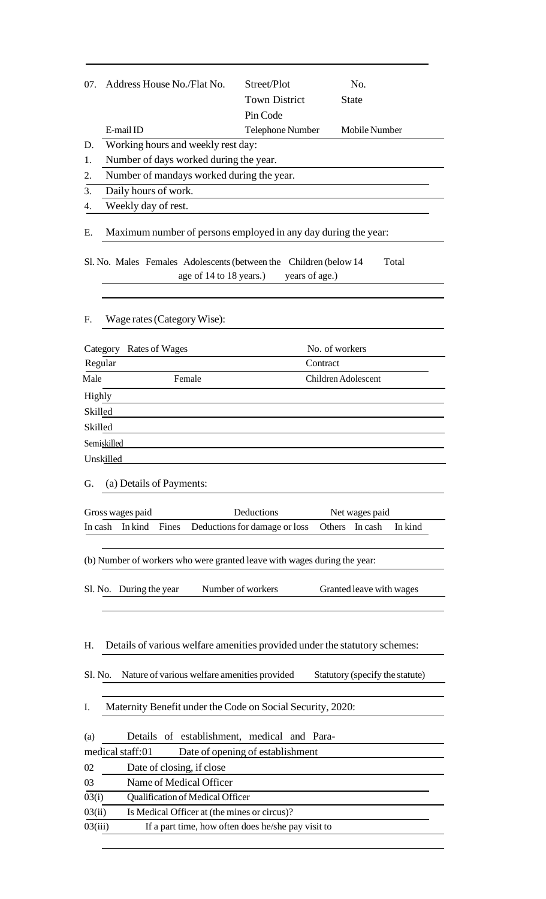07. Address House No./Flat No. Street/Plot No.
Town District State
Pin Code
E-mail ID Telephone Number Mobile Number

D. Working hours and weekly rest day:

1. Number of days worked during the year.
2. Number of mandays worked during the year.
3. Daily hours of work.
4. Weekly day of rest.

E. Maximum number of persons employed in any day during the year:

| Sl. No. | Males | Females | Adolescents (between the age of 14 to 18 years.) | Children (below 14 years of age.) | Total |
|---|---|---|---|---|---|
| | | | | | |

F. Wage rates (Category Wise):

| Category | Rates of Wages | | No. of workers | | |
|---|---|---|---|---|---|
| | Regular | | Contract | | |
| | Male | Female | Children | Adolescent | |
| Highly Skilled | | | | | |
| Skilled | | | | | |
| Semiskilled | | | | | |
| Unskilled | | | | | |

G. (a) Details of Payments:

| Gross wages paid | | Deductions | | | Net wages paid | |
|---|---|---|---|---|---|---|
| In cash | In kind | Fines | Deductions for damage or loss | Others | In cash | In kind |
| | | | | | | |

(b) Number of workers who were granted leave with wages during the year:

| Sl. No. | During the year | Number of workers | Granted leave with wages |
|---|---|---|---|
| | | | |

H. Details of various welfare amenities provided under the statutory schemes:

| Sl. No. | Nature of various welfare amenities provided | Statutory (specify the statute) |
|---|---|---|
| | | |

I. Maternity Benefit under the Code on Social Security, 2020:

(a) Details of establishment, medical and Para-medical staff:

01 Date of opening of establishment

02 Date of closing, if close

03 Name of Medical Officer

03(i) Qualification of Medical Officer

03(ii) Is Medical Officer at (the mines or circus)?

03(iii) If a part time, how often does he/she pay visit to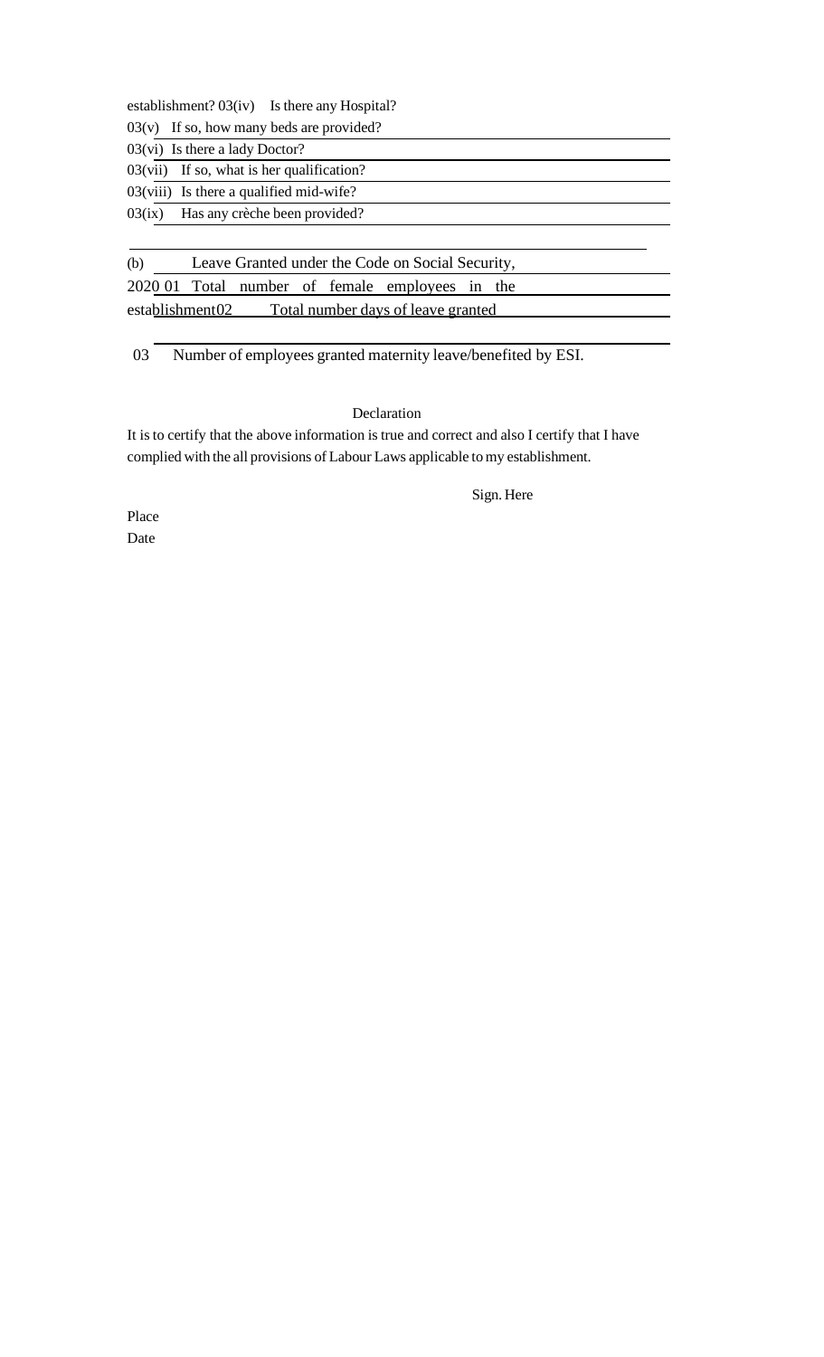establishment? 03(iv) Is there any Hospital?

03(v) If so, how many beds are provided?

03(vi) Is there a lady Doctor?

03(vii) If so, what is her qualification?

03(viii) Is there a qualified mid-wife?

03(ix) Has any crèche been provided?

(b) Leave Granted under the Code on Social Security, 2020 01 Total number of female employees in the establishment02 Total number days of leave granted

03 Number of employees granted maternity leave/benefited by ESI.

Declaration

It is to certify that the above information is true and correct and also I certify that I have complied with the all provisions of Labour Laws applicable to my establishment.

Sign. Here

Place

Date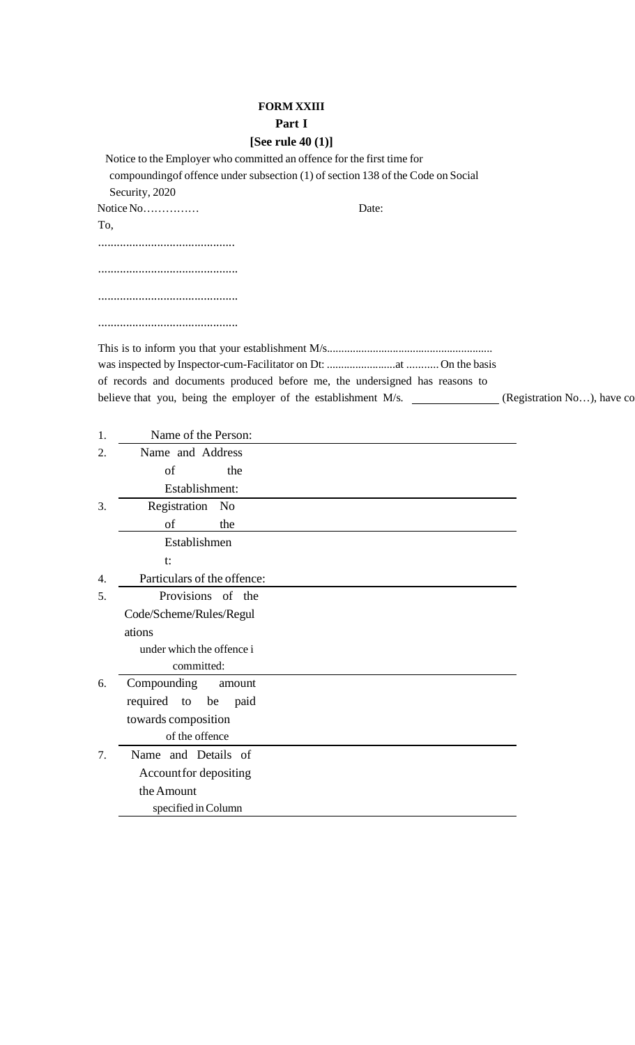**FORM XXIII**

**Part I**

**[See rule 40 (1)]**

Notice to the Employer who committed an offence for the first time for compoundingof offence under subsection (1) of section 138 of the Code on Social Security, 2020

Notice No…………… Date:

To,

............................................

............................................

............................................

............................................

This is to inform you that your establishment M/s......................................................... was inspected by Inspector-cum-Facilitator on Dt: ........................at ........... On the basis of records and documents produced before me, the undersigned has reasons to believe that you, being the employer of the establishment M/s. ______________ (Registration No…), have co

| | | |
|---|---|---|
| 1. | Name of the Person: | |
| 2. | Name and Address of the Establishment: | |
| 3. | Registration No of the Establishment: | |
| 4. | Particulars of the offence: | |
| 5. | Provisions of the Code/Scheme/Rules/Regulations under which the offence i committed: | |
| 6. | Compounding amount required to be paid towards composition of the offence | |
| 7. | Name and Details of Accountfor depositing the Amount specified in Column | |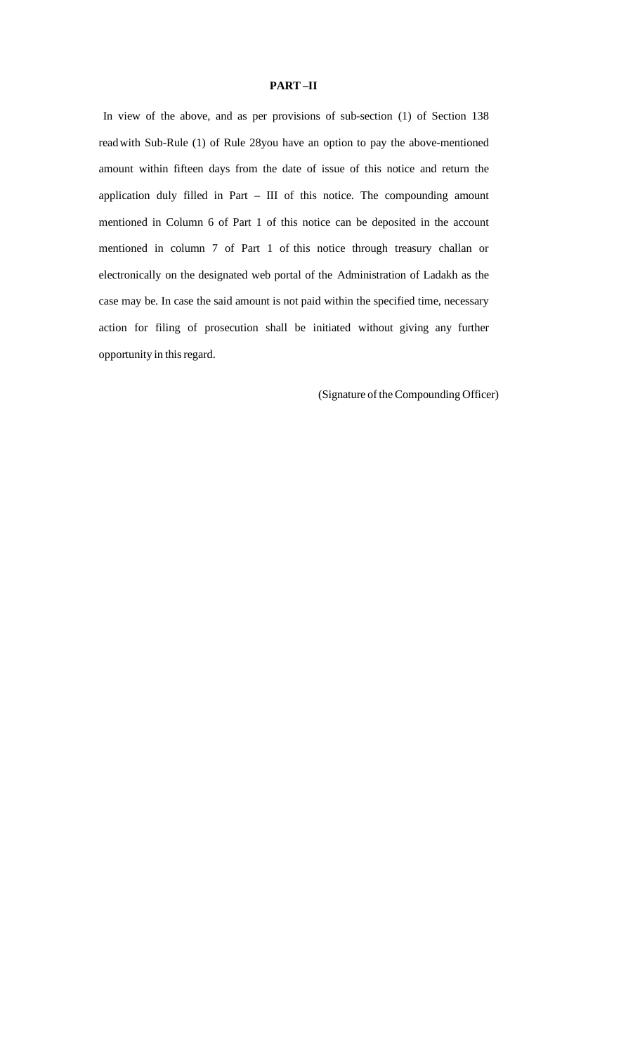**PART –II**

In view of the above, and as per provisions of sub-section (1) of Section 138 read with Sub-Rule (1) of Rule 28you have an option to pay the above-mentioned amount within fifteen days from the date of issue of this notice and return the application duly filled in Part – III of this notice. The compounding amount mentioned in Column 6 of Part 1 of this notice can be deposited in the account mentioned in column 7 of Part 1 of this notice through treasury challan or electronically on the designated web portal of the Administration of Ladakh as the case may be. In case the said amount is not paid within the specified time, necessary action for filing of prosecution shall be initiated without giving any further opportunity in this regard.

(Signature of the Compounding Officer)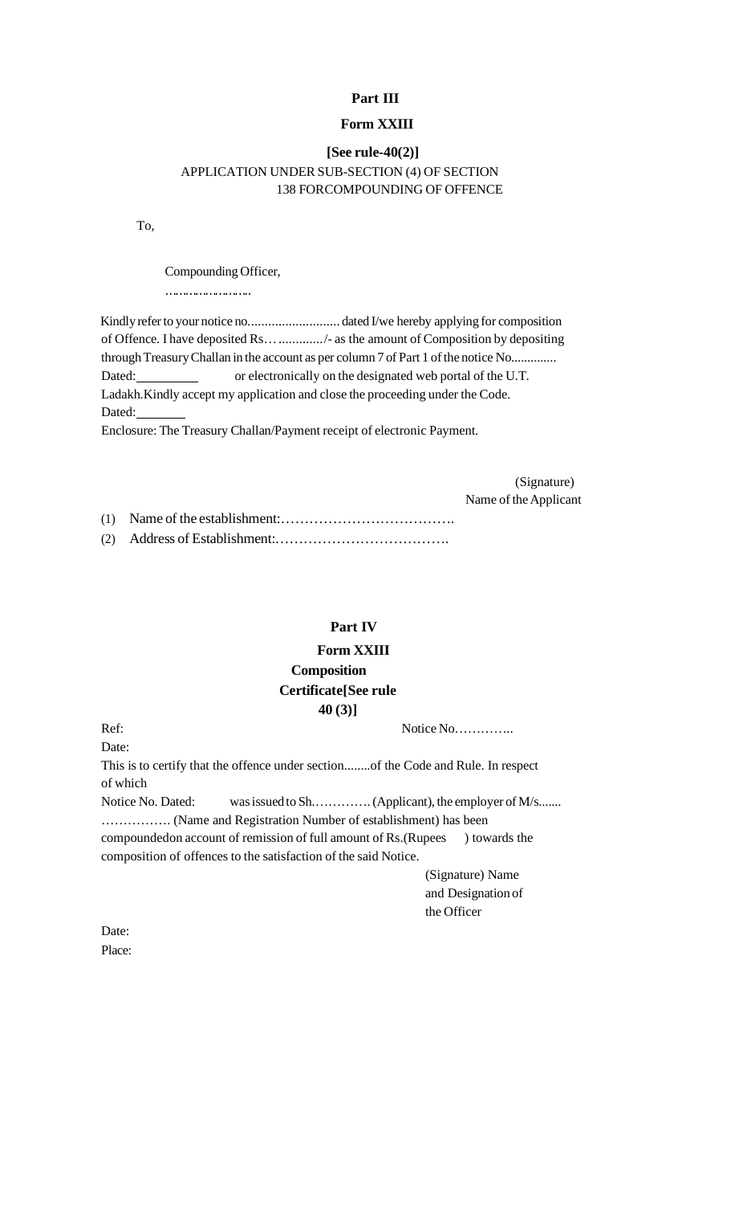**Part III**

**Form XXIII**

**[See rule-40(2)]**

APPLICATION UNDER SUB-SECTION (4) OF SECTION 138 FORCOMPOUNDING OF OFFENCE

To,

Compounding Officer,

……………………

Kindly refer to your notice no........................... dated I/we hereby applying for composition of Offence. I have deposited Rs…............./- as the amount of Composition by depositing through Treasury Challan in the account as per column 7 of Part 1 of the notice No.............. Dated:__________ or electronically on the designated web portal of the U.T. Ladakh.Kindly accept my application and close the proceeding under the Code.

Dated:________

Enclosure: The Treasury Challan/Payment receipt of electronic Payment.

(Signature)

Name of the Applicant

(1) Name of the establishment:……………………………….

(2) Address of Establishment:……………………………….

**Part IV**

**Form XXIII**

**Composition Certificate[See rule 40 (3)]**

Ref: Notice No…………..

Date:

This is to certify that the offence under section........of the Code and Rule. In respect of which

Notice No. Dated: was issued to Sh…………. (Applicant), the employer of M/s....... ……………. (Name and Registration Number of establishment) has been compoundedon account of remission of full amount of Rs.(Rupees ) towards the composition of offences to the satisfaction of the said Notice.

(Signature) Name and Designation of the Officer

Date:

Place: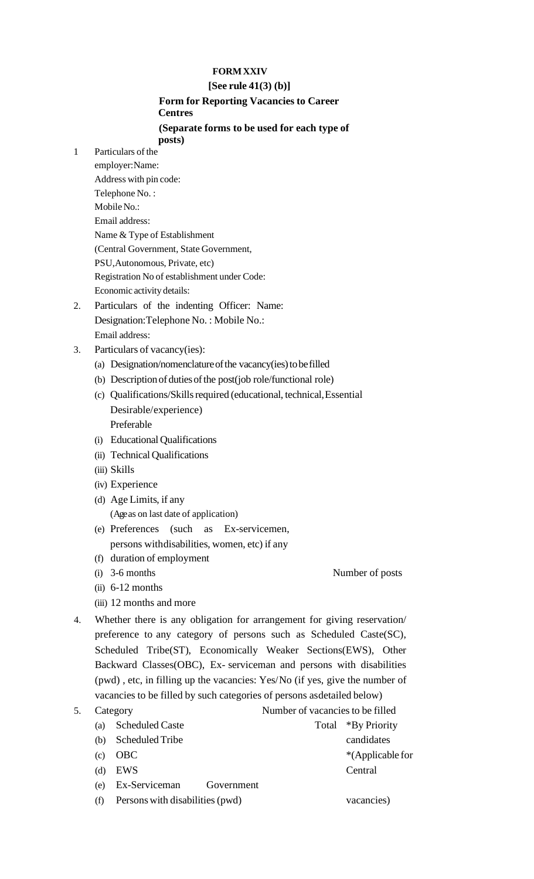**FORM XXIV**

**[See rule 41(3) (b)]**

**Form for Reporting Vacancies to Career Centres**

**(Separate forms to be used for each type of posts)**

1 Particulars of the employer: Name:
Address with pin code:
Telephone No. :
Mobile No.:
Email address:
Name & Type of Establishment
(Central Government, State Government, PSU, Autonomous, Private, etc)
Registration No of establishment under Code:
Economic activity details:

2. Particulars of the indenting Officer: Name:
Designation: Telephone No. : Mobile No.:
Email address:

3. Particulars of vacancy(ies):
   - (a) Designation/nomenclature of the vacancy(ies) to be filled
   - (b) Description of duties of the post(job role/functional role)
   - (c) Qualifications/Skills required (educational, technical, Essential Desirable/experience)
     Preferable
   - (i) Educational Qualifications
   - (ii) Technical Qualifications
   - (iii) Skills
   - (iv) Experience
   - (d) Age Limits, if any
     (Age as on last date of application)
   - (e) Preferences (such as Ex-servicemen, persons with disabilities, women, etc) if any
   - (f) duration of employment

| | Number of posts |
|---|---|
| (i) 3-6 months | |
| (ii) 6-12 months | |
| (iii) 12 months and more | |

4. Whether there is any obligation for arrangement for giving reservation/ preference to any category of persons such as Scheduled Caste(SC), Scheduled Tribe(ST), Economically Weaker Sections(EWS), Other Backward Classes(OBC), Ex- serviceman and persons with disabilities (pwd) , etc, in filling up the vacancies: Yes/No (if yes, give the number of vacancies to be filled by such categories of persons as detailed below)

5.

| Category | Number of vacancies to be filled | |
|---|---|---|
| | Total | *By Priority candidates *(Applicable for Central Government vacancies) |
| (a) Scheduled Caste | | |
| (b) Scheduled Tribe | | |
| (c) OBC | | |
| (d) EWS | | |
| (e) Ex-Serviceman | | |
| (f) Persons with disabilities (pwd) | | |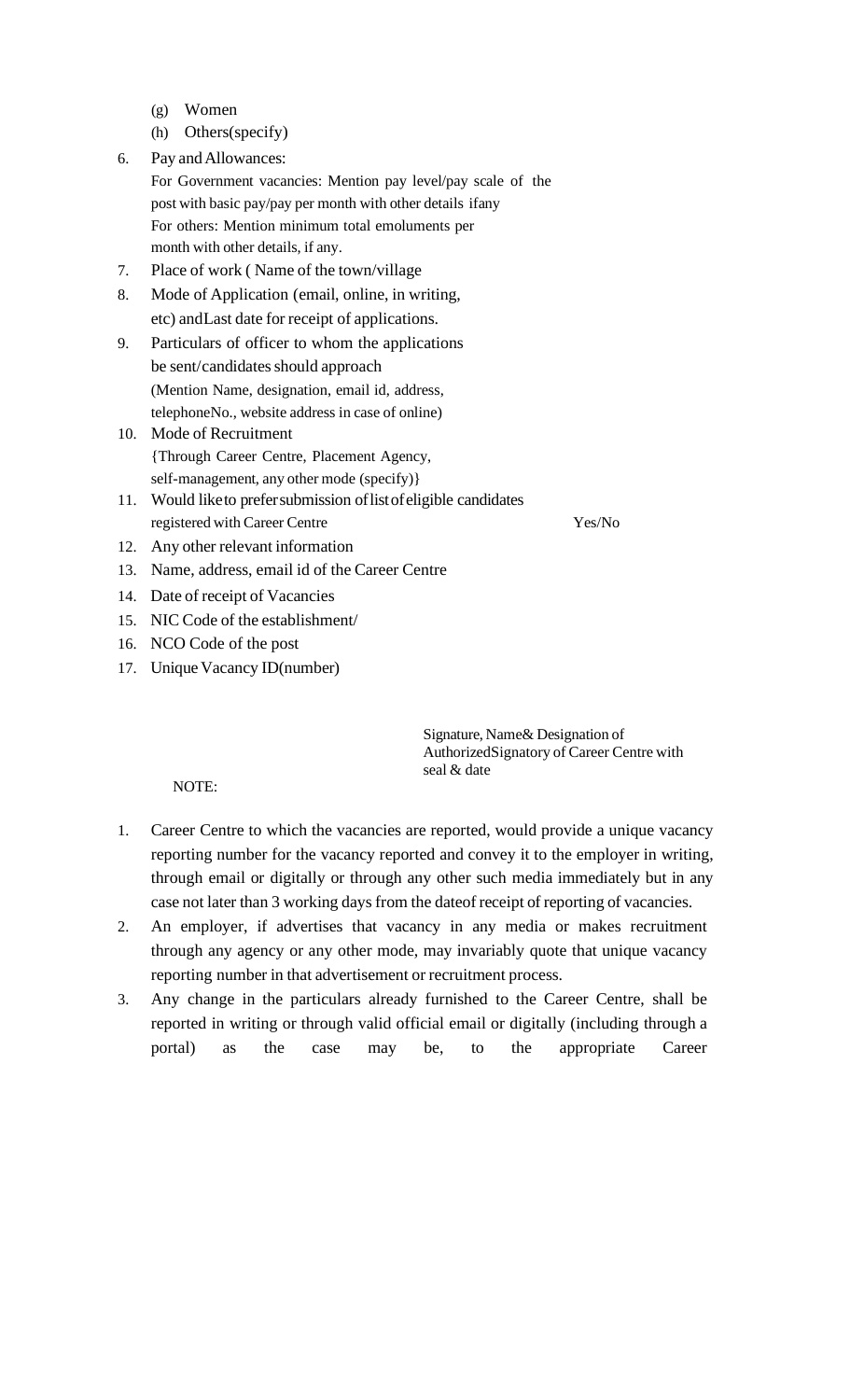(g) Women

(h) Others(specify)

6. Pay and Allowances:
   For Government vacancies: Mention pay level/pay scale of the post with basic pay/pay per month with other details ifany
   For others: Mention minimum total emoluments per month with other details, if any.
7. Place of work ( Name of the town/village
8. Mode of Application (email, online, in writing, etc) andLast date for receipt of applications.
9. Particulars of officer to whom the applications be sent/candidates should approach
   (Mention Name, designation, email id, address, telephoneNo., website address in case of online)
10. Mode of Recruitment
    {Through Career Centre, Placement Agency, self-management, any other mode (specify)}
11. Would liketo prefersubmission oflist ofeligible candidates registered with Career Centre — Yes/No
12. Any other relevant information
13. Name, address, email id of the Career Centre
14. Date of receipt of Vacancies
15. NIC Code of the establishment/
16. NCO Code of the post
17. Unique Vacancy ID(number)

Signature, Name& Designation of AuthorizedSignatory of Career Centre with seal & date

NOTE:

1. Career Centre to which the vacancies are reported, would provide a unique vacancy reporting number for the vacancy reported and convey it to the employer in writing, through email or digitally or through any other such media immediately but in any case not later than 3 working days from the dateof receipt of reporting of vacancies.
2. An employer, if advertises that vacancy in any media or makes recruitment through any agency or any other mode, may invariably quote that unique vacancy reporting number in that advertisement or recruitment process.
3. Any change in the particulars already furnished to the Career Centre, shall be reported in writing or through valid official email or digitally (including through a portal) as the case may be, to the appropriate Career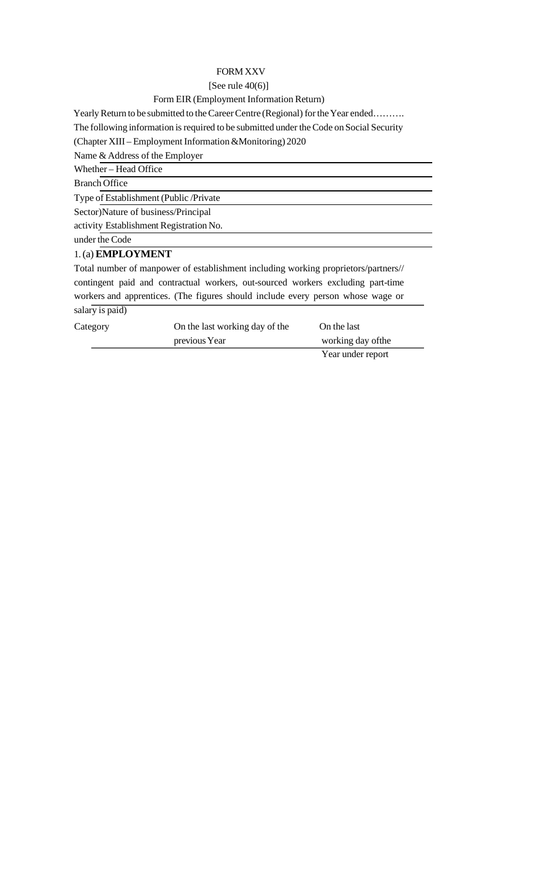FORM XXV

[See rule 40(6)]

Form EIR (Employment Information Return)

Yearly Return to be submitted to the Career Centre (Regional) for the Year ended……….

The following information is required to be submitted under the Code on Social Security (Chapter XIII – Employment Information &Monitoring) 2020

Name & Address of the Employer

Whether – Head Office

Branch Office

Type of Establishment (Public /Private Sector)Nature of business/Principal activity Establishment Registration No. under the Code

1. (a) **EMPLOYMENT**

Total number of manpower of establishment including working proprietors/partners// contingent paid and contractual workers, out-sourced workers excluding part-time workers and apprentices. (The figures should include every person whose wage or salary is paid)

| Category | On the last working day of the previous Year | On the last working day ofthe Year under report |
|---|---|---|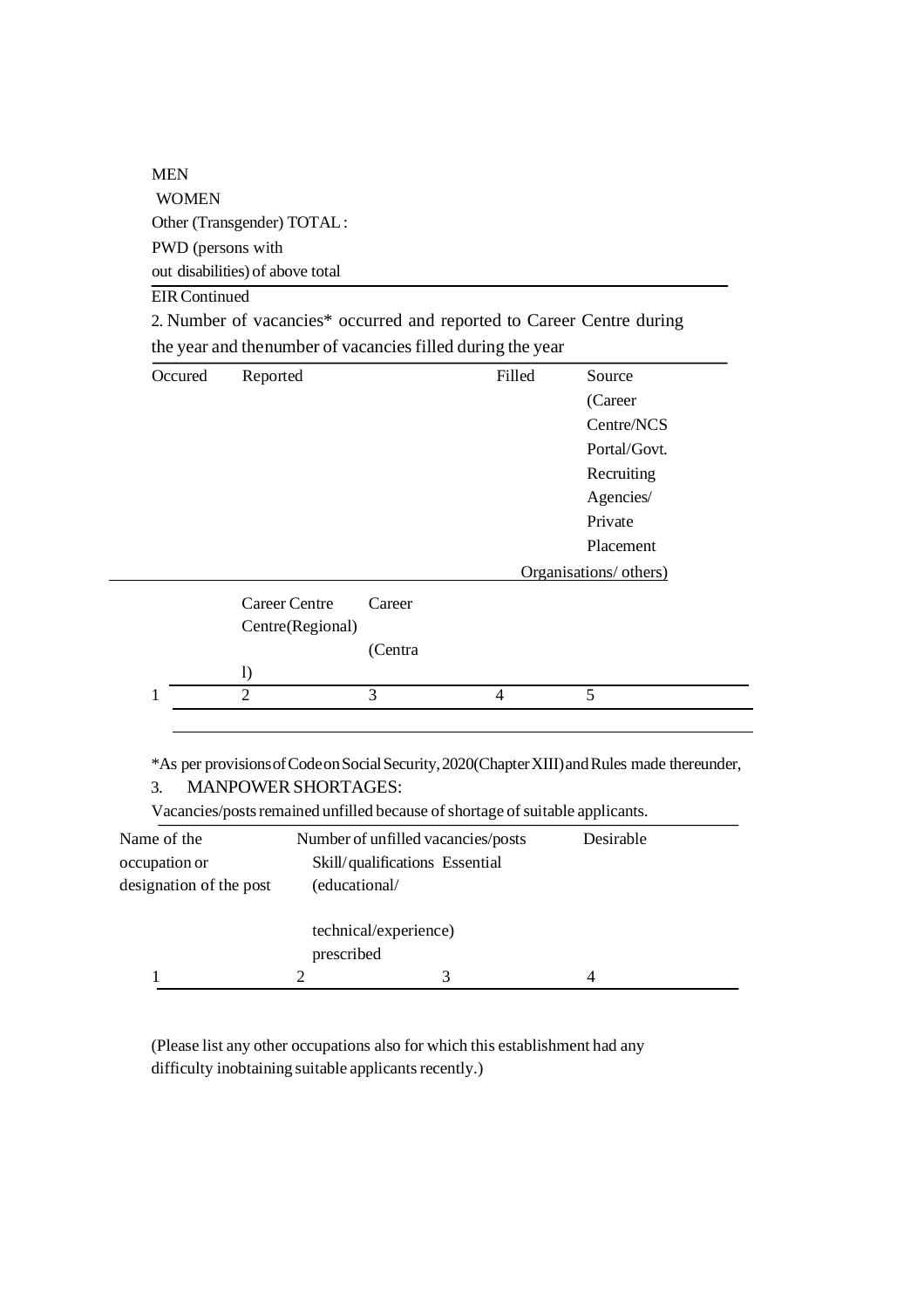MEN

WOMEN

Other (Transgender) TOTAL :

PWD (persons with out disabilities) of above total

EIR Continued

2. Number of vacancies* occurred and reported to Career Centre during the year and the number of vacancies filled during the year

| Occured | Reported | | Filled | Source (Career Centre/NCS Portal/Govt. Recruiting Agencies/ Private Placement Organisations/ others) |
|---|---|---|---|---|
| | Career Centre(Regional) | Career (Central) | | |
| 1 | 2 | 3 | 4 | 5 |
| | | | | |

*As per provisions of Code on Social Security, 2020(Chapter XIII) and Rules made thereunder,

3. MANPOWER SHORTAGES:

Vacancies/posts remained unfilled because of shortage of suitable applicants.

| Name of the occupation or designation of the post | Number of unfilled vacancies/posts | Skill/qualifications Essential (educational/ technical/experience) prescribed | Desirable |
|---|---|---|---|
| 1 | 2 | 3 | 4 |

(Please list any other occupations also for which this establishment had any difficulty in obtaining suitable applicants recently.)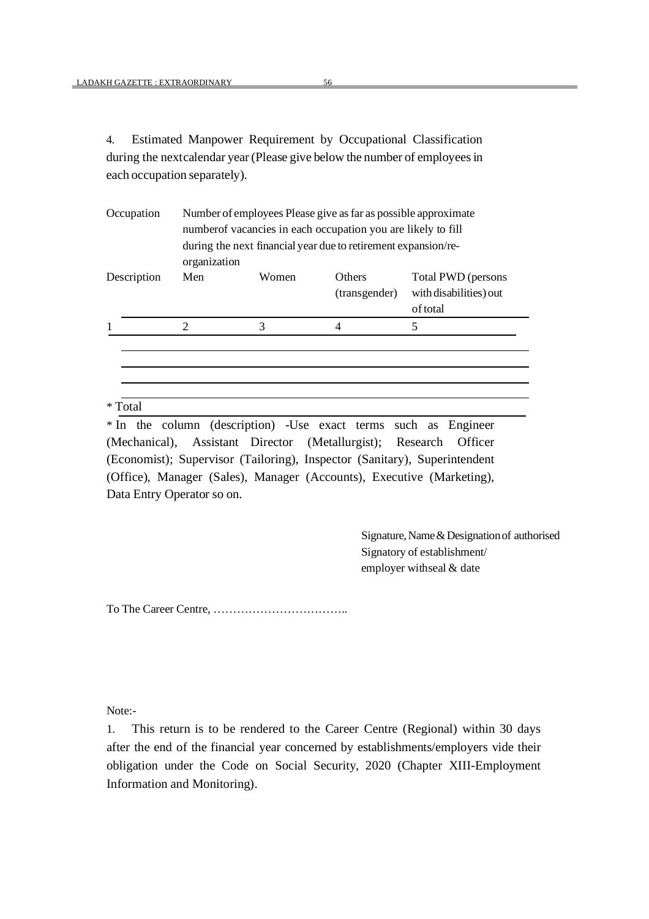4. Estimated Manpower Requirement by Occupational Classification during the next calendar year (Please give below the number of employees in each occupation separately).

| Occupation | Number of employees Please give as far as possible approximate number of vacancies in each occupation you are likely to fill during the next financial year due to retirement expansion/re-organization | | | |
|---|---|---|---|---|
| Description | Men | Women | Others (transgender) | Total PWD (persons with disabilities) out of total |
| 1 | 2 | 3 | 4 | 5 |
| | | | | |
| | | | | |
| | | | | |
| * Total | | | | |

* In the column (description) -Use exact terms such as Engineer (Mechanical), Assistant Director (Metallurgist); Research Officer (Economist); Supervisor (Tailoring), Inspector (Sanitary), Superintendent (Office), Manager (Sales), Manager (Accounts), Executive (Marketing), Data Entry Operator so on.

Signature, Name & Designation of authorised Signatory of establishment/ employer with seal & date

To The Career Centre, ……………………………..

Note:-

1. This return is to be rendered to the Career Centre (Regional) within 30 days after the end of the financial year concerned by establishments/employers vide their obligation under the Code on Social Security, 2020 (Chapter XIII-Employment Information and Monitoring).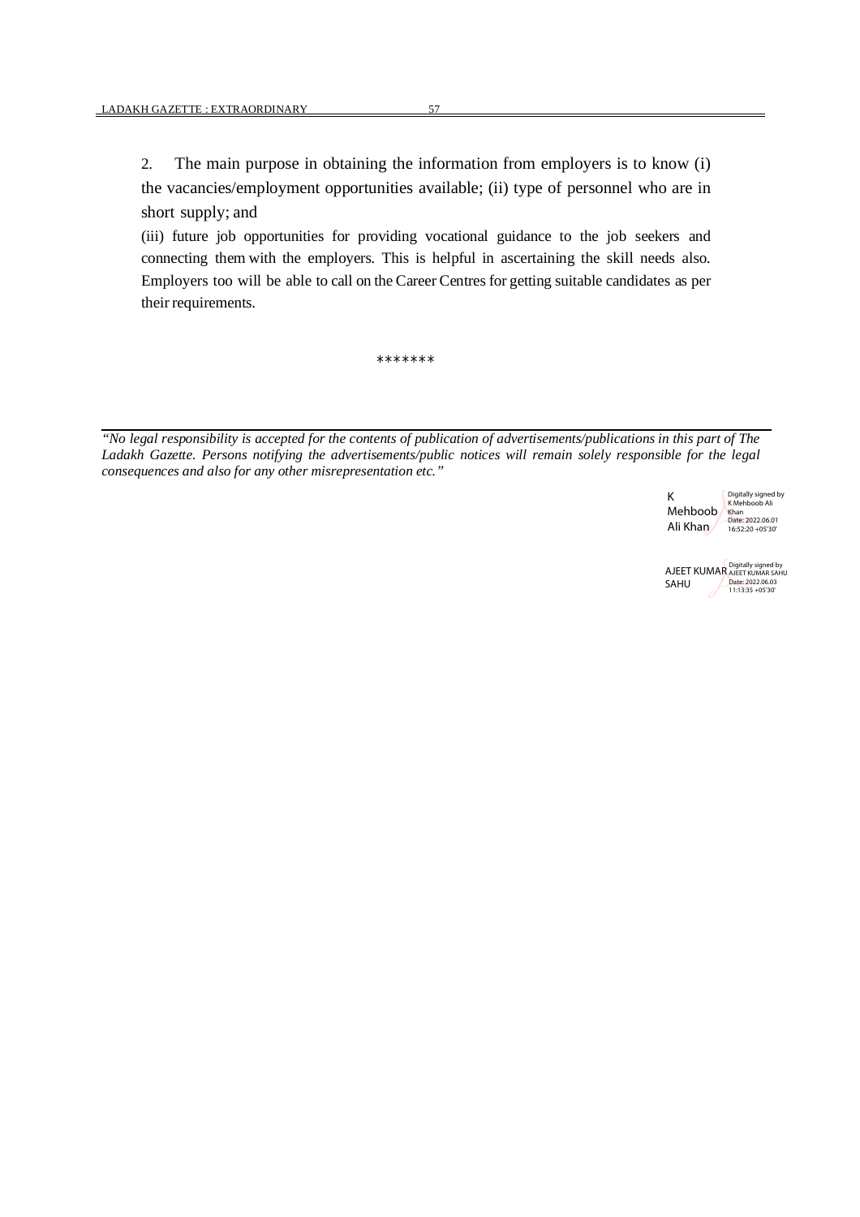2. The main purpose in obtaining the information from employers is to know (i) the vacancies/employment opportunities available; (ii) type of personnel who are in short supply; and

(iii) future job opportunities for providing vocational guidance to the job seekers and connecting them with the employers. This is helpful in ascertaining the skill needs also. Employers too will be able to call on the Career Centres for getting suitable candidates as per their requirements.

\*\*\*\*\*\*\*

---

*"No legal responsibility is accepted for the contents of publication of advertisements/publications in this part of The Ladakh Gazette. Persons notifying the advertisements/public notices will remain solely responsible for the legal consequences and also for any other misrepresentation etc."*

K Mehboob Ali Khan — Digitally signed by K Mehboob Ali Khan Date: 2022.06.01 16:52:20 +05'30'

AJEET KUMAR SAHU — Digitally signed by AJEET KUMAR SAHU Date: 2022.06.03 11:13:35 +05'30'